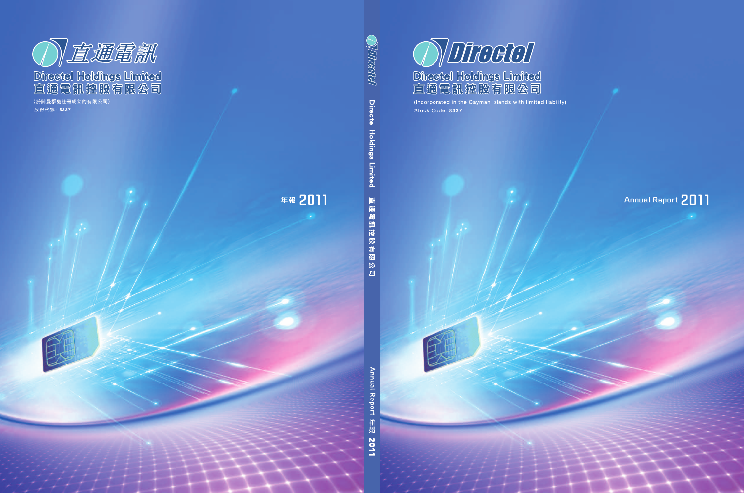直通電訊

Directel Holdings Limited
直通電訊控股有限公司

(於開曼群島註冊成立的有限公司)
股份代號：8337

年報 2011

Directel Holdings Limited 直通電訊控股有限公司 Annual Report 年報 2011

Directel

Directel Holdings Limited
直通電訊控股有限公司

(Incorporated in the Cayman Islands with limited liability)
Stock Code: 8337

Annual Report 2011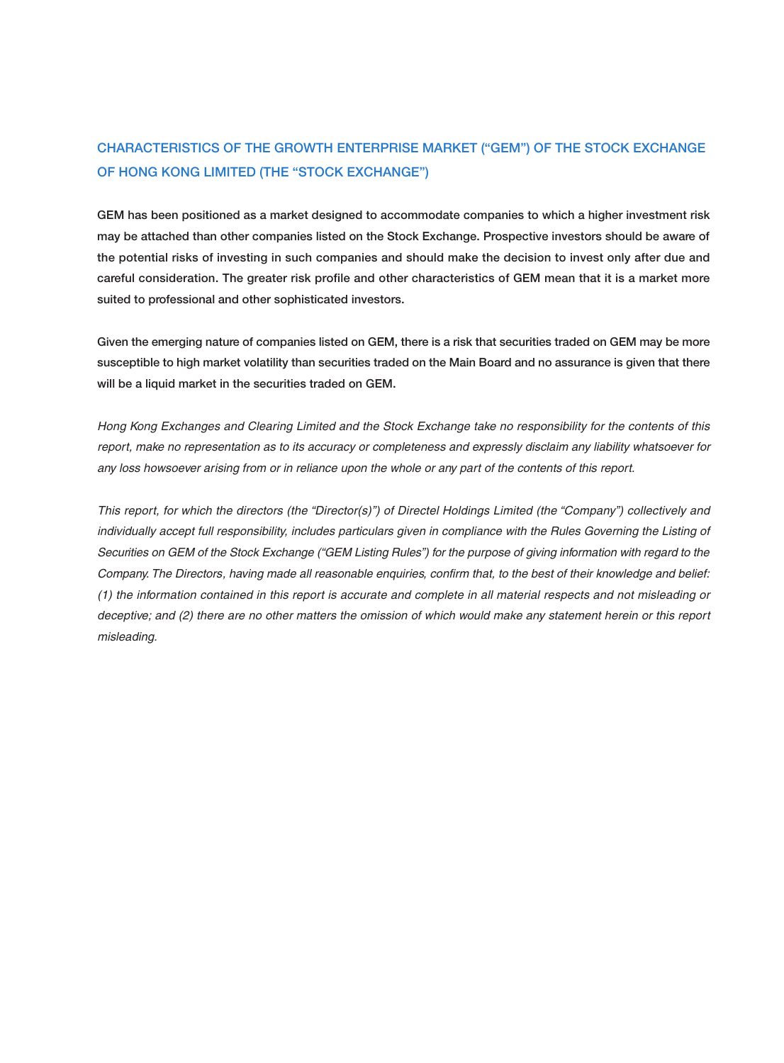## CHARACTERISTICS OF THE GROWTH ENTERPRISE MARKET ("GEM") OF THE STOCK EXCHANGE OF HONG KONG LIMITED (THE "STOCK EXCHANGE")

**GEM has been positioned as a market designed to accommodate companies to which a higher investment risk may be attached than other companies listed on the Stock Exchange. Prospective investors should be aware of the potential risks of investing in such companies and should make the decision to invest only after due and careful consideration. The greater risk profile and other characteristics of GEM mean that it is a market more suited to professional and other sophisticated investors.**

**Given the emerging nature of companies listed on GEM, there is a risk that securities traded on GEM may be more susceptible to high market volatility than securities traded on the Main Board and no assurance is given that there will be a liquid market in the securities traded on GEM.**

*Hong Kong Exchanges and Clearing Limited and the Stock Exchange take no responsibility for the contents of this report, make no representation as to its accuracy or completeness and expressly disclaim any liability whatsoever for any loss howsoever arising from or in reliance upon the whole or any part of the contents of this report.*

*This report, for which the directors (the "Director(s)") of Directel Holdings Limited (the "Company") collectively and individually accept full responsibility, includes particulars given in compliance with the Rules Governing the Listing of Securities on GEM of the Stock Exchange ("GEM Listing Rules") for the purpose of giving information with regard to the Company. The Directors, having made all reasonable enquiries, confirm that, to the best of their knowledge and belief: (1) the information contained in this report is accurate and complete in all material respects and not misleading or deceptive; and (2) there are no other matters the omission of which would make any statement herein or this report misleading.*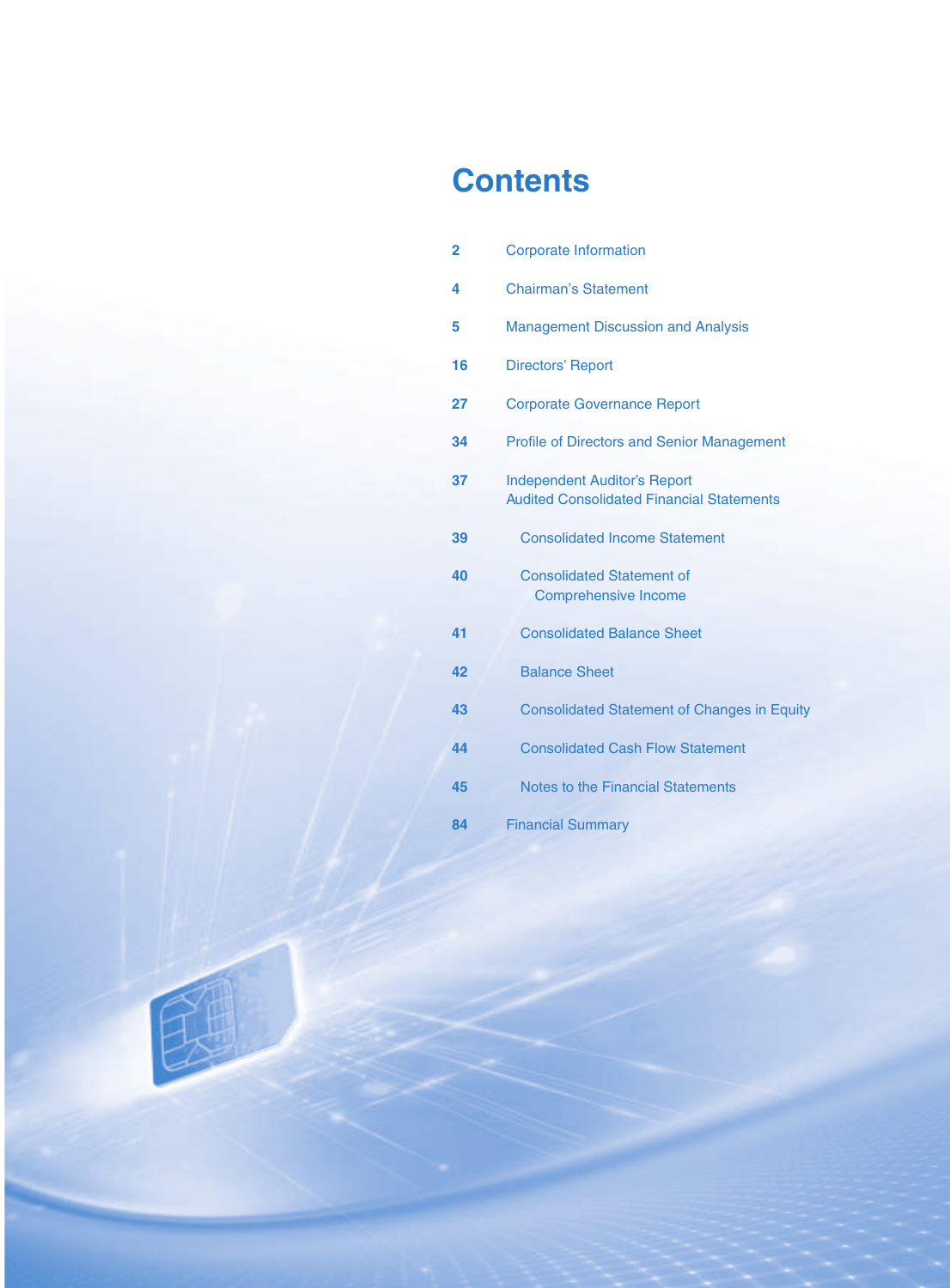# Contents

| | |
|---|---|
| 2 | Corporate Information |
| 4 | Chairman's Statement |
| 5 | Management Discussion and Analysis |
| 16 | Directors' Report |
| 27 | Corporate Governance Report |
| 34 | Profile of Directors and Senior Management |
| 37 | Independent Auditor's Report<br>Audited Consolidated Financial Statements |
| 39 | Consolidated Income Statement |
| 40 | Consolidated Statement of Comprehensive Income |
| 41 | Consolidated Balance Sheet |
| 42 | Balance Sheet |
| 43 | Consolidated Statement of Changes in Equity |
| 44 | Consolidated Cash Flow Statement |
| 45 | Notes to the Financial Statements |
| 84 | Financial Summary |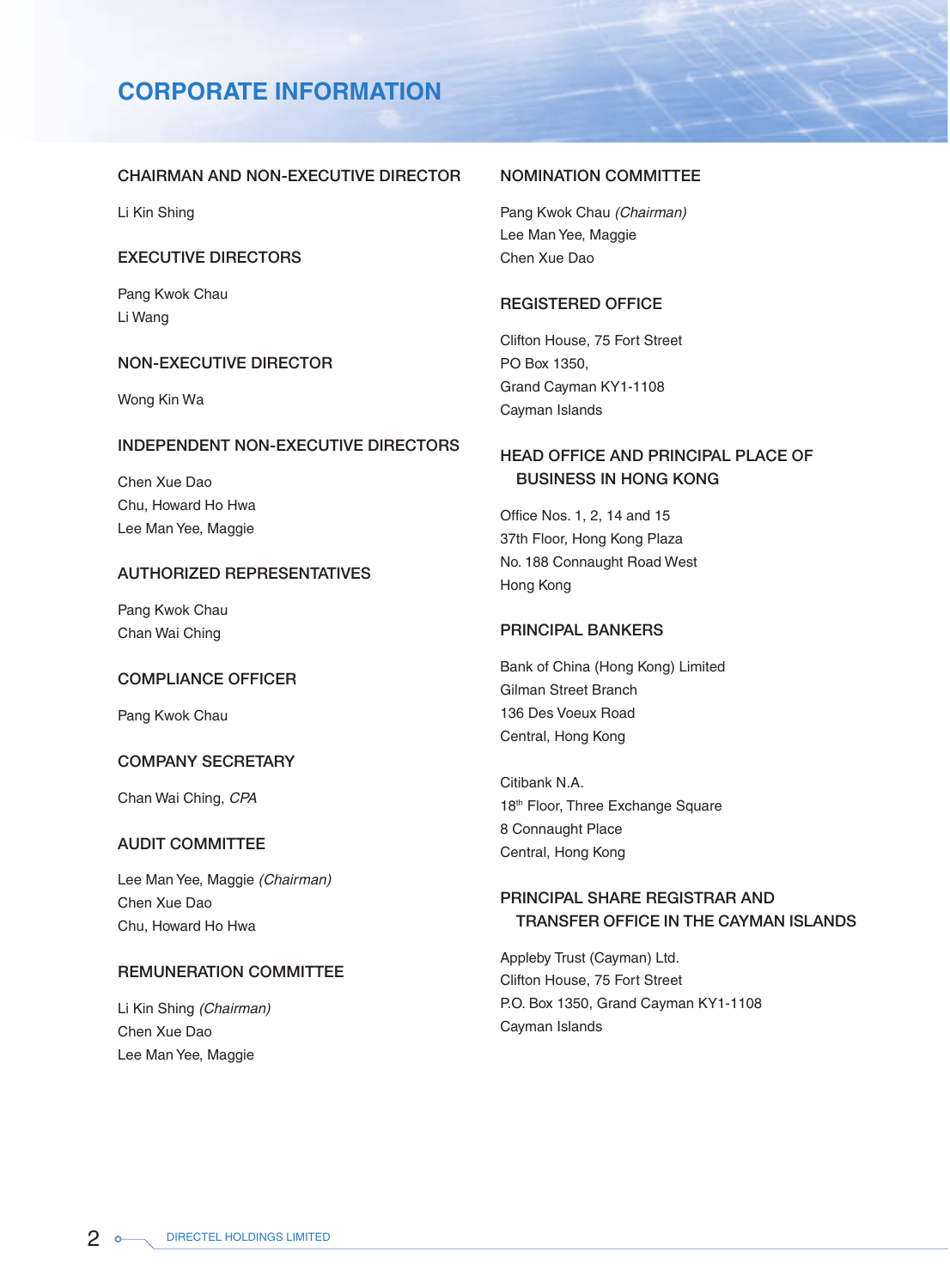# CORPORATE INFORMATION

## CHAIRMAN AND NON-EXECUTIVE DIRECTOR

Li Kin Shing

## EXECUTIVE DIRECTORS

Pang Kwok Chau
Li Wang

## NON-EXECUTIVE DIRECTOR

Wong Kin Wa

## INDEPENDENT NON-EXECUTIVE DIRECTORS

Chen Xue Dao
Chu, Howard Ho Hwa
Lee Man Yee, Maggie

## AUTHORIZED REPRESENTATIVES

Pang Kwok Chau
Chan Wai Ching

## COMPLIANCE OFFICER

Pang Kwok Chau

## COMPANY SECRETARY

Chan Wai Ching, *CPA*

## AUDIT COMMITTEE

Lee Man Yee, Maggie *(Chairman)*
Chen Xue Dao
Chu, Howard Ho Hwa

## REMUNERATION COMMITTEE

Li Kin Shing *(Chairman)*
Chen Xue Dao
Lee Man Yee, Maggie

## NOMINATION COMMITTEE

Pang Kwok Chau *(Chairman)*
Lee Man Yee, Maggie
Chen Xue Dao

## REGISTERED OFFICE

Clifton House, 75 Fort Street
PO Box 1350,
Grand Cayman KY1-1108
Cayman Islands

## HEAD OFFICE AND PRINCIPAL PLACE OF BUSINESS IN HONG KONG

Office Nos. 1, 2, 14 and 15
37th Floor, Hong Kong Plaza
No. 188 Connaught Road West
Hong Kong

## PRINCIPAL BANKERS

Bank of China (Hong Kong) Limited
Gilman Street Branch
136 Des Voeux Road
Central, Hong Kong

Citibank N.A.
18th Floor, Three Exchange Square
8 Connaught Place
Central, Hong Kong

## PRINCIPAL SHARE REGISTRAR AND TRANSFER OFFICE IN THE CAYMAN ISLANDS

Appleby Trust (Cayman) Ltd.
Clifton House, 75 Fort Street
P.O. Box 1350, Grand Cayman KY1-1108
Cayman Islands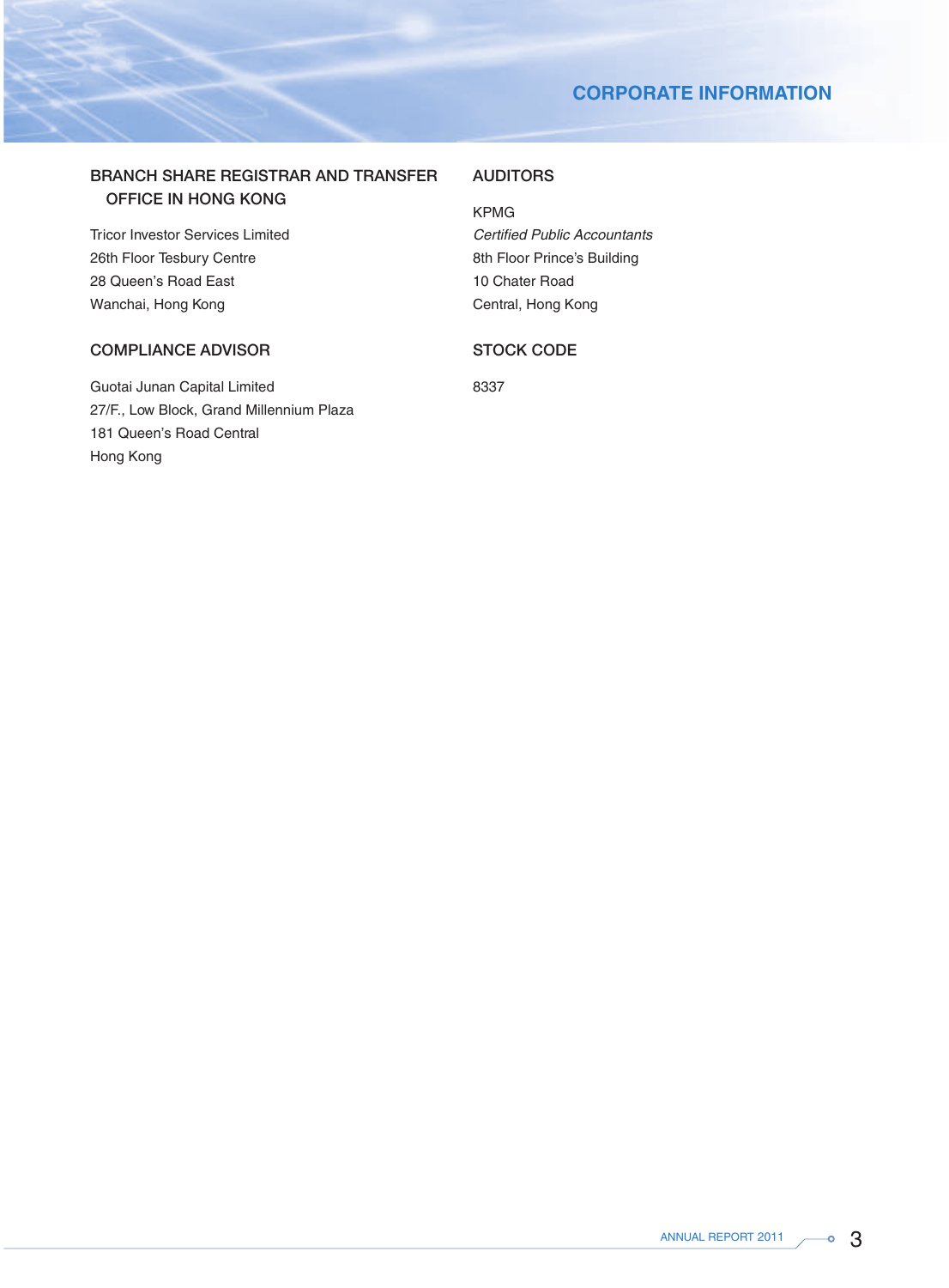# CORPORATE INFORMATION

## BRANCH SHARE REGISTRAR AND TRANSFER OFFICE IN HONG KONG

Tricor Investor Services Limited
26th Floor Tesbury Centre
28 Queen's Road East
Wanchai, Hong Kong

## COMPLIANCE ADVISOR

Guotai Junan Capital Limited
27/F., Low Block, Grand Millennium Plaza
181 Queen's Road Central
Hong Kong

## AUDITORS

KPMG
*Certified Public Accountants*
8th Floor Prince's Building
10 Chater Road
Central, Hong Kong

## STOCK CODE

8337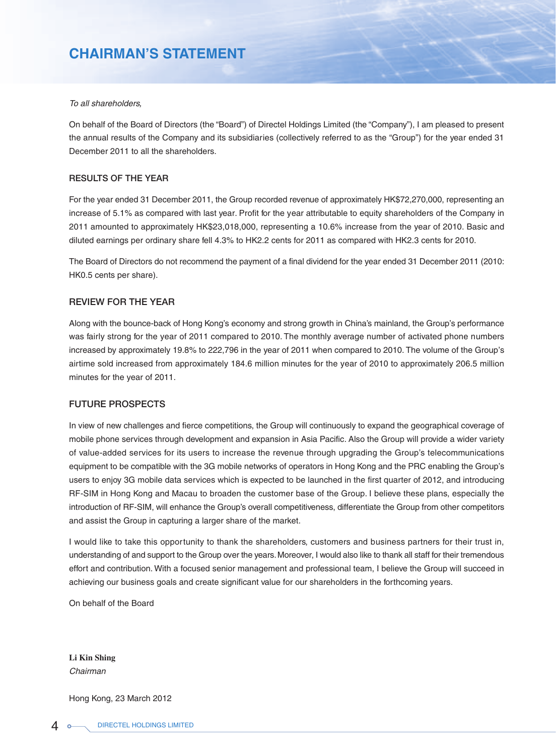# CHAIRMAN'S STATEMENT

*To all shareholders,*

On behalf of the Board of Directors (the "Board") of Directel Holdings Limited (the "Company"), I am pleased to present the annual results of the Company and its subsidiaries (collectively referred to as the "Group") for the year ended 31 December 2011 to all the shareholders.

## RESULTS OF THE YEAR

For the year ended 31 December 2011, the Group recorded revenue of approximately HK$72,270,000, representing an increase of 5.1% as compared with last year. Profit for the year attributable to equity shareholders of the Company in 2011 amounted to approximately HK$23,018,000, representing a 10.6% increase from the year of 2010. Basic and diluted earnings per ordinary share fell 4.3% to HK2.2 cents for 2011 as compared with HK2.3 cents for 2010.

The Board of Directors do not recommend the payment of a final dividend for the year ended 31 December 2011 (2010: HK0.5 cents per share).

## REVIEW FOR THE YEAR

Along with the bounce-back of Hong Kong's economy and strong growth in China's mainland, the Group's performance was fairly strong for the year of 2011 compared to 2010. The monthly average number of activated phone numbers increased by approximately 19.8% to 222,796 in the year of 2011 when compared to 2010. The volume of the Group's airtime sold increased from approximately 184.6 million minutes for the year of 2010 to approximately 206.5 million minutes for the year of 2011.

## FUTURE PROSPECTS

In view of new challenges and fierce competitions, the Group will continuously to expand the geographical coverage of mobile phone services through development and expansion in Asia Pacific. Also the Group will provide a wider variety of value-added services for its users to increase the revenue through upgrading the Group's telecommunications equipment to be compatible with the 3G mobile networks of operators in Hong Kong and the PRC enabling the Group's users to enjoy 3G mobile data services which is expected to be launched in the first quarter of 2012, and introducing RF-SIM in Hong Kong and Macau to broaden the customer base of the Group. I believe these plans, especially the introduction of RF-SIM, will enhance the Group's overall competitiveness, differentiate the Group from other competitors and assist the Group in capturing a larger share of the market.

I would like to take this opportunity to thank the shareholders, customers and business partners for their trust in, understanding of and support to the Group over the years. Moreover, I would also like to thank all staff for their tremendous effort and contribution. With a focused senior management and professional team, I believe the Group will succeed in achieving our business goals and create significant value for our shareholders in the forthcoming years.

On behalf of the Board

**Li Kin Shing**
*Chairman*

Hong Kong, 23 March 2012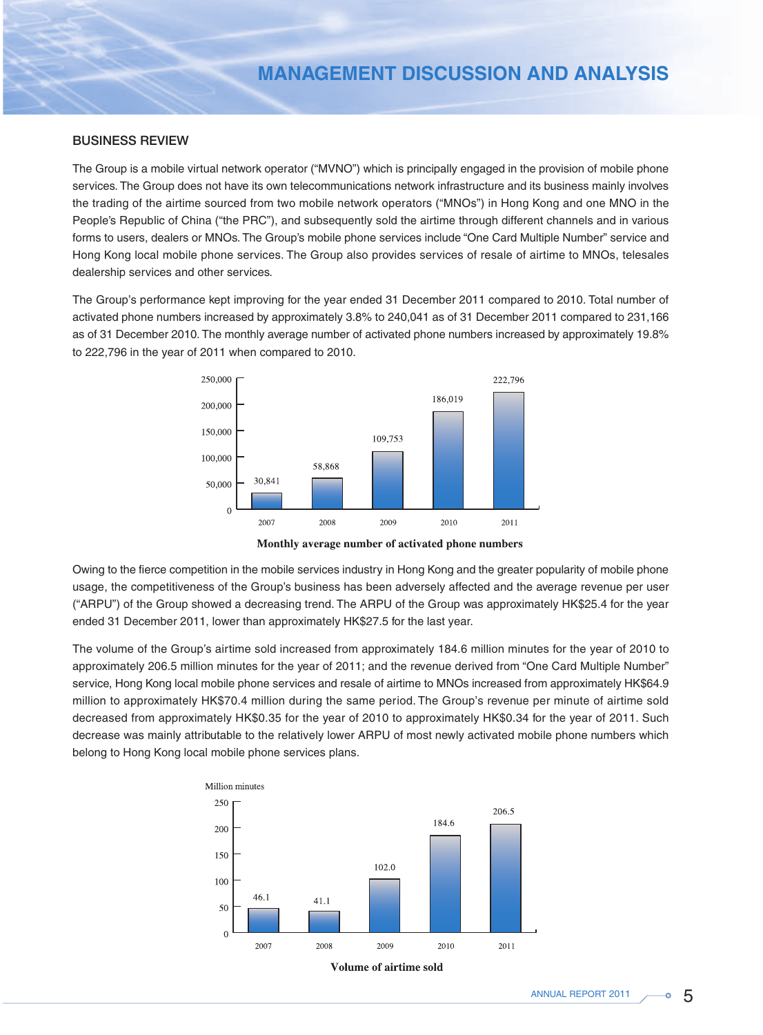# MANAGEMENT DISCUSSION AND ANALYSIS

## BUSINESS REVIEW

The Group is a mobile virtual network operator ("MVNO") which is principally engaged in the provision of mobile phone services. The Group does not have its own telecommunications network infrastructure and its business mainly involves the trading of the airtime sourced from two mobile network operators ("MNOs") in Hong Kong and one MNO in the People's Republic of China ("the PRC"), and subsequently sold the airtime through different channels and in various forms to users, dealers or MNOs. The Group's mobile phone services include "One Card Multiple Number" service and Hong Kong local mobile phone services. The Group also provides services of resale of airtime to MNOs, telesales dealership services and other services.

The Group's performance kept improving for the year ended 31 December 2011 compared to 2010. Total number of activated phone numbers increased by approximately 3.8% to 240,041 as of 31 December 2011 compared to 231,166 as of 31 December 2010. The monthly average number of activated phone numbers increased by approximately 19.8% to 222,796 in the year of 2011 when compared to 2010.

| Year | Monthly average number of activated phone numbers |
|---|---|
| 2007 | 30,841 |
| 2008 | 58,868 |
| 2009 | 109,753 |
| 2010 | 186,019 |
| 2011 | 222,796 |

**Monthly average number of activated phone numbers**

Owing to the fierce competition in the mobile services industry in Hong Kong and the greater popularity of mobile phone usage, the competitiveness of the Group's business has been adversely affected and the average revenue per user ("ARPU") of the Group showed a decreasing trend. The ARPU of the Group was approximately HK$25.4 for the year ended 31 December 2011, lower than approximately HK$27.5 for the last year.

The volume of the Group's airtime sold increased from approximately 184.6 million minutes for the year of 2010 to approximately 206.5 million minutes for the year of 2011; and the revenue derived from "One Card Multiple Number" service, Hong Kong local mobile phone services and resale of airtime to MNOs increased from approximately HK$64.9 million to approximately HK$70.4 million during the same period. The Group's revenue per minute of airtime sold decreased from approximately HK$0.35 for the year of 2010 to approximately HK$0.34 for the year of 2011. Such decrease was mainly attributable to the relatively lower ARPU of most newly activated mobile phone numbers which belong to Hong Kong local mobile phone services plans.

| Year | Million minutes |
|---|---|
| 2007 | 46.1 |
| 2008 | 41.1 |
| 2009 | 102.0 |
| 2010 | 184.6 |
| 2011 | 206.5 |

**Volume of airtime sold**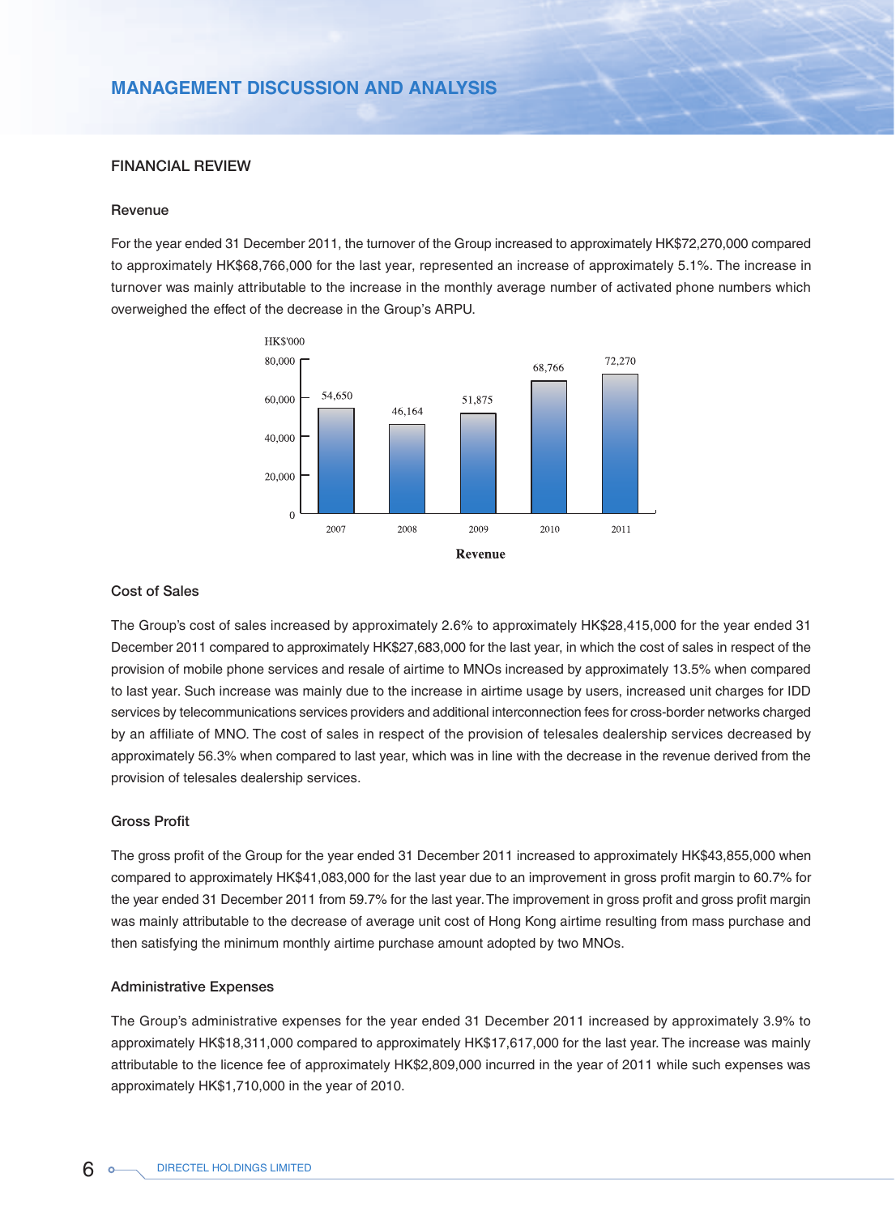# MANAGEMENT DISCUSSION AND ANALYSIS

## FINANCIAL REVIEW

### Revenue

For the year ended 31 December 2011, the turnover of the Group increased to approximately HK$72,270,000 compared to approximately HK$68,766,000 for the last year, represented an increase of approximately 5.1%. The increase in turnover was mainly attributable to the increase in the monthly average number of activated phone numbers which overweighed the effect of the decrease in the Group's ARPU.

| Year | Revenue (HK$'000) |
|---|---|
| 2007 | 54,650 |
| 2008 | 46,164 |
| 2009 | 51,875 |
| 2010 | 68,766 |
| 2011 | 72,270 |

**Revenue**

### Cost of Sales

The Group's cost of sales increased by approximately 2.6% to approximately HK$28,415,000 for the year ended 31 December 2011 compared to approximately HK$27,683,000 for the last year, in which the cost of sales in respect of the provision of mobile phone services and resale of airtime to MNOs increased by approximately 13.5% when compared to last year. Such increase was mainly due to the increase in airtime usage by users, increased unit charges for IDD services by telecommunications services providers and additional interconnection fees for cross-border networks charged by an affiliate of MNO. The cost of sales in respect of the provision of telesales dealership services decreased by approximately 56.3% when compared to last year, which was in line with the decrease in the revenue derived from the provision of telesales dealership services.

### Gross Profit

The gross profit of the Group for the year ended 31 December 2011 increased to approximately HK$43,855,000 when compared to approximately HK$41,083,000 for the last year due to an improvement in gross profit margin to 60.7% for the year ended 31 December 2011 from 59.7% for the last year. The improvement in gross profit and gross profit margin was mainly attributable to the decrease of average unit cost of Hong Kong airtime resulting from mass purchase and then satisfying the minimum monthly airtime purchase amount adopted by two MNOs.

### Administrative Expenses

The Group's administrative expenses for the year ended 31 December 2011 increased by approximately 3.9% to approximately HK$18,311,000 compared to approximately HK$17,617,000 for the last year. The increase was mainly attributable to the licence fee of approximately HK$2,809,000 incurred in the year of 2011 while such expenses was approximately HK$1,710,000 in the year of 2010.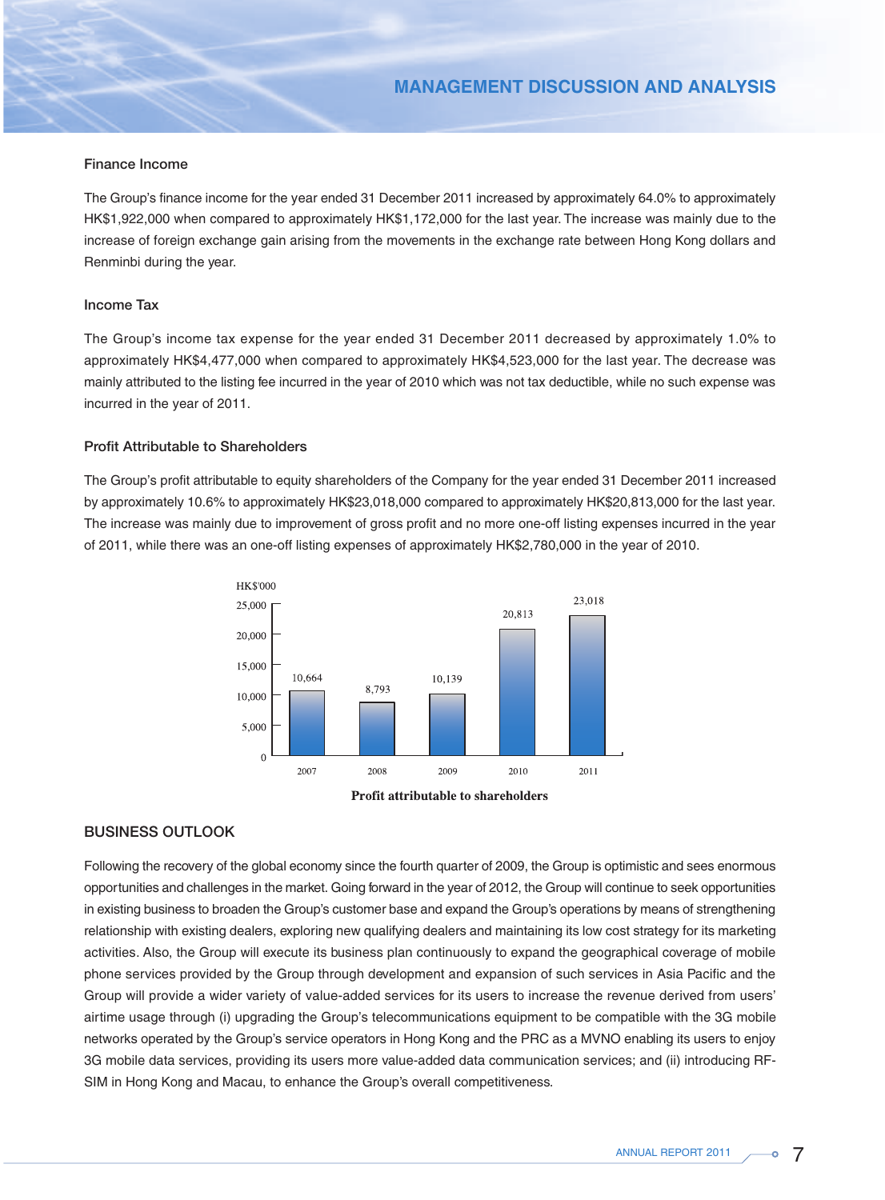### Finance Income

The Group's finance income for the year ended 31 December 2011 increased by approximately 64.0% to approximately HK$1,922,000 when compared to approximately HK$1,172,000 for the last year. The increase was mainly due to the increase of foreign exchange gain arising from the movements in the exchange rate between Hong Kong dollars and Renminbi during the year.

### Income Tax

The Group's income tax expense for the year ended 31 December 2011 decreased by approximately 1.0% to approximately HK$4,477,000 when compared to approximately HK$4,523,000 for the last year. The decrease was mainly attributed to the listing fee incurred in the year of 2010 which was not tax deductible, while no such expense was incurred in the year of 2011.

### Profit Attributable to Shareholders

The Group's profit attributable to equity shareholders of the Company for the year ended 31 December 2011 increased by approximately 10.6% to approximately HK$23,018,000 compared to approximately HK$20,813,000 for the last year. The increase was mainly due to improvement of gross profit and no more one-off listing expenses incurred in the year of 2011, while there was an one-off listing expenses of approximately HK$2,780,000 in the year of 2010.

| Year | HK$'000 |
|---|---|
| 2007 | 10,664 |
| 2008 | 8,793 |
| 2009 | 10,139 |
| 2010 | 20,813 |
| 2011 | 23,018 |

**Profit attributable to shareholders**

## BUSINESS OUTLOOK

Following the recovery of the global economy since the fourth quarter of 2009, the Group is optimistic and sees enormous opportunities and challenges in the market. Going forward in the year of 2012, the Group will continue to seek opportunities in existing business to broaden the Group's customer base and expand the Group's operations by means of strengthening relationship with existing dealers, exploring new qualifying dealers and maintaining its low cost strategy for its marketing activities. Also, the Group will execute its business plan continuously to expand the geographical coverage of mobile phone services provided by the Group through development and expansion of such services in Asia Pacific and the Group will provide a wider variety of value-added services for its users to increase the revenue derived from users' airtime usage through (i) upgrading the Group's telecommunications equipment to be compatible with the 3G mobile networks operated by the Group's service operators in Hong Kong and the PRC as a MVNO enabling its users to enjoy 3G mobile data services, providing its users more value-added data communication services; and (ii) introducing RF-SIM in Hong Kong and Macau, to enhance the Group's overall competitiveness.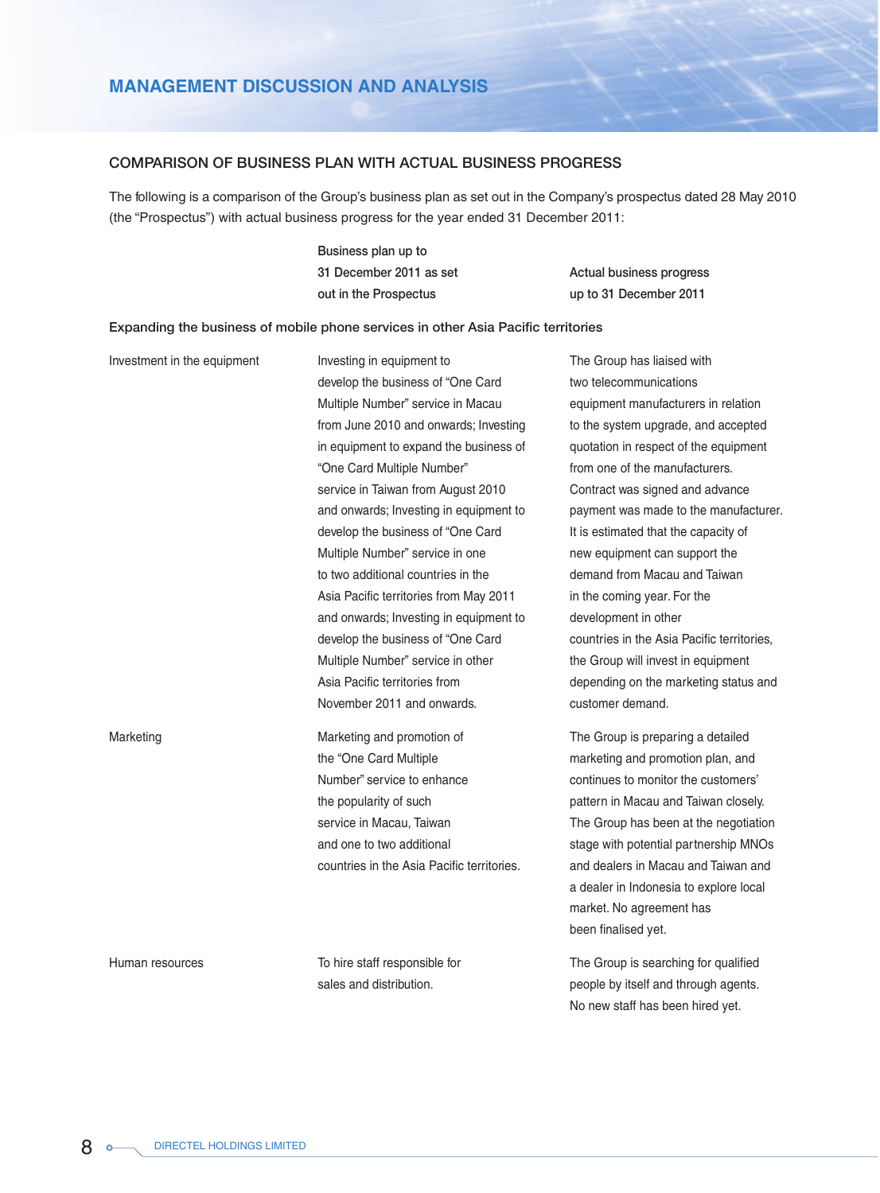# MANAGEMENT DISCUSSION AND ANALYSIS

## COMPARISON OF BUSINESS PLAN WITH ACTUAL BUSINESS PROGRESS

The following is a comparison of the Group's business plan as set out in the Company's prospectus dated 28 May 2010 (the "Prospectus") with actual business progress for the year ended 31 December 2011:

| | Business plan up to 31 December 2011 as set out in the Prospectus | Actual business progress up to 31 December 2011 |
|---|---|---|
| **Expanding the business of mobile phone services in other Asia Pacific territories** | | |
| Investment in the equipment | Investing in equipment to develop the business of "One Card Multiple Number" service in Macau from June 2010 and onwards; Investing in equipment to expand the business of "One Card Multiple Number" service in Taiwan from August 2010 and onwards; Investing in equipment to develop the business of "One Card Multiple Number" service in one to two additional countries in the Asia Pacific territories from May 2011 and onwards; Investing in equipment to develop the business of "One Card Multiple Number" service in other Asia Pacific territories from November 2011 and onwards. | The Group has liaised with two telecommunications equipment manufacturers in relation to the system upgrade, and accepted quotation in respect of the equipment from one of the manufacturers. Contract was signed and advance payment was made to the manufacturer. It is estimated that the capacity of new equipment can support the demand from Macau and Taiwan in the coming year. For the development in other countries in the Asia Pacific territories, the Group will invest in equipment depending on the marketing status and customer demand. |
| Marketing | Marketing and promotion of the "One Card Multiple Number" service to enhance the popularity of such service in Macau, Taiwan and one to two additional countries in the Asia Pacific territories. | The Group is preparing a detailed marketing and promotion plan, and continues to monitor the customers' pattern in Macau and Taiwan closely. The Group has been at the negotiation stage with potential partnership MNOs and dealers in Macau and Taiwan and a dealer in Indonesia to explore local market. No agreement has been finalised yet. |
| Human resources | To hire staff responsible for sales and distribution. | The Group is searching for qualified people by itself and through agents. No new staff has been hired yet. |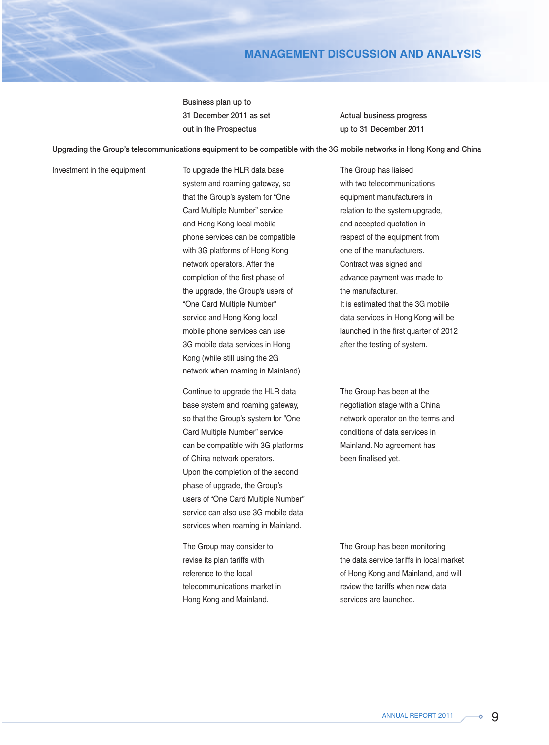# MANAGEMENT DISCUSSION AND ANALYSIS

| | Business plan up to 31 December 2011 as set out in the Prospectus | Actual business progress up to 31 December 2011 |
|---|---|---|
| **Upgrading the Group's telecommunications equipment to be compatible with the 3G mobile networks in Hong Kong and China** | | |
| Investment in the equipment | To upgrade the HLR data base system and roaming gateway, so that the Group's system for "One Card Multiple Number" service and Hong Kong local mobile phone services can be compatible with 3G platforms of Hong Kong network operators. After the completion of the first phase of the upgrade, the Group's users of "One Card Multiple Number" service and Hong Kong local mobile phone services can use 3G mobile data services in Hong Kong (while still using the 2G network when roaming in Mainland). | The Group has liaised with two telecommunications equipment manufacturers in relation to the system upgrade, and accepted quotation in respect of the equipment from one of the manufacturers. Contract was signed and advance payment was made to the manufacturer. It is estimated that the 3G mobile data services in Hong Kong will be launched in the first quarter of 2012 after the testing of system. |
| | Continue to upgrade the HLR data base system and roaming gateway, so that the Group's system for "One Card Multiple Number" service can be compatible with 3G platforms of China network operators. Upon the completion of the second phase of upgrade, the Group's users of "One Card Multiple Number" service can also use 3G mobile data services when roaming in Mainland. | The Group has been at the negotiation stage with a China network operator on the terms and conditions of data services in Mainland. No agreement has been finalised yet. |
| | The Group may consider to revise its plan tariffs with reference to the local telecommunications market in Hong Kong and Mainland. | The Group has been monitoring the data service tariffs in local market of Hong Kong and Mainland, and will review the tariffs when new data services are launched. |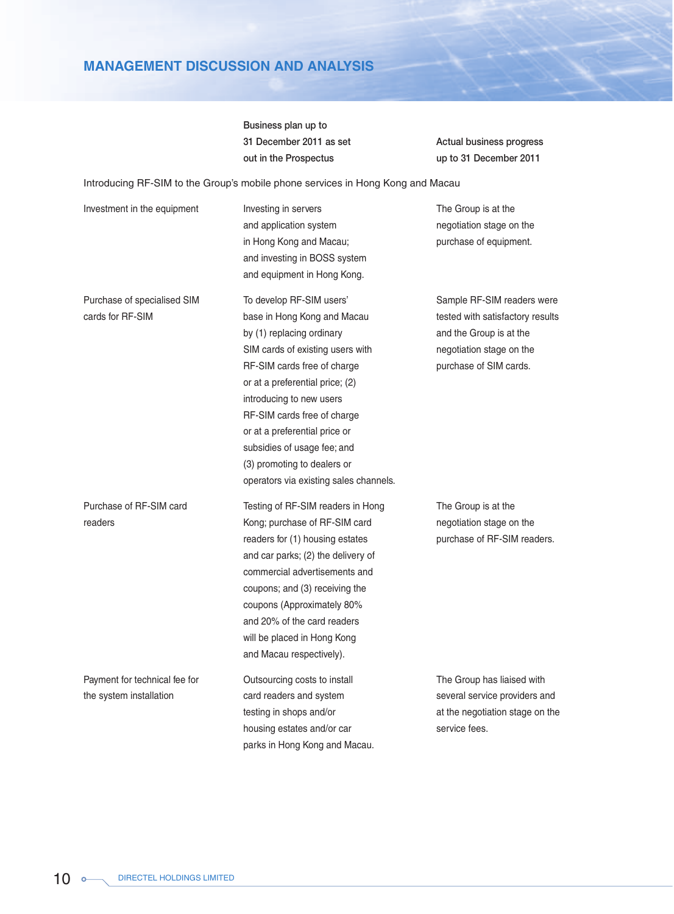## MANAGEMENT DISCUSSION AND ANALYSIS

| | Business plan up to 31 December 2011 as set out in the Prospectus | Actual business progress up to 31 December 2011 |
|---|---|---|
| Introducing RF-SIM to the Group's mobile phone services in Hong Kong and Macau | | |
| Investment in the equipment | Investing in servers and application system in Hong Kong and Macau; and investing in BOSS system and equipment in Hong Kong. | The Group is at the negotiation stage on the purchase of equipment. |
| Purchase of specialised SIM cards for RF-SIM | To develop RF-SIM users' base in Hong Kong and Macau by (1) replacing ordinary SIM cards of existing users with RF-SIM cards free of charge or at a preferential price; (2) introducing to new users RF-SIM cards free of charge or at a preferential price or subsidies of usage fee; and (3) promoting to dealers or operators via existing sales channels. | Sample RF-SIM readers were tested with satisfactory results and the Group is at the negotiation stage on the purchase of SIM cards. |
| Purchase of RF-SIM card readers | Testing of RF-SIM readers in Hong Kong; purchase of RF-SIM card readers for (1) housing estates and car parks; (2) the delivery of commercial advertisements and coupons; and (3) receiving the coupons (Approximately 80% and 20% of the card readers will be placed in Hong Kong and Macau respectively). | The Group is at the negotiation stage on the purchase of RF-SIM readers. |
| Payment for technical fee for the system installation | Outsourcing costs to install card readers and system testing in shops and/or housing estates and/or car parks in Hong Kong and Macau. | The Group has liaised with several service providers and at the negotiation stage on the service fees. |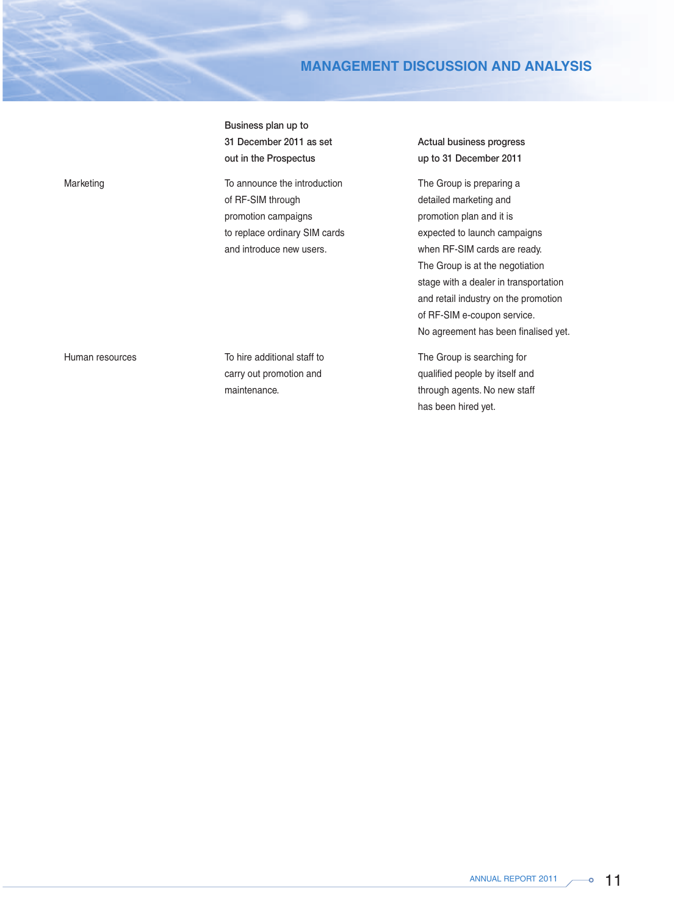## MANAGEMENT DISCUSSION AND ANALYSIS

| | Business plan up to 31 December 2011 as set out in the Prospectus | Actual business progress up to 31 December 2011 |
|---|---|---|
| Marketing | To announce the introduction of RF-SIM through promotion campaigns to replace ordinary SIM cards and introduce new users. | The Group is preparing a detailed marketing and promotion plan and it is expected to launch campaigns when RF-SIM cards are ready. The Group is at the negotiation stage with a dealer in transportation and retail industry on the promotion of RF-SIM e-coupon service. No agreement has been finalised yet. |
| Human resources | To hire additional staff to carry out promotion and maintenance. | The Group is searching for qualified people by itself and through agents. No new staff has been hired yet. |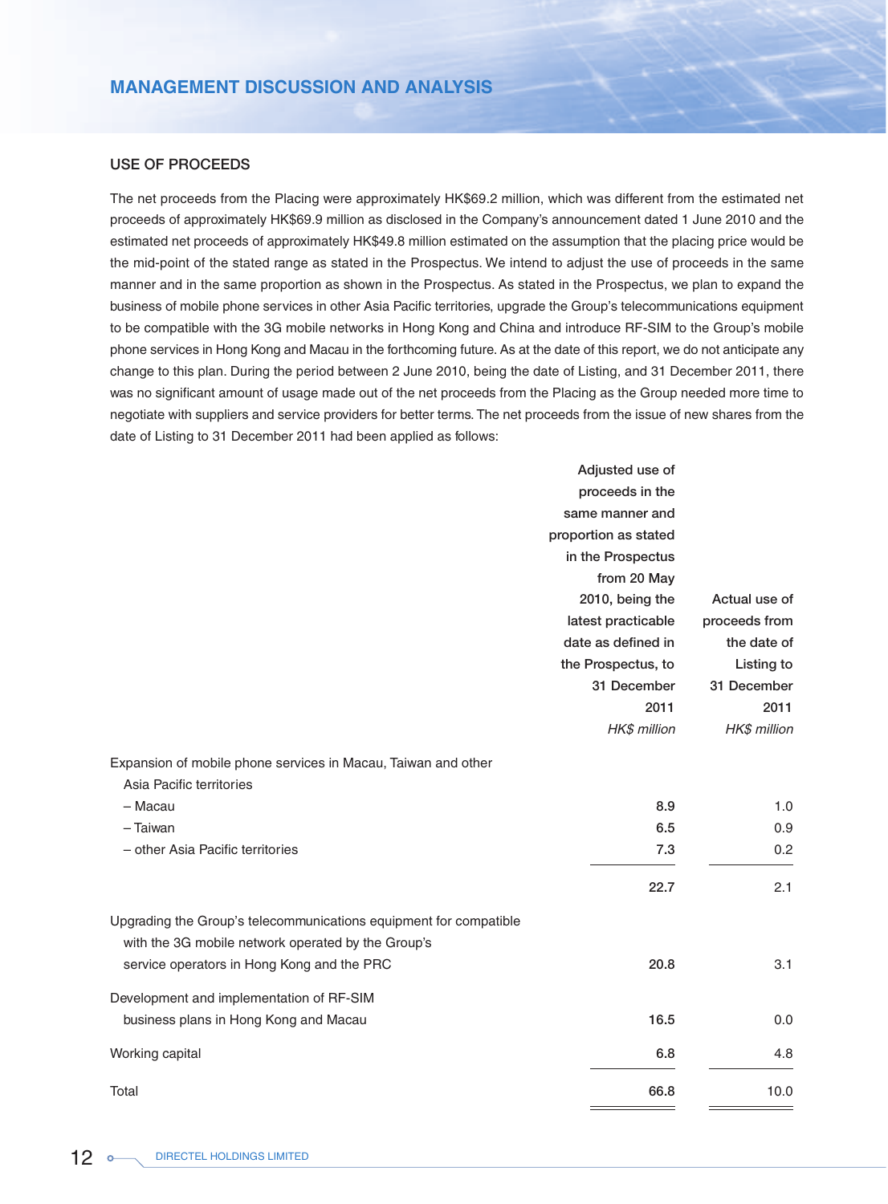## USE OF PROCEEDS

The net proceeds from the Placing were approximately HK$69.2 million, which was different from the estimated net proceeds of approximately HK$69.9 million as disclosed in the Company's announcement dated 1 June 2010 and the estimated net proceeds of approximately HK$49.8 million estimated on the assumption that the placing price would be the mid-point of the stated range as stated in the Prospectus. We intend to adjust the use of proceeds in the same manner and in the same proportion as shown in the Prospectus. As stated in the Prospectus, we plan to expand the business of mobile phone services in other Asia Pacific territories, upgrade the Group's telecommunications equipment to be compatible with the 3G mobile networks in Hong Kong and China and introduce RF-SIM to the Group's mobile phone services in Hong Kong and Macau in the forthcoming future. As at the date of this report, we do not anticipate any change to this plan. During the period between 2 June 2010, being the date of Listing, and 31 December 2011, there was no significant amount of usage made out of the net proceeds from the Placing as the Group needed more time to negotiate with suppliers and service providers for better terms. The net proceeds from the issue of new shares from the date of Listing to 31 December 2011 had been applied as follows:

| | Adjusted use of proceeds in the same manner and proportion as stated in the Prospectus from 20 May 2010, being the latest practicable date as defined in the Prospectus, to 31 December 2011 | Actual use of proceeds from the date of Listing to 31 December 2011 |
|---|---|---|
| | *HK$ million* | *HK$ million* |
| Expansion of mobile phone services in Macau, Taiwan and other Asia Pacific territories | | |
| – Macau | 8.9 | 1.0 |
| – Taiwan | 6.5 | 0.9 |
| – other Asia Pacific territories | 7.3 | 0.2 |
| | 22.7 | 2.1 |
| Upgrading the Group's telecommunications equipment for compatible with the 3G mobile network operated by the Group's service operators in Hong Kong and the PRC | 20.8 | 3.1 |
| Development and implementation of RF-SIM business plans in Hong Kong and Macau | 16.5 | 0.0 |
| Working capital | 6.8 | 4.8 |
| Total | 66.8 | 10.0 |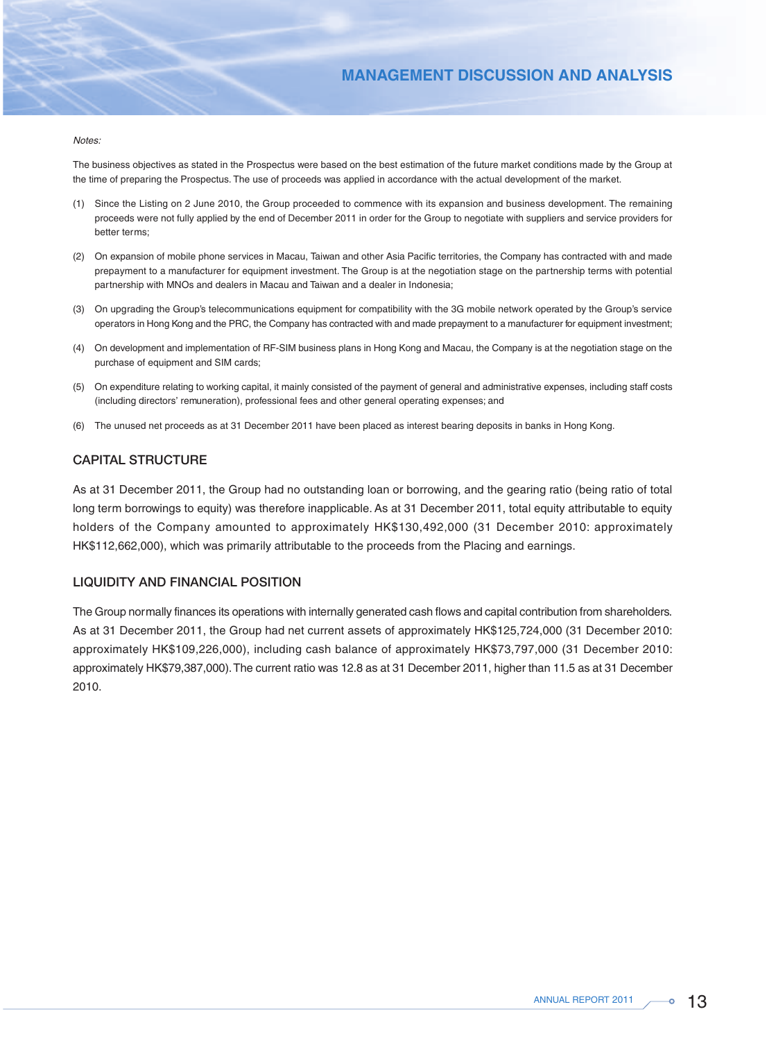*Notes:*

The business objectives as stated in the Prospectus were based on the best estimation of the future market conditions made by the Group at the time of preparing the Prospectus. The use of proceeds was applied in accordance with the actual development of the market.

(1) Since the Listing on 2 June 2010, the Group proceeded to commence with its expansion and business development. The remaining proceeds were not fully applied by the end of December 2011 in order for the Group to negotiate with suppliers and service providers for better terms;

(2) On expansion of mobile phone services in Macau, Taiwan and other Asia Pacific territories, the Company has contracted with and made prepayment to a manufacturer for equipment investment. The Group is at the negotiation stage on the partnership terms with potential partnership with MNOs and dealers in Macau and Taiwan and a dealer in Indonesia;

(3) On upgrading the Group's telecommunications equipment for compatibility with the 3G mobile network operated by the Group's service operators in Hong Kong and the PRC, the Company has contracted with and made prepayment to a manufacturer for equipment investment;

(4) On development and implementation of RF-SIM business plans in Hong Kong and Macau, the Company is at the negotiation stage on the purchase of equipment and SIM cards;

(5) On expenditure relating to working capital, it mainly consisted of the payment of general and administrative expenses, including staff costs (including directors' remuneration), professional fees and other general operating expenses; and

(6) The unused net proceeds as at 31 December 2011 have been placed as interest bearing deposits in banks in Hong Kong.

## CAPITAL STRUCTURE

As at 31 December 2011, the Group had no outstanding loan or borrowing, and the gearing ratio (being ratio of total long term borrowings to equity) was therefore inapplicable. As at 31 December 2011, total equity attributable to equity holders of the Company amounted to approximately HK$130,492,000 (31 December 2010: approximately HK$112,662,000), which was primarily attributable to the proceeds from the Placing and earnings.

## LIQUIDITY AND FINANCIAL POSITION

The Group normally finances its operations with internally generated cash flows and capital contribution from shareholders. As at 31 December 2011, the Group had net current assets of approximately HK$125,724,000 (31 December 2010: approximately HK$109,226,000), including cash balance of approximately HK$73,797,000 (31 December 2010: approximately HK$79,387,000). The current ratio was 12.8 as at 31 December 2011, higher than 11.5 as at 31 December 2010.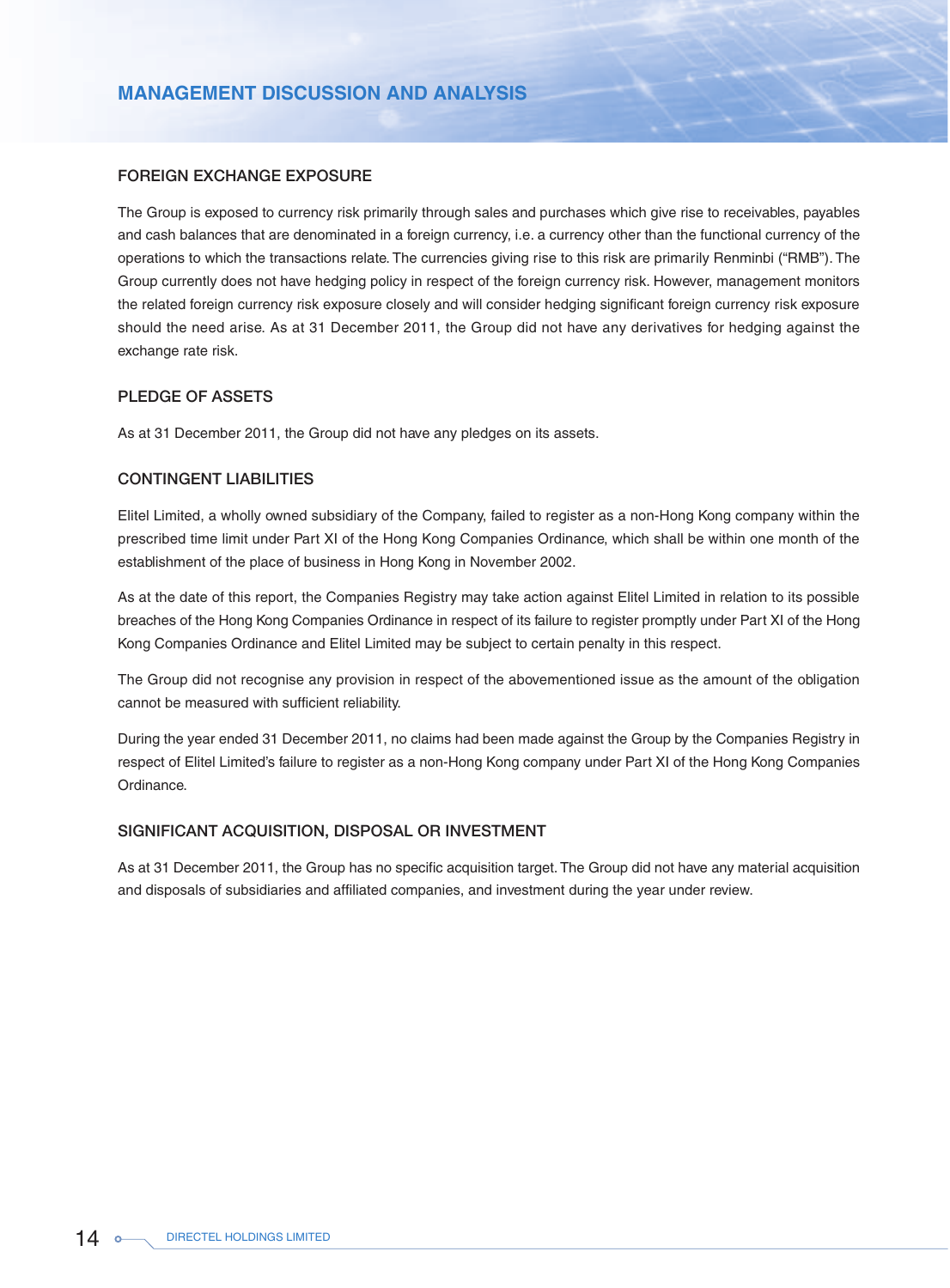## FOREIGN EXCHANGE EXPOSURE

The Group is exposed to currency risk primarily through sales and purchases which give rise to receivables, payables and cash balances that are denominated in a foreign currency, i.e. a currency other than the functional currency of the operations to which the transactions relate. The currencies giving rise to this risk are primarily Renminbi ("RMB"). The Group currently does not have hedging policy in respect of the foreign currency risk. However, management monitors the related foreign currency risk exposure closely and will consider hedging significant foreign currency risk exposure should the need arise. As at 31 December 2011, the Group did not have any derivatives for hedging against the exchange rate risk.

## PLEDGE OF ASSETS

As at 31 December 2011, the Group did not have any pledges on its assets.

## CONTINGENT LIABILITIES

Elitel Limited, a wholly owned subsidiary of the Company, failed to register as a non-Hong Kong company within the prescribed time limit under Part XI of the Hong Kong Companies Ordinance, which shall be within one month of the establishment of the place of business in Hong Kong in November 2002.

As at the date of this report, the Companies Registry may take action against Elitel Limited in relation to its possible breaches of the Hong Kong Companies Ordinance in respect of its failure to register promptly under Part XI of the Hong Kong Companies Ordinance and Elitel Limited may be subject to certain penalty in this respect.

The Group did not recognise any provision in respect of the abovementioned issue as the amount of the obligation cannot be measured with sufficient reliability.

During the year ended 31 December 2011, no claims had been made against the Group by the Companies Registry in respect of Elitel Limited's failure to register as a non-Hong Kong company under Part XI of the Hong Kong Companies Ordinance.

## SIGNIFICANT ACQUISITION, DISPOSAL OR INVESTMENT

As at 31 December 2011, the Group has no specific acquisition target. The Group did not have any material acquisition and disposals of subsidiaries and affiliated companies, and investment during the year under review.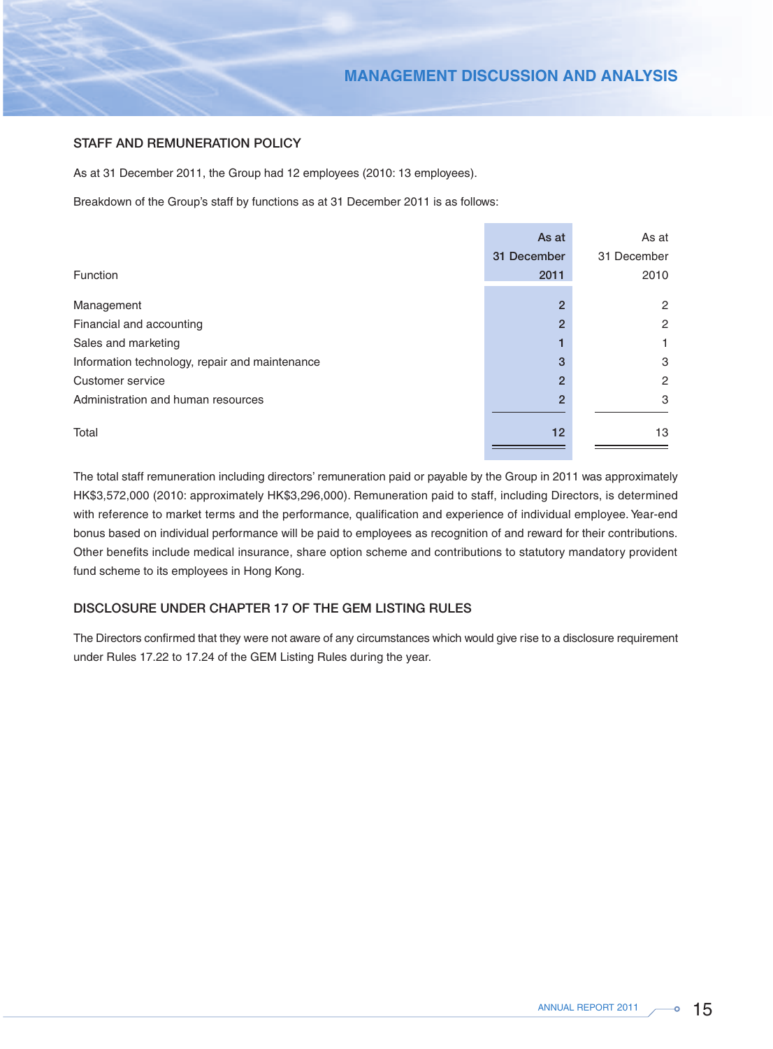## STAFF AND REMUNERATION POLICY

As at 31 December 2011, the Group had 12 employees (2010: 13 employees).

Breakdown of the Group's staff by functions as at 31 December 2011 is as follows:

| Function | As at 31 December 2011 | As at 31 December 2010 |
|---|---|---|
| Management | 2 | 2 |
| Financial and accounting | 2 | 2 |
| Sales and marketing | 1 | 1 |
| Information technology, repair and maintenance | 3 | 3 |
| Customer service | 2 | 2 |
| Administration and human resources | 2 | 3 |
| Total | 12 | 13 |

The total staff remuneration including directors' remuneration paid or payable by the Group in 2011 was approximately HK$3,572,000 (2010: approximately HK$3,296,000). Remuneration paid to staff, including Directors, is determined with reference to market terms and the performance, qualification and experience of individual employee. Year-end bonus based on individual performance will be paid to employees as recognition of and reward for their contributions. Other benefits include medical insurance, share option scheme and contributions to statutory mandatory provident fund scheme to its employees in Hong Kong.

## DISCLOSURE UNDER CHAPTER 17 OF THE GEM LISTING RULES

The Directors confirmed that they were not aware of any circumstances which would give rise to a disclosure requirement under Rules 17.22 to 17.24 of the GEM Listing Rules during the year.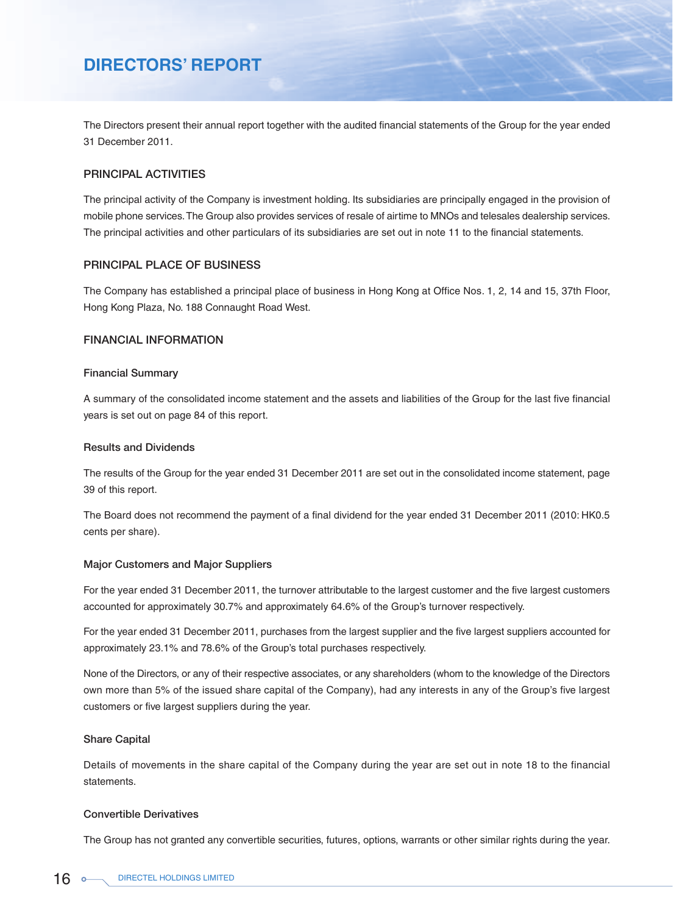# DIRECTORS' REPORT

The Directors present their annual report together with the audited financial statements of the Group for the year ended 31 December 2011.

## PRINCIPAL ACTIVITIES

The principal activity of the Company is investment holding. Its subsidiaries are principally engaged in the provision of mobile phone services. The Group also provides services of resale of airtime to MNOs and telesales dealership services. The principal activities and other particulars of its subsidiaries are set out in note 11 to the financial statements.

## PRINCIPAL PLACE OF BUSINESS

The Company has established a principal place of business in Hong Kong at Office Nos. 1, 2, 14 and 15, 37th Floor, Hong Kong Plaza, No. 188 Connaught Road West.

## FINANCIAL INFORMATION

### Financial Summary

A summary of the consolidated income statement and the assets and liabilities of the Group for the last five financial years is set out on page 84 of this report.

### Results and Dividends

The results of the Group for the year ended 31 December 2011 are set out in the consolidated income statement, page 39 of this report.

The Board does not recommend the payment of a final dividend for the year ended 31 December 2011 (2010: HK0.5 cents per share).

### Major Customers and Major Suppliers

For the year ended 31 December 2011, the turnover attributable to the largest customer and the five largest customers accounted for approximately 30.7% and approximately 64.6% of the Group's turnover respectively.

For the year ended 31 December 2011, purchases from the largest supplier and the five largest suppliers accounted for approximately 23.1% and 78.6% of the Group's total purchases respectively.

None of the Directors, or any of their respective associates, or any shareholders (whom to the knowledge of the Directors own more than 5% of the issued share capital of the Company), had any interests in any of the Group's five largest customers or five largest suppliers during the year.

### Share Capital

Details of movements in the share capital of the Company during the year are set out in note 18 to the financial statements.

### Convertible Derivatives

The Group has not granted any convertible securities, futures, options, warrants or other similar rights during the year.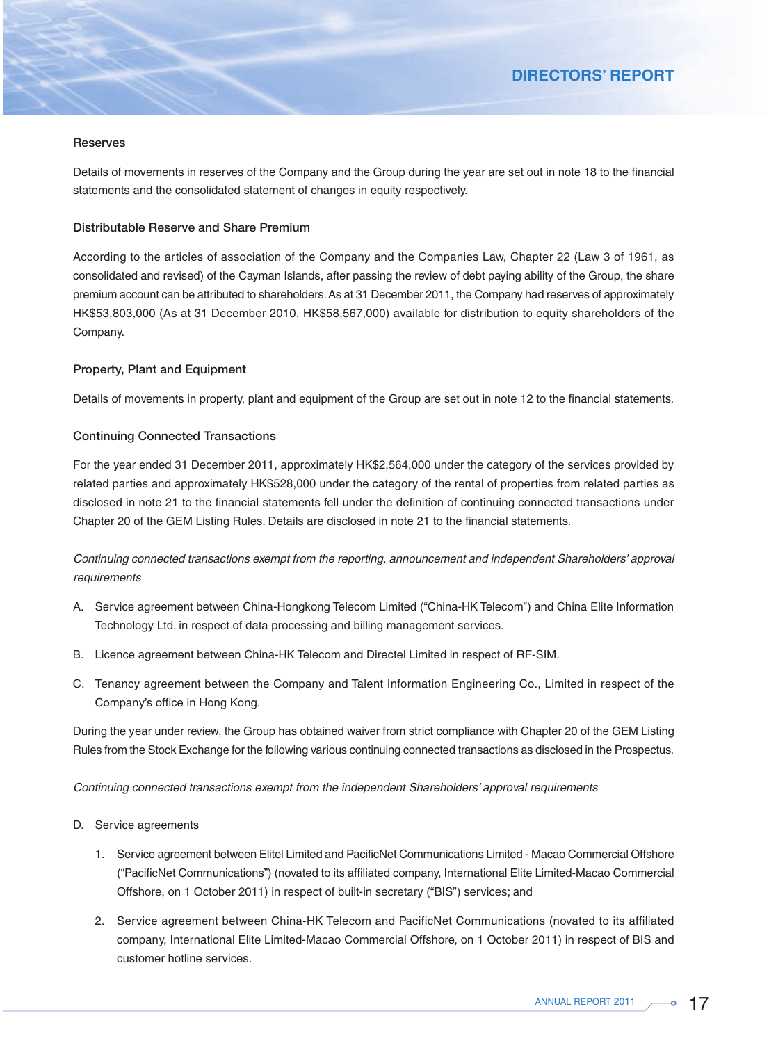### Reserves

Details of movements in reserves of the Company and the Group during the year are set out in note 18 to the financial statements and the consolidated statement of changes in equity respectively.

### Distributable Reserve and Share Premium

According to the articles of association of the Company and the Companies Law, Chapter 22 (Law 3 of 1961, as consolidated and revised) of the Cayman Islands, after passing the review of debt paying ability of the Group, the share premium account can be attributed to shareholders. As at 31 December 2011, the Company had reserves of approximately HK$53,803,000 (As at 31 December 2010, HK$58,567,000) available for distribution to equity shareholders of the Company.

### Property, Plant and Equipment

Details of movements in property, plant and equipment of the Group are set out in note 12 to the financial statements.

### Continuing Connected Transactions

For the year ended 31 December 2011, approximately HK$2,564,000 under the category of the services provided by related parties and approximately HK$528,000 under the category of the rental of properties from related parties as disclosed in note 21 to the financial statements fell under the definition of continuing connected transactions under Chapter 20 of the GEM Listing Rules. Details are disclosed in note 21 to the financial statements.

*Continuing connected transactions exempt from the reporting, announcement and independent Shareholders' approval requirements*

A. Service agreement between China-Hongkong Telecom Limited ("China-HK Telecom") and China Elite Information Technology Ltd. in respect of data processing and billing management services.

B. Licence agreement between China-HK Telecom and Directel Limited in respect of RF-SIM.

C. Tenancy agreement between the Company and Talent Information Engineering Co., Limited in respect of the Company's office in Hong Kong.

During the year under review, the Group has obtained waiver from strict compliance with Chapter 20 of the GEM Listing Rules from the Stock Exchange for the following various continuing connected transactions as disclosed in the Prospectus.

*Continuing connected transactions exempt from the independent Shareholders' approval requirements*

D. Service agreements

   1. Service agreement between Elitel Limited and PacificNet Communications Limited - Macao Commercial Offshore ("PacificNet Communications") (novated to its affiliated company, International Elite Limited-Macao Commercial Offshore, on 1 October 2011) in respect of built-in secretary ("BIS") services; and

   2. Service agreement between China-HK Telecom and PacificNet Communications (novated to its affiliated company, International Elite Limited-Macao Commercial Offshore, on 1 October 2011) in respect of BIS and customer hotline services.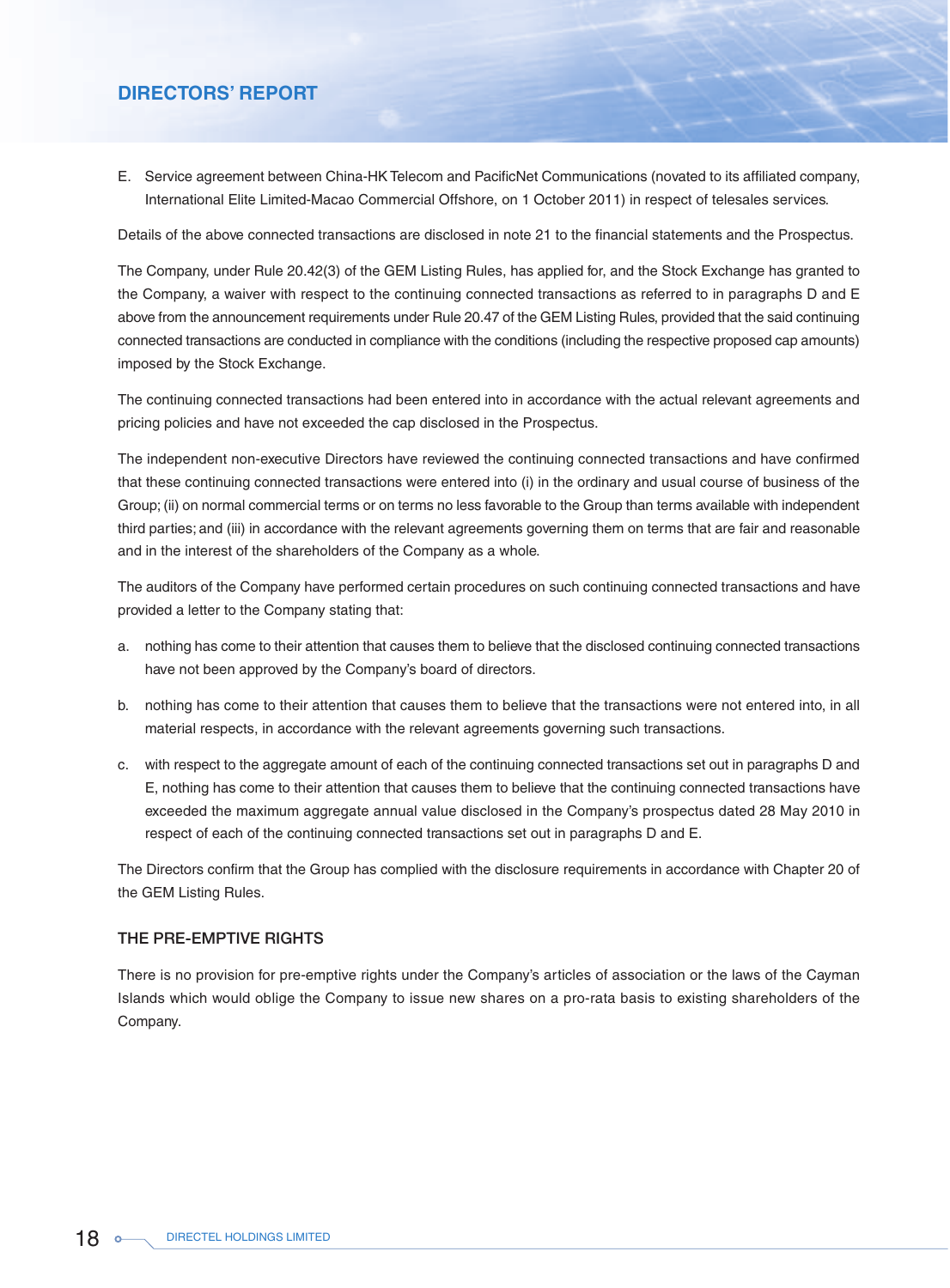E. Service agreement between China-HK Telecom and PacificNet Communications (novated to its affiliated company, International Elite Limited-Macao Commercial Offshore, on 1 October 2011) in respect of telesales services.

Details of the above connected transactions are disclosed in note 21 to the financial statements and the Prospectus.

The Company, under Rule 20.42(3) of the GEM Listing Rules, has applied for, and the Stock Exchange has granted to the Company, a waiver with respect to the continuing connected transactions as referred to in paragraphs D and E above from the announcement requirements under Rule 20.47 of the GEM Listing Rules, provided that the said continuing connected transactions are conducted in compliance with the conditions (including the respective proposed cap amounts) imposed by the Stock Exchange.

The continuing connected transactions had been entered into in accordance with the actual relevant agreements and pricing policies and have not exceeded the cap disclosed in the Prospectus.

The independent non-executive Directors have reviewed the continuing connected transactions and have confirmed that these continuing connected transactions were entered into (i) in the ordinary and usual course of business of the Group; (ii) on normal commercial terms or on terms no less favorable to the Group than terms available with independent third parties; and (iii) in accordance with the relevant agreements governing them on terms that are fair and reasonable and in the interest of the shareholders of the Company as a whole.

The auditors of the Company have performed certain procedures on such continuing connected transactions and have provided a letter to the Company stating that:

a. nothing has come to their attention that causes them to believe that the disclosed continuing connected transactions have not been approved by the Company's board of directors.

b. nothing has come to their attention that causes them to believe that the transactions were not entered into, in all material respects, in accordance with the relevant agreements governing such transactions.

c. with respect to the aggregate amount of each of the continuing connected transactions set out in paragraphs D and E, nothing has come to their attention that causes them to believe that the continuing connected transactions have exceeded the maximum aggregate annual value disclosed in the Company's prospectus dated 28 May 2010 in respect of each of the continuing connected transactions set out in paragraphs D and E.

The Directors confirm that the Group has complied with the disclosure requirements in accordance with Chapter 20 of the GEM Listing Rules.

## THE PRE-EMPTIVE RIGHTS

There is no provision for pre-emptive rights under the Company's articles of association or the laws of the Cayman Islands which would oblige the Company to issue new shares on a pro-rata basis to existing shareholders of the Company.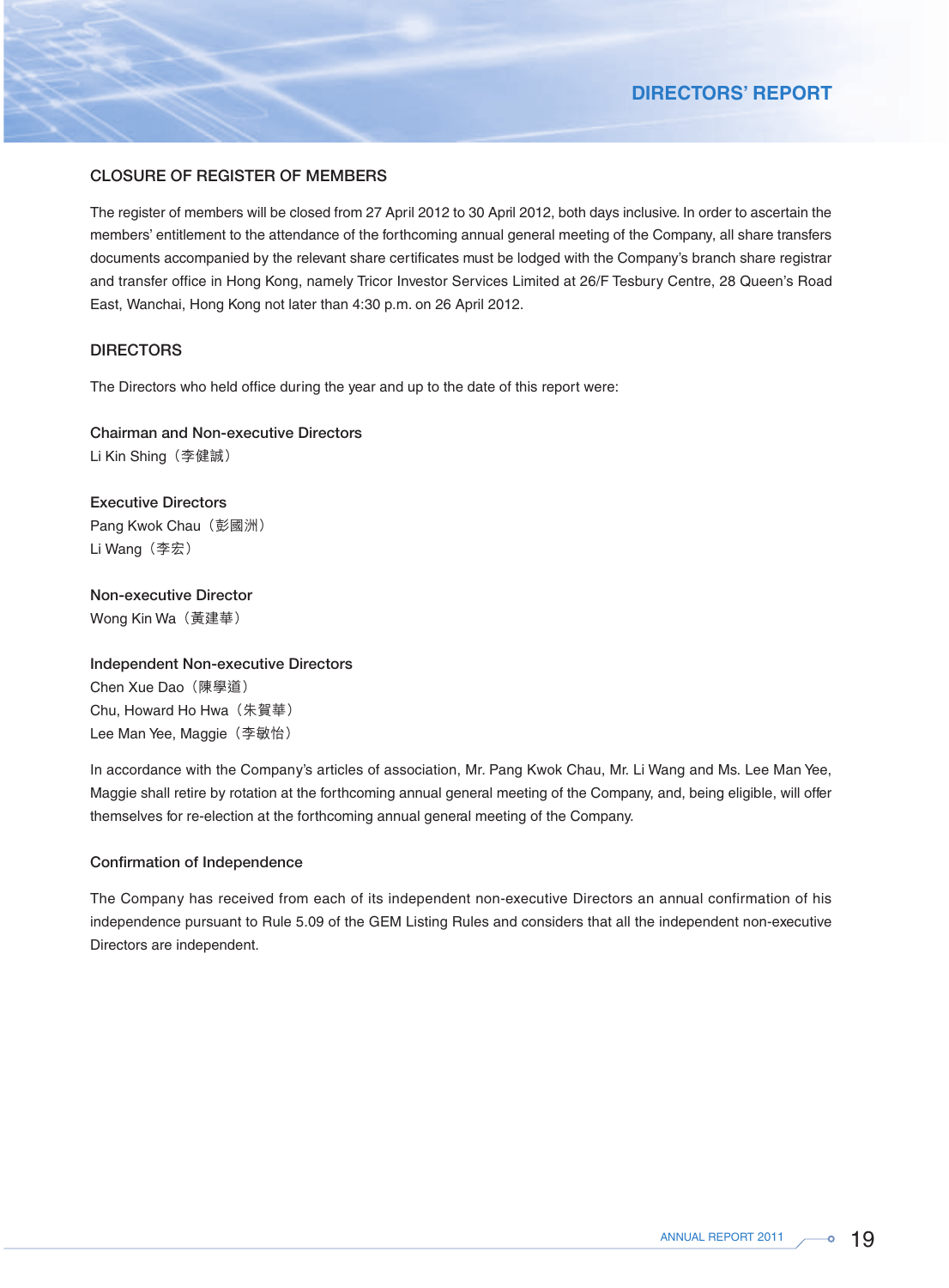## CLOSURE OF REGISTER OF MEMBERS

The register of members will be closed from 27 April 2012 to 30 April 2012, both days inclusive. In order to ascertain the members' entitlement to the attendance of the forthcoming annual general meeting of the Company, all share transfers documents accompanied by the relevant share certificates must be lodged with the Company's branch share registrar and transfer office in Hong Kong, namely Tricor Investor Services Limited at 26/F Tesbury Centre, 28 Queen's Road East, Wanchai, Hong Kong not later than 4:30 p.m. on 26 April 2012.

## DIRECTORS

The Directors who held office during the year and up to the date of this report were:

### Chairman and Non-executive Directors

Li Kin Shing（李健誠）

### Executive Directors

Pang Kwok Chau（彭國洲）
Li Wang（李宏）

### Non-executive Director

Wong Kin Wa（黃建華）

### Independent Non-executive Directors

Chen Xue Dao（陳學道）
Chu, Howard Ho Hwa（朱賀華）
Lee Man Yee, Maggie（李敏怡）

In accordance with the Company's articles of association, Mr. Pang Kwok Chau, Mr. Li Wang and Ms. Lee Man Yee, Maggie shall retire by rotation at the forthcoming annual general meeting of the Company, and, being eligible, will offer themselves for re-election at the forthcoming annual general meeting of the Company.

### Confirmation of Independence

The Company has received from each of its independent non-executive Directors an annual confirmation of his independence pursuant to Rule 5.09 of the GEM Listing Rules and considers that all the independent non-executive Directors are independent.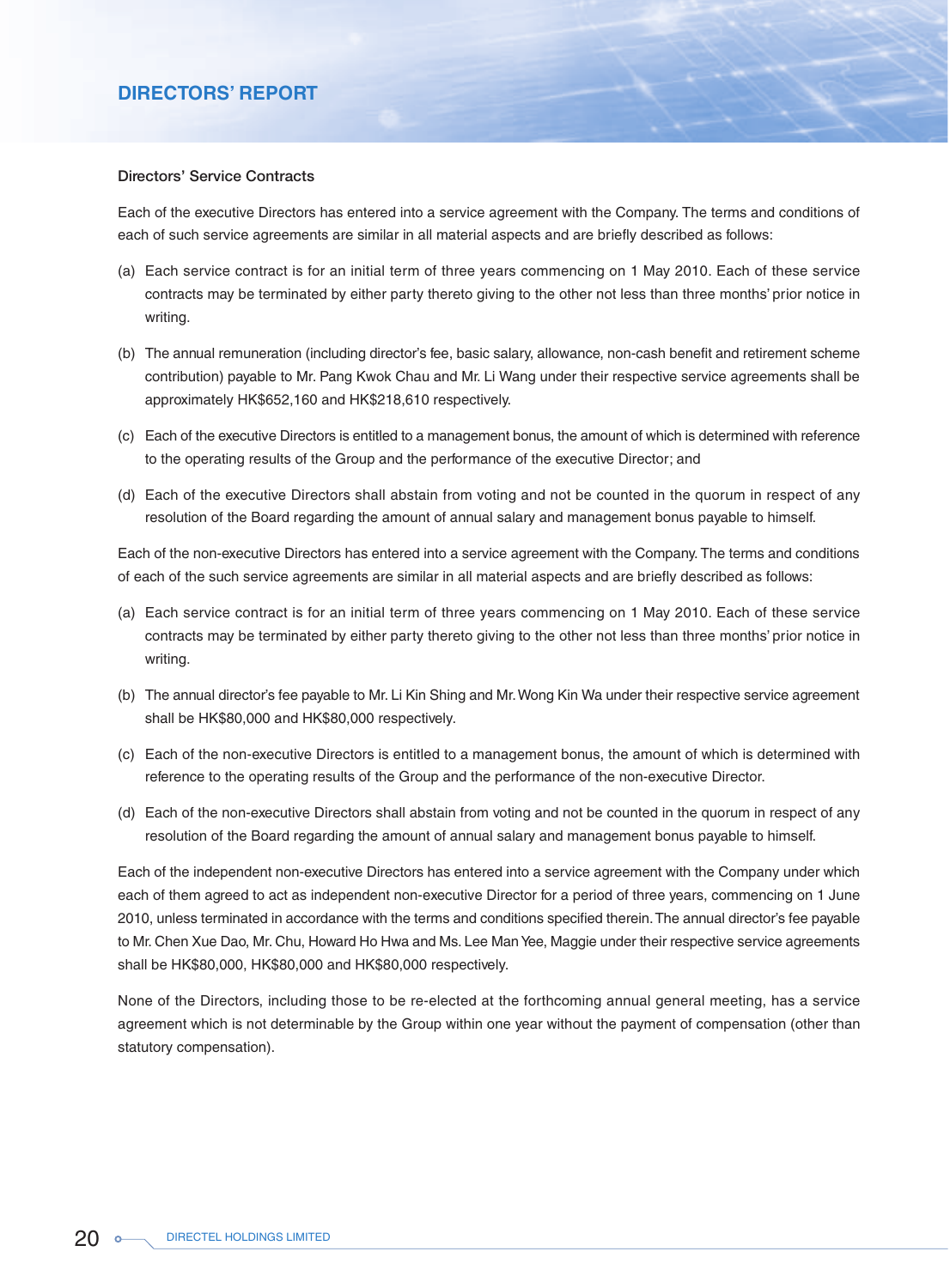### Directors' Service Contracts

Each of the executive Directors has entered into a service agreement with the Company. The terms and conditions of each of such service agreements are similar in all material aspects and are briefly described as follows:

(a) Each service contract is for an initial term of three years commencing on 1 May 2010. Each of these service contracts may be terminated by either party thereto giving to the other not less than three months' prior notice in writing.

(b) The annual remuneration (including director's fee, basic salary, allowance, non-cash benefit and retirement scheme contribution) payable to Mr. Pang Kwok Chau and Mr. Li Wang under their respective service agreements shall be approximately HK$652,160 and HK$218,610 respectively.

(c) Each of the executive Directors is entitled to a management bonus, the amount of which is determined with reference to the operating results of the Group and the performance of the executive Director; and

(d) Each of the executive Directors shall abstain from voting and not be counted in the quorum in respect of any resolution of the Board regarding the amount of annual salary and management bonus payable to himself.

Each of the non-executive Directors has entered into a service agreement with the Company. The terms and conditions of each of the such service agreements are similar in all material aspects and are briefly described as follows:

(a) Each service contract is for an initial term of three years commencing on 1 May 2010. Each of these service contracts may be terminated by either party thereto giving to the other not less than three months' prior notice in writing.

(b) The annual director's fee payable to Mr. Li Kin Shing and Mr. Wong Kin Wa under their respective service agreement shall be HK$80,000 and HK$80,000 respectively.

(c) Each of the non-executive Directors is entitled to a management bonus, the amount of which is determined with reference to the operating results of the Group and the performance of the non-executive Director.

(d) Each of the non-executive Directors shall abstain from voting and not be counted in the quorum in respect of any resolution of the Board regarding the amount of annual salary and management bonus payable to himself.

Each of the independent non-executive Directors has entered into a service agreement with the Company under which each of them agreed to act as independent non-executive Director for a period of three years, commencing on 1 June 2010, unless terminated in accordance with the terms and conditions specified therein. The annual director's fee payable to Mr. Chen Xue Dao, Mr. Chu, Howard Ho Hwa and Ms. Lee Man Yee, Maggie under their respective service agreements shall be HK$80,000, HK$80,000 and HK$80,000 respectively.

None of the Directors, including those to be re-elected at the forthcoming annual general meeting, has a service agreement which is not determinable by the Group within one year without the payment of compensation (other than statutory compensation).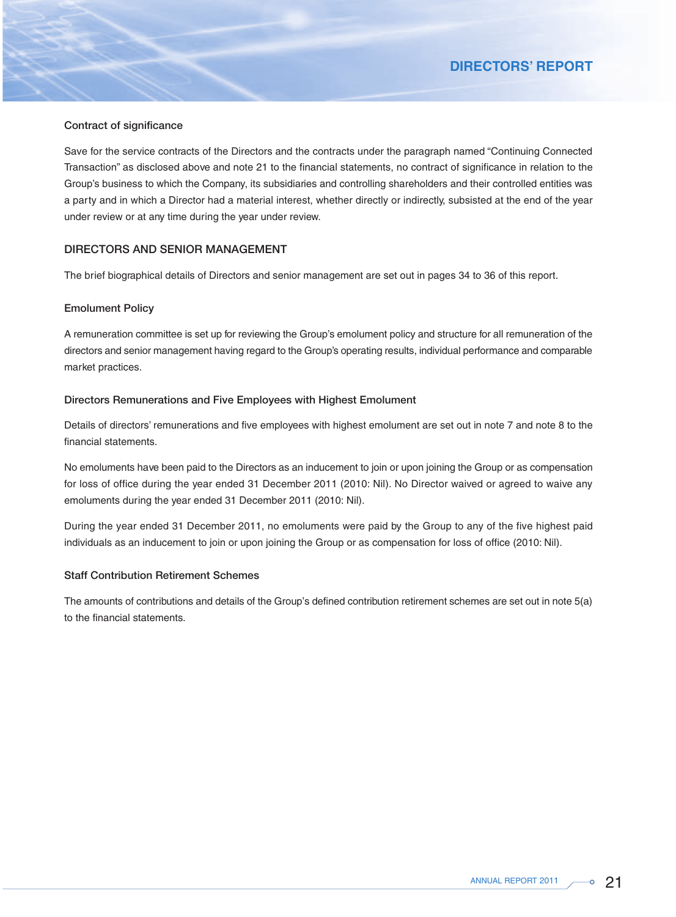### Contract of significance

Save for the service contracts of the Directors and the contracts under the paragraph named "Continuing Connected Transaction" as disclosed above and note 21 to the financial statements, no contract of significance in relation to the Group's business to which the Company, its subsidiaries and controlling shareholders and their controlled entities was a party and in which a Director had a material interest, whether directly or indirectly, subsisted at the end of the year under review or at any time during the year under review.

## DIRECTORS AND SENIOR MANAGEMENT

The brief biographical details of Directors and senior management are set out in pages 34 to 36 of this report.

### Emolument Policy

A remuneration committee is set up for reviewing the Group's emolument policy and structure for all remuneration of the directors and senior management having regard to the Group's operating results, individual performance and comparable market practices.

### Directors Remunerations and Five Employees with Highest Emolument

Details of directors' remunerations and five employees with highest emolument are set out in note 7 and note 8 to the financial statements.

No emoluments have been paid to the Directors as an inducement to join or upon joining the Group or as compensation for loss of office during the year ended 31 December 2011 (2010: Nil). No Director waived or agreed to waive any emoluments during the year ended 31 December 2011 (2010: Nil).

During the year ended 31 December 2011, no emoluments were paid by the Group to any of the five highest paid individuals as an inducement to join or upon joining the Group or as compensation for loss of office (2010: Nil).

### Staff Contribution Retirement Schemes

The amounts of contributions and details of the Group's defined contribution retirement schemes are set out in note 5(a) to the financial statements.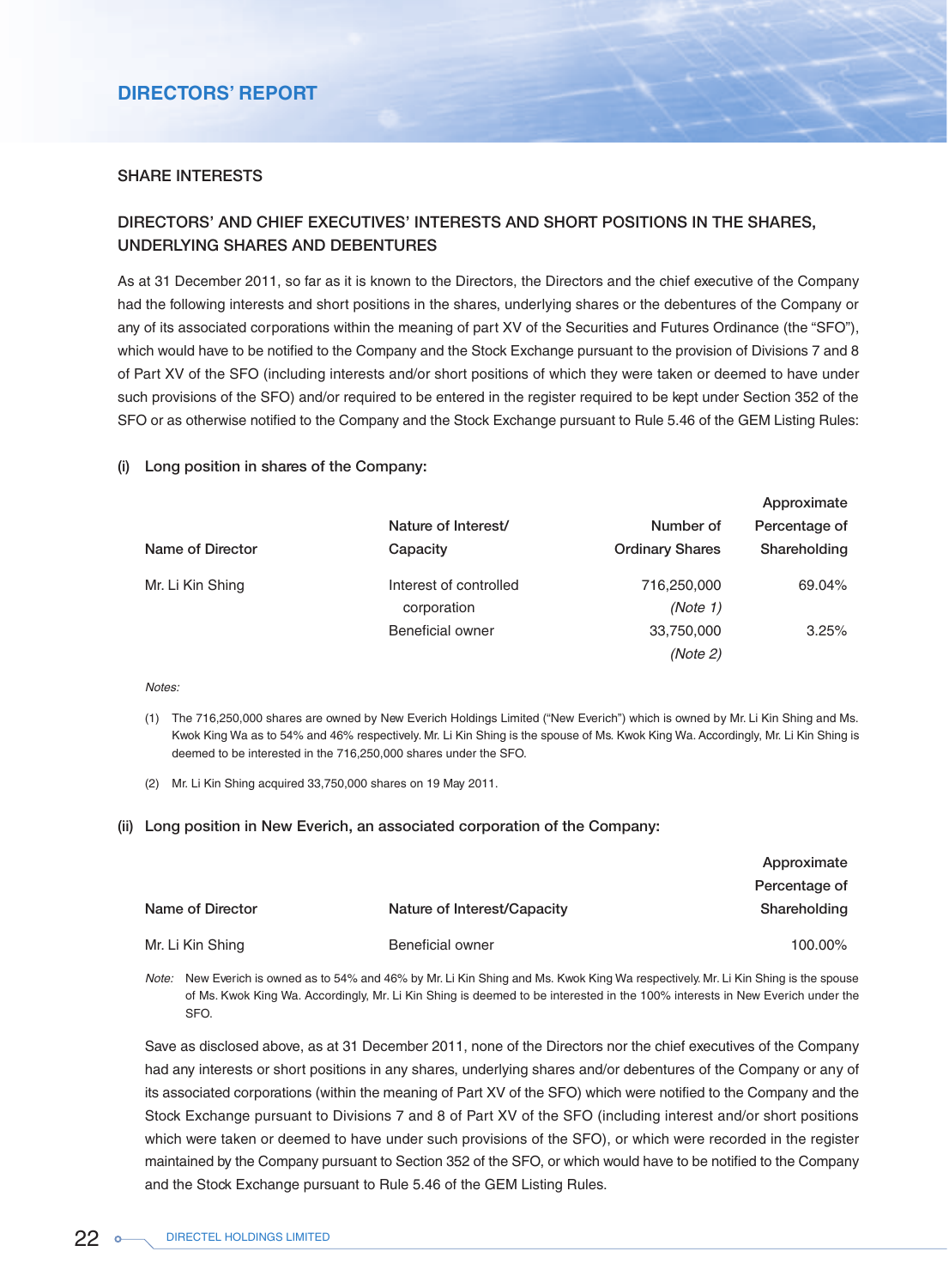# DIRECTORS' REPORT

## SHARE INTERESTS

### DIRECTORS' AND CHIEF EXECUTIVES' INTERESTS AND SHORT POSITIONS IN THE SHARES, UNDERLYING SHARES AND DEBENTURES

As at 31 December 2011, so far as it is known to the Directors, the Directors and the chief executive of the Company had the following interests and short positions in the shares, underlying shares or the debentures of the Company or any of its associated corporations within the meaning of part XV of the Securities and Futures Ordinance (the "SFO"), which would have to be notified to the Company and the Stock Exchange pursuant to the provision of Divisions 7 and 8 of Part XV of the SFO (including interests and/or short positions of which they were taken or deemed to have under such provisions of the SFO) and/or required to be entered in the register required to be kept under Section 352 of the SFO or as otherwise notified to the Company and the Stock Exchange pursuant to Rule 5.46 of the GEM Listing Rules:

**(i) Long position in shares of the Company:**

| Name of Director | Nature of Interest/ Capacity | Number of Ordinary Shares | Approximate Percentage of Shareholding |
|---|---|---|---|
| Mr. Li Kin Shing | Interest of controlled corporation | 716,250,000 *(Note 1)* | 69.04% |
| | Beneficial owner | 33,750,000 *(Note 2)* | 3.25% |

*Notes:*

(1) The 716,250,000 shares are owned by New Everich Holdings Limited ("New Everich") which is owned by Mr. Li Kin Shing and Ms. Kwok King Wa as to 54% and 46% respectively. Mr. Li Kin Shing is the spouse of Ms. Kwok King Wa. Accordingly, Mr. Li Kin Shing is deemed to be interested in the 716,250,000 shares under the SFO.

(2) Mr. Li Kin Shing acquired 33,750,000 shares on 19 May 2011.

**(ii) Long position in New Everich, an associated corporation of the Company:**

| Name of Director | Nature of Interest/Capacity | Approximate Percentage of Shareholding |
|---|---|---|
| Mr. Li Kin Shing | Beneficial owner | 100.00% |

*Note:* New Everich is owned as to 54% and 46% by Mr. Li Kin Shing and Ms. Kwok King Wa respectively. Mr. Li Kin Shing is the spouse of Ms. Kwok King Wa. Accordingly, Mr. Li Kin Shing is deemed to be interested in the 100% interests in New Everich under the SFO.

Save as disclosed above, as at 31 December 2011, none of the Directors nor the chief executives of the Company had any interests or short positions in any shares, underlying shares and/or debentures of the Company or any of its associated corporations (within the meaning of Part XV of the SFO) which were notified to the Company and the Stock Exchange pursuant to Divisions 7 and 8 of Part XV of the SFO (including interest and/or short positions which were taken or deemed to have under such provisions of the SFO), or which were recorded in the register maintained by the Company pursuant to Section 352 of the SFO, or which would have to be notified to the Company and the Stock Exchange pursuant to Rule 5.46 of the GEM Listing Rules.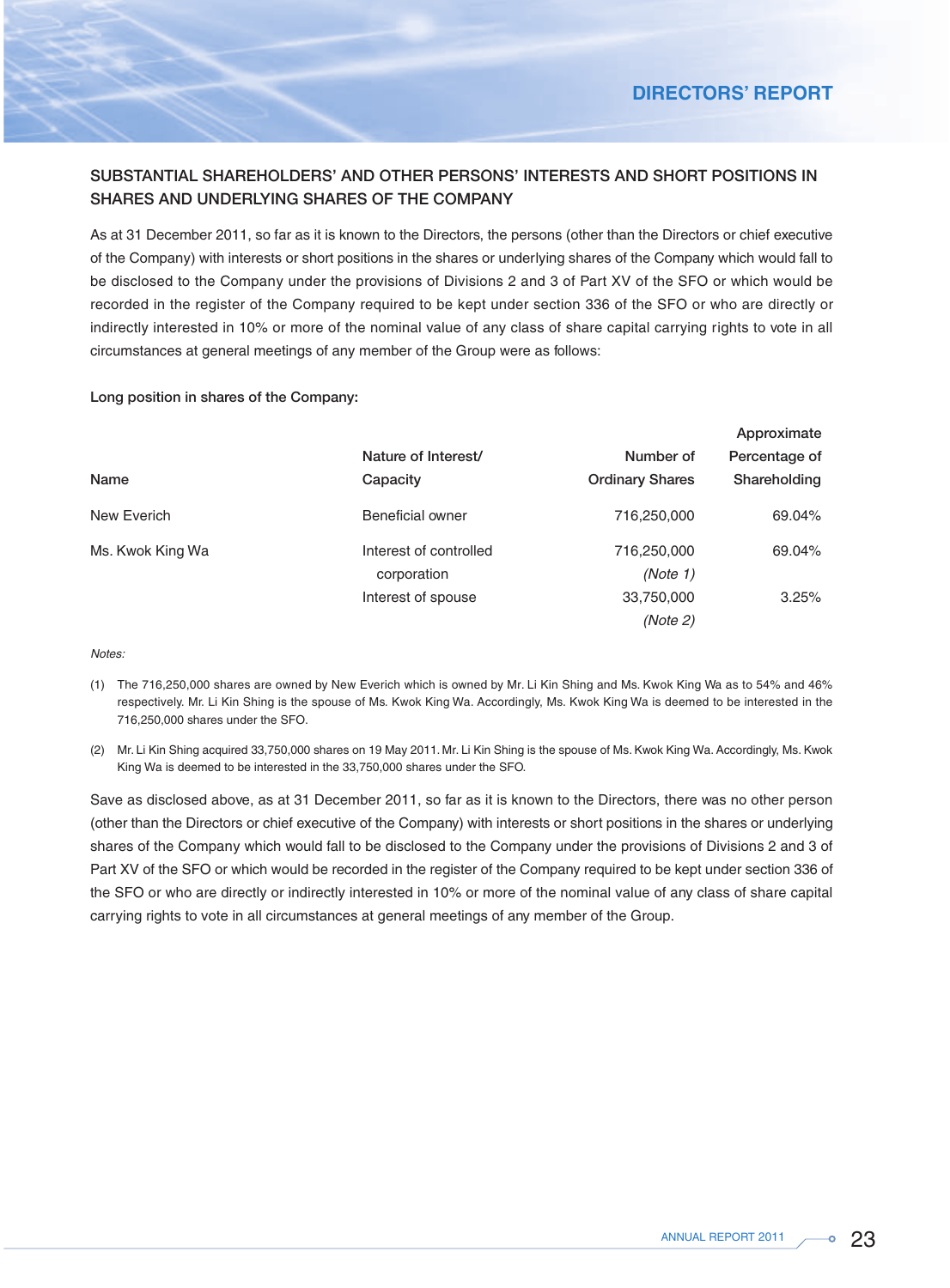## SUBSTANTIAL SHAREHOLDERS' AND OTHER PERSONS' INTERESTS AND SHORT POSITIONS IN SHARES AND UNDERLYING SHARES OF THE COMPANY

As at 31 December 2011, so far as it is known to the Directors, the persons (other than the Directors or chief executive of the Company) with interests or short positions in the shares or underlying shares of the Company which would fall to be disclosed to the Company under the provisions of Divisions 2 and 3 of Part XV of the SFO or which would be recorded in the register of the Company required to be kept under section 336 of the SFO or who are directly or indirectly interested in 10% or more of the nominal value of any class of share capital carrying rights to vote in all circumstances at general meetings of any member of the Group were as follows:

**Long position in shares of the Company:**

| Name | Nature of Interest/ Capacity | Number of Ordinary Shares | Approximate Percentage of Shareholding |
|---|---|---|---|
| New Everich | Beneficial owner | 716,250,000 | 69.04% |
| Ms. Kwok King Wa | Interest of controlled corporation | 716,250,000 *(Note 1)* | 69.04% |
| | Interest of spouse | 33,750,000 *(Note 2)* | 3.25% |

*Notes:*

(1) The 716,250,000 shares are owned by New Everich which is owned by Mr. Li Kin Shing and Ms. Kwok King Wa as to 54% and 46% respectively. Mr. Li Kin Shing is the spouse of Ms. Kwok King Wa. Accordingly, Ms. Kwok King Wa is deemed to be interested in the 716,250,000 shares under the SFO.

(2) Mr. Li Kin Shing acquired 33,750,000 shares on 19 May 2011. Mr. Li Kin Shing is the spouse of Ms. Kwok King Wa. Accordingly, Ms. Kwok King Wa is deemed to be interested in the 33,750,000 shares under the SFO.

Save as disclosed above, as at 31 December 2011, so far as it is known to the Directors, there was no other person (other than the Directors or chief executive of the Company) with interests or short positions in the shares or underlying shares of the Company which would fall to be disclosed to the Company under the provisions of Divisions 2 and 3 of Part XV of the SFO or which would be recorded in the register of the Company required to be kept under section 336 of the SFO or who are directly or indirectly interested in 10% or more of the nominal value of any class of share capital carrying rights to vote in all circumstances at general meetings of any member of the Group.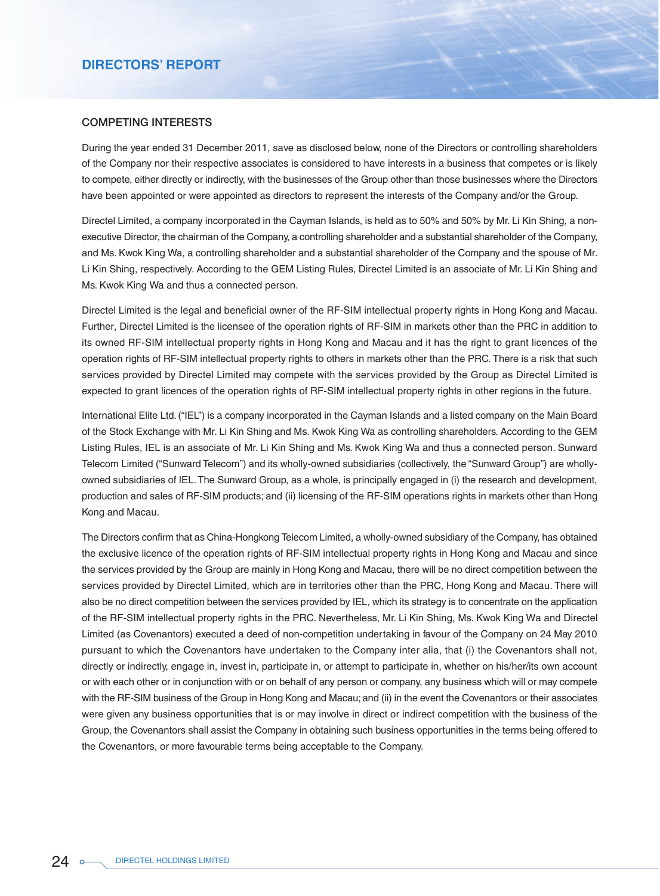## COMPETING INTERESTS

During the year ended 31 December 2011, save as disclosed below, none of the Directors or controlling shareholders of the Company nor their respective associates is considered to have interests in a business that competes or is likely to compete, either directly or indirectly, with the businesses of the Group other than those businesses where the Directors have been appointed or were appointed as directors to represent the interests of the Company and/or the Group.

Directel Limited, a company incorporated in the Cayman Islands, is held as to 50% and 50% by Mr. Li Kin Shing, a non-executive Director, the chairman of the Company, a controlling shareholder and a substantial shareholder of the Company, and Ms. Kwok King Wa, a controlling shareholder and a substantial shareholder of the Company and the spouse of Mr. Li Kin Shing, respectively. According to the GEM Listing Rules, Directel Limited is an associate of Mr. Li Kin Shing and Ms. Kwok King Wa and thus a connected person.

Directel Limited is the legal and beneficial owner of the RF-SIM intellectual property rights in Hong Kong and Macau. Further, Directel Limited is the licensee of the operation rights of RF-SIM in markets other than the PRC in addition to its owned RF-SIM intellectual property rights in Hong Kong and Macau and it has the right to grant licences of the operation rights of RF-SIM intellectual property rights to others in markets other than the PRC. There is a risk that such services provided by Directel Limited may compete with the services provided by the Group as Directel Limited is expected to grant licences of the operation rights of RF-SIM intellectual property rights in other regions in the future.

International Elite Ltd. ("IEL") is a company incorporated in the Cayman Islands and a listed company on the Main Board of the Stock Exchange with Mr. Li Kin Shing and Ms. Kwok King Wa as controlling shareholders. According to the GEM Listing Rules, IEL is an associate of Mr. Li Kin Shing and Ms. Kwok King Wa and thus a connected person. Sunward Telecom Limited ("Sunward Telecom") and its wholly-owned subsidiaries (collectively, the "Sunward Group") are wholly-owned subsidiaries of IEL. The Sunward Group, as a whole, is principally engaged in (i) the research and development, production and sales of RF-SIM products; and (ii) licensing of the RF-SIM operations rights in markets other than Hong Kong and Macau.

The Directors confirm that as China-Hongkong Telecom Limited, a wholly-owned subsidiary of the Company, has obtained the exclusive licence of the operation rights of RF-SIM intellectual property rights in Hong Kong and Macau and since the services provided by the Group are mainly in Hong Kong and Macau, there will be no direct competition between the services provided by Directel Limited, which are in territories other than the PRC, Hong Kong and Macau. There will also be no direct competition between the services provided by IEL, which its strategy is to concentrate on the application of the RF-SIM intellectual property rights in the PRC. Nevertheless, Mr. Li Kin Shing, Ms. Kwok King Wa and Directel Limited (as Covenantors) executed a deed of non-competition undertaking in favour of the Company on 24 May 2010 pursuant to which the Covenantors have undertaken to the Company inter alia, that (i) the Covenantors shall not, directly or indirectly, engage in, invest in, participate in, or attempt to participate in, whether on his/her/its own account or with each other or in conjunction with or on behalf of any person or company, any business which will or may compete with the RF-SIM business of the Group in Hong Kong and Macau; and (ii) in the event the Covenantors or their associates were given any business opportunities that is or may involve in direct or indirect competition with the business of the Group, the Covenantors shall assist the Company in obtaining such business opportunities in the terms being offered to the Covenantors, or more favourable terms being acceptable to the Company.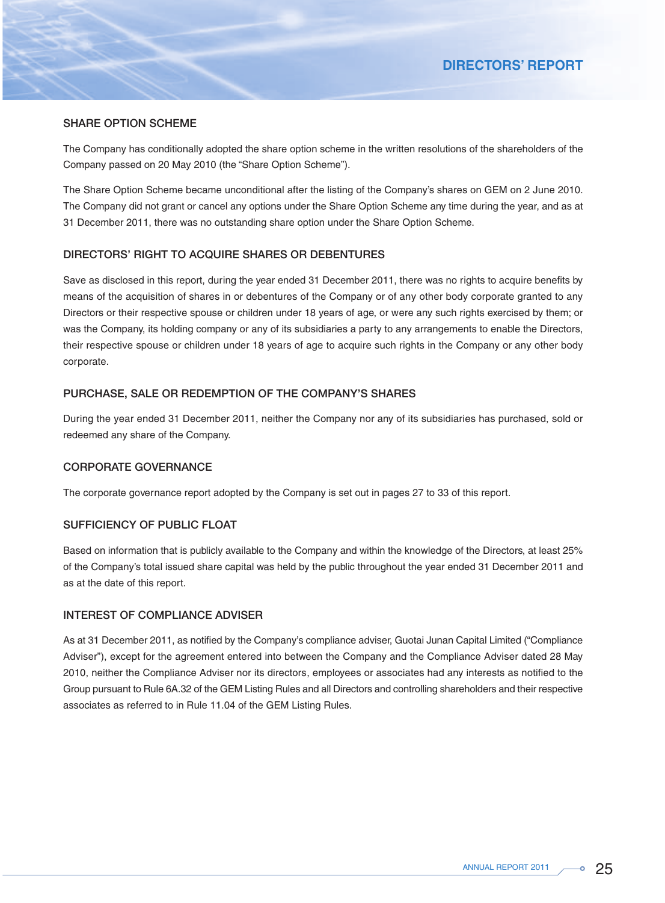## SHARE OPTION SCHEME

The Company has conditionally adopted the share option scheme in the written resolutions of the shareholders of the Company passed on 20 May 2010 (the "Share Option Scheme").

The Share Option Scheme became unconditional after the listing of the Company's shares on GEM on 2 June 2010. The Company did not grant or cancel any options under the Share Option Scheme any time during the year, and as at 31 December 2011, there was no outstanding share option under the Share Option Scheme.

## DIRECTORS' RIGHT TO ACQUIRE SHARES OR DEBENTURES

Save as disclosed in this report, during the year ended 31 December 2011, there was no rights to acquire benefits by means of the acquisition of shares in or debentures of the Company or of any other body corporate granted to any Directors or their respective spouse or children under 18 years of age, or were any such rights exercised by them; or was the Company, its holding company or any of its subsidiaries a party to any arrangements to enable the Directors, their respective spouse or children under 18 years of age to acquire such rights in the Company or any other body corporate.

## PURCHASE, SALE OR REDEMPTION OF THE COMPANY'S SHARES

During the year ended 31 December 2011, neither the Company nor any of its subsidiaries has purchased, sold or redeemed any share of the Company.

## CORPORATE GOVERNANCE

The corporate governance report adopted by the Company is set out in pages 27 to 33 of this report.

## SUFFICIENCY OF PUBLIC FLOAT

Based on information that is publicly available to the Company and within the knowledge of the Directors, at least 25% of the Company's total issued share capital was held by the public throughout the year ended 31 December 2011 and as at the date of this report.

## INTEREST OF COMPLIANCE ADVISER

As at 31 December 2011, as notified by the Company's compliance adviser, Guotai Junan Capital Limited ("Compliance Adviser"), except for the agreement entered into between the Company and the Compliance Adviser dated 28 May 2010, neither the Compliance Adviser nor its directors, employees or associates had any interests as notified to the Group pursuant to Rule 6A.32 of the GEM Listing Rules and all Directors and controlling shareholders and their respective associates as referred to in Rule 11.04 of the GEM Listing Rules.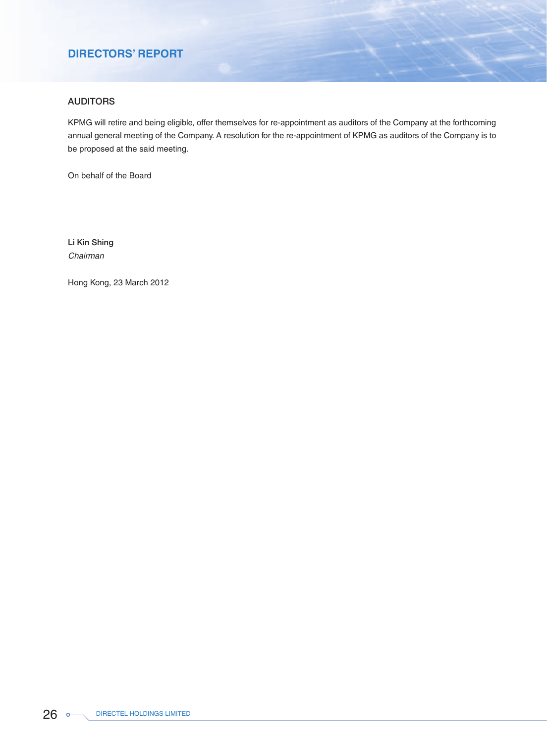## AUDITORS

KPMG will retire and being eligible, offer themselves for re-appointment as auditors of the Company at the forthcoming annual general meeting of the Company. A resolution for the re-appointment of KPMG as auditors of the Company is to be proposed at the said meeting.

On behalf of the Board

**Li Kin Shing**
*Chairman*

Hong Kong, 23 March 2012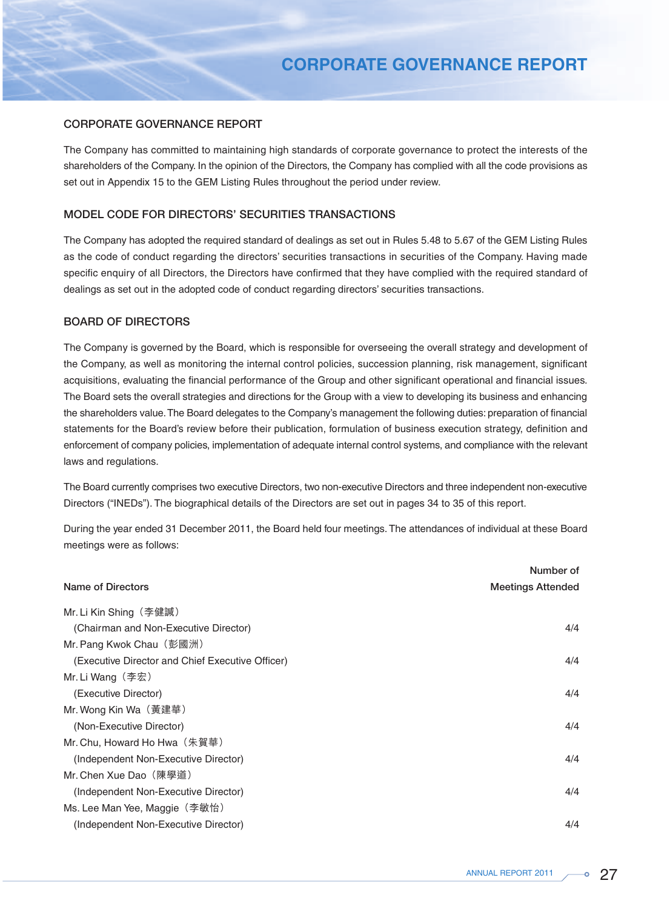# CORPORATE GOVERNANCE REPORT

## CORPORATE GOVERNANCE REPORT

The Company has committed to maintaining high standards of corporate governance to protect the interests of the shareholders of the Company. In the opinion of the Directors, the Company has complied with all the code provisions as set out in Appendix 15 to the GEM Listing Rules throughout the period under review.

## MODEL CODE FOR DIRECTORS' SECURITIES TRANSACTIONS

The Company has adopted the required standard of dealings as set out in Rules 5.48 to 5.67 of the GEM Listing Rules as the code of conduct regarding the directors' securities transactions in securities of the Company. Having made specific enquiry of all Directors, the Directors have confirmed that they have complied with the required standard of dealings as set out in the adopted code of conduct regarding directors' securities transactions.

## BOARD OF DIRECTORS

The Company is governed by the Board, which is responsible for overseeing the overall strategy and development of the Company, as well as monitoring the internal control policies, succession planning, risk management, significant acquisitions, evaluating the financial performance of the Group and other significant operational and financial issues. The Board sets the overall strategies and directions for the Group with a view to developing its business and enhancing the shareholders value. The Board delegates to the Company's management the following duties: preparation of financial statements for the Board's review before their publication, formulation of business execution strategy, definition and enforcement of company policies, implementation of adequate internal control systems, and compliance with the relevant laws and regulations.

The Board currently comprises two executive Directors, two non-executive Directors and three independent non-executive Directors ("INEDs"). The biographical details of the Directors are set out in pages 34 to 35 of this report.

During the year ended 31 December 2011, the Board held four meetings. The attendances of individual at these Board meetings were as follows:

| Name of Directors | Number of Meetings Attended |
|---|---|
| Mr. Li Kin Shing（李健誠）(Chairman and Non-Executive Director) | 4/4 |
| Mr. Pang Kwok Chau（彭國洲）(Executive Director and Chief Executive Officer) | 4/4 |
| Mr. Li Wang（李宏）(Executive Director) | 4/4 |
| Mr. Wong Kin Wa（黃建華）(Non-Executive Director) | 4/4 |
| Mr. Chu, Howard Ho Hwa（朱賀華）(Independent Non-Executive Director) | 4/4 |
| Mr. Chen Xue Dao（陳學道）(Independent Non-Executive Director) | 4/4 |
| Ms. Lee Man Yee, Maggie（李敏怡）(Independent Non-Executive Director) | 4/4 |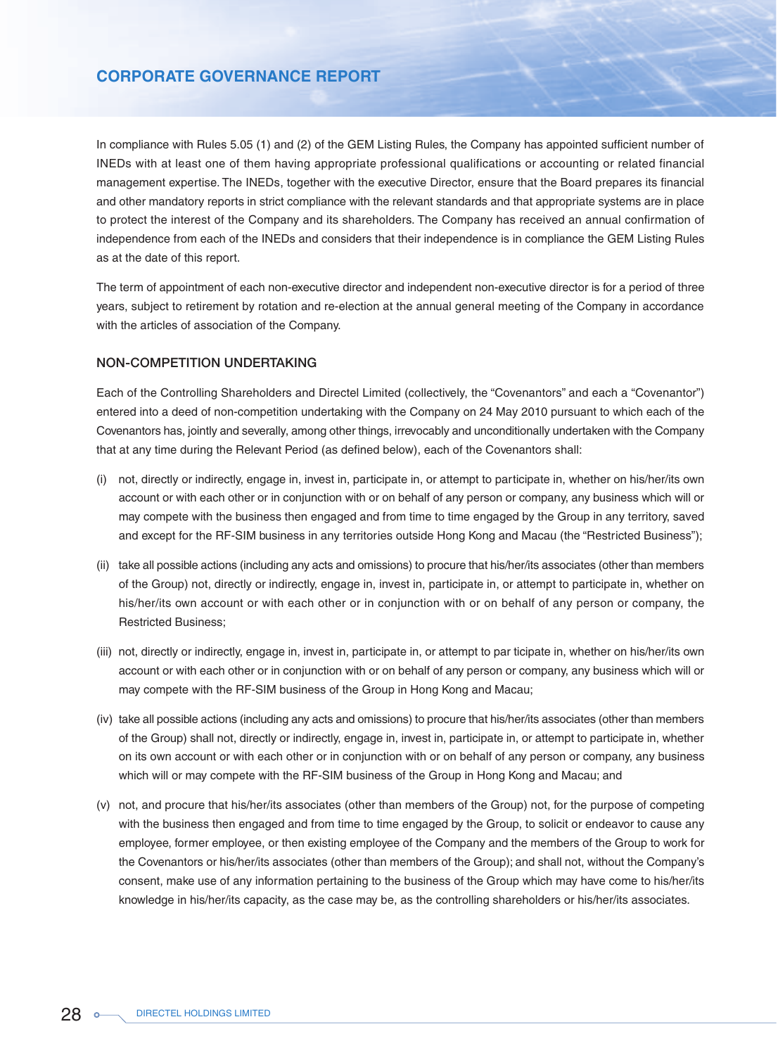In compliance with Rules 5.05 (1) and (2) of the GEM Listing Rules, the Company has appointed sufficient number of INEDs with at least one of them having appropriate professional qualifications or accounting or related financial management expertise. The INEDs, together with the executive Director, ensure that the Board prepares its financial and other mandatory reports in strict compliance with the relevant standards and that appropriate systems are in place to protect the interest of the Company and its shareholders. The Company has received an annual confirmation of independence from each of the INEDs and considers that their independence is in compliance the GEM Listing Rules as at the date of this report.

The term of appointment of each non-executive director and independent non-executive director is for a period of three years, subject to retirement by rotation and re-election at the annual general meeting of the Company in accordance with the articles of association of the Company.

## NON-COMPETITION UNDERTAKING

Each of the Controlling Shareholders and Directel Limited (collectively, the "Covenantors" and each a "Covenantor") entered into a deed of non-competition undertaking with the Company on 24 May 2010 pursuant to which each of the Covenantors has, jointly and severally, among other things, irrevocably and unconditionally undertaken with the Company that at any time during the Relevant Period (as defined below), each of the Covenantors shall:

(i) not, directly or indirectly, engage in, invest in, participate in, or attempt to participate in, whether on his/her/its own account or with each other or in conjunction with or on behalf of any person or company, any business which will or may compete with the business then engaged and from time to time engaged by the Group in any territory, saved and except for the RF-SIM business in any territories outside Hong Kong and Macau (the "Restricted Business");

(ii) take all possible actions (including any acts and omissions) to procure that his/her/its associates (other than members of the Group) not, directly or indirectly, engage in, invest in, participate in, or attempt to participate in, whether on his/her/its own account or with each other or in conjunction with or on behalf of any person or company, the Restricted Business;

(iii) not, directly or indirectly, engage in, invest in, participate in, or attempt to par ticipate in, whether on his/her/its own account or with each other or in conjunction with or on behalf of any person or company, any business which will or may compete with the RF-SIM business of the Group in Hong Kong and Macau;

(iv) take all possible actions (including any acts and omissions) to procure that his/her/its associates (other than members of the Group) shall not, directly or indirectly, engage in, invest in, participate in, or attempt to participate in, whether on its own account or with each other or in conjunction with or on behalf of any person or company, any business which will or may compete with the RF-SIM business of the Group in Hong Kong and Macau; and

(v) not, and procure that his/her/its associates (other than members of the Group) not, for the purpose of competing with the business then engaged and from time to time engaged by the Group, to solicit or endeavor to cause any employee, former employee, or then existing employee of the Company and the members of the Group to work for the Covenantors or his/her/its associates (other than members of the Group); and shall not, without the Company's consent, make use of any information pertaining to the business of the Group which may have come to his/her/its knowledge in his/her/its capacity, as the case may be, as the controlling shareholders or his/her/its associates.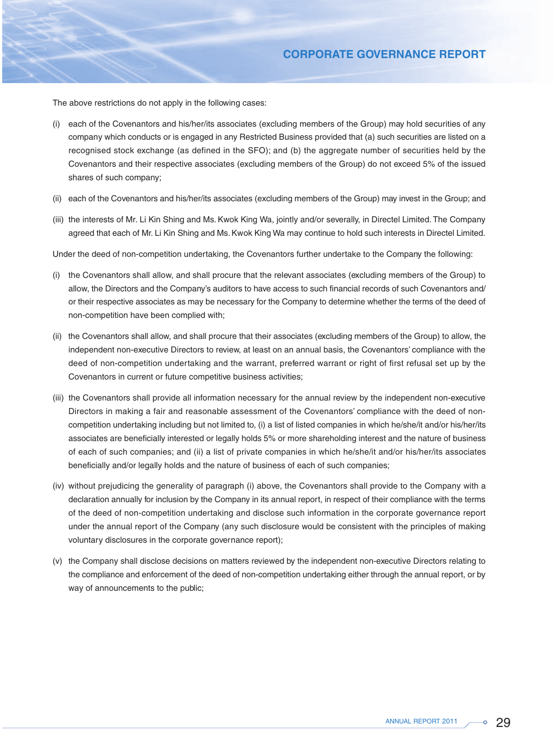The above restrictions do not apply in the following cases:

(i) each of the Covenantors and his/her/its associates (excluding members of the Group) may hold securities of any company which conducts or is engaged in any Restricted Business provided that (a) such securities are listed on a recognised stock exchange (as defined in the SFO); and (b) the aggregate number of securities held by the Covenantors and their respective associates (excluding members of the Group) do not exceed 5% of the issued shares of such company;

(ii) each of the Covenantors and his/her/its associates (excluding members of the Group) may invest in the Group; and

(iii) the interests of Mr. Li Kin Shing and Ms. Kwok King Wa, jointly and/or severally, in Directel Limited. The Company agreed that each of Mr. Li Kin Shing and Ms. Kwok King Wa may continue to hold such interests in Directel Limited.

Under the deed of non-competition undertaking, the Covenantors further undertake to the Company the following:

(i) the Covenantors shall allow, and shall procure that the relevant associates (excluding members of the Group) to allow, the Directors and the Company's auditors to have access to such financial records of such Covenantors and/or their respective associates as may be necessary for the Company to determine whether the terms of the deed of non-competition have been complied with;

(ii) the Covenantors shall allow, and shall procure that their associates (excluding members of the Group) to allow, the independent non-executive Directors to review, at least on an annual basis, the Covenantors' compliance with the deed of non-competition undertaking and the warrant, preferred warrant or right of first refusal set up by the Covenantors in current or future competitive business activities;

(iii) the Covenantors shall provide all information necessary for the annual review by the independent non-executive Directors in making a fair and reasonable assessment of the Covenantors' compliance with the deed of non-competition undertaking including but not limited to, (i) a list of listed companies in which he/she/it and/or his/her/its associates are beneficially interested or legally holds 5% or more shareholding interest and the nature of business of each of such companies; and (ii) a list of private companies in which he/she/it and/or his/her/its associates beneficially and/or legally holds and the nature of business of each of such companies;

(iv) without prejudicing the generality of paragraph (i) above, the Covenantors shall provide to the Company with a declaration annually for inclusion by the Company in its annual report, in respect of their compliance with the terms of the deed of non-competition undertaking and disclose such information in the corporate governance report under the annual report of the Company (any such disclosure would be consistent with the principles of making voluntary disclosures in the corporate governance report);

(v) the Company shall disclose decisions on matters reviewed by the independent non-executive Directors relating to the compliance and enforcement of the deed of non-competition undertaking either through the annual report, or by way of announcements to the public;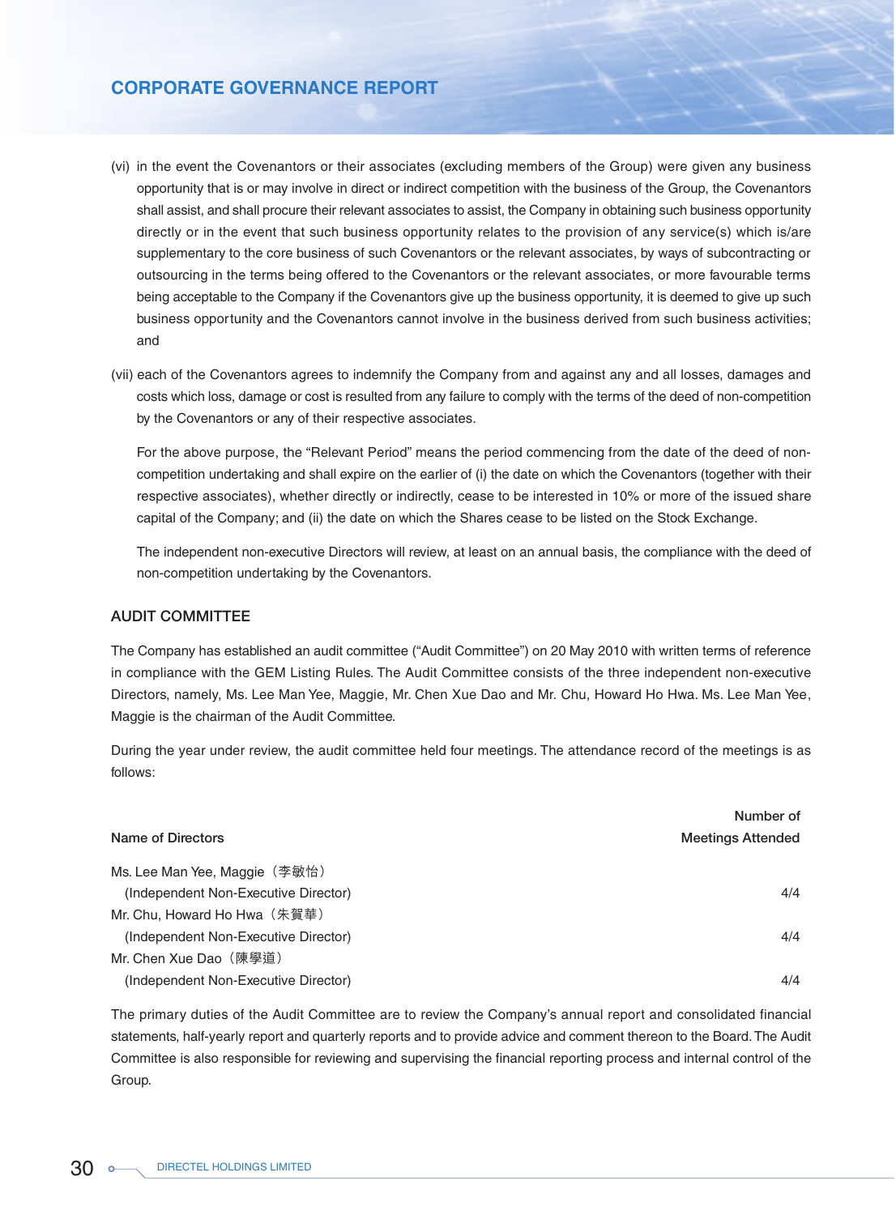(vi) in the event the Covenantors or their associates (excluding members of the Group) were given any business opportunity that is or may involve in direct or indirect competition with the business of the Group, the Covenantors shall assist, and shall procure their relevant associates to assist, the Company in obtaining such business opportunity directly or in the event that such business opportunity relates to the provision of any service(s) which is/are supplementary to the core business of such Covenantors or the relevant associates, by ways of subcontracting or outsourcing in the terms being offered to the Covenantors or the relevant associates, or more favourable terms being acceptable to the Company if the Covenantors give up the business opportunity, it is deemed to give up such business opportunity and the Covenantors cannot involve in the business derived from such business activities; and

(vii) each of the Covenantors agrees to indemnify the Company from and against any and all losses, damages and costs which loss, damage or cost is resulted from any failure to comply with the terms of the deed of non-competition by the Covenantors or any of their respective associates.

For the above purpose, the "Relevant Period" means the period commencing from the date of the deed of non-competition undertaking and shall expire on the earlier of (i) the date on which the Covenantors (together with their respective associates), whether directly or indirectly, cease to be interested in 10% or more of the issued share capital of the Company; and (ii) the date on which the Shares cease to be listed on the Stock Exchange.

The independent non-executive Directors will review, at least on an annual basis, the compliance with the deed of non-competition undertaking by the Covenantors.

## AUDIT COMMITTEE

The Company has established an audit committee ("Audit Committee") on 20 May 2010 with written terms of reference in compliance with the GEM Listing Rules. The Audit Committee consists of the three independent non-executive Directors, namely, Ms. Lee Man Yee, Maggie, Mr. Chen Xue Dao and Mr. Chu, Howard Ho Hwa. Ms. Lee Man Yee, Maggie is the chairman of the Audit Committee.

During the year under review, the audit committee held four meetings. The attendance record of the meetings is as follows:

| Name of Directors | Number of Meetings Attended |
|---|---|
| Ms. Lee Man Yee, Maggie（李敏怡）(Independent Non-Executive Director) | 4/4 |
| Mr. Chu, Howard Ho Hwa（朱賀華）(Independent Non-Executive Director) | 4/4 |
| Mr. Chen Xue Dao（陳學道）(Independent Non-Executive Director) | 4/4 |

The primary duties of the Audit Committee are to review the Company's annual report and consolidated financial statements, half-yearly report and quarterly reports and to provide advice and comment thereon to the Board. The Audit Committee is also responsible for reviewing and supervising the financial reporting process and internal control of the Group.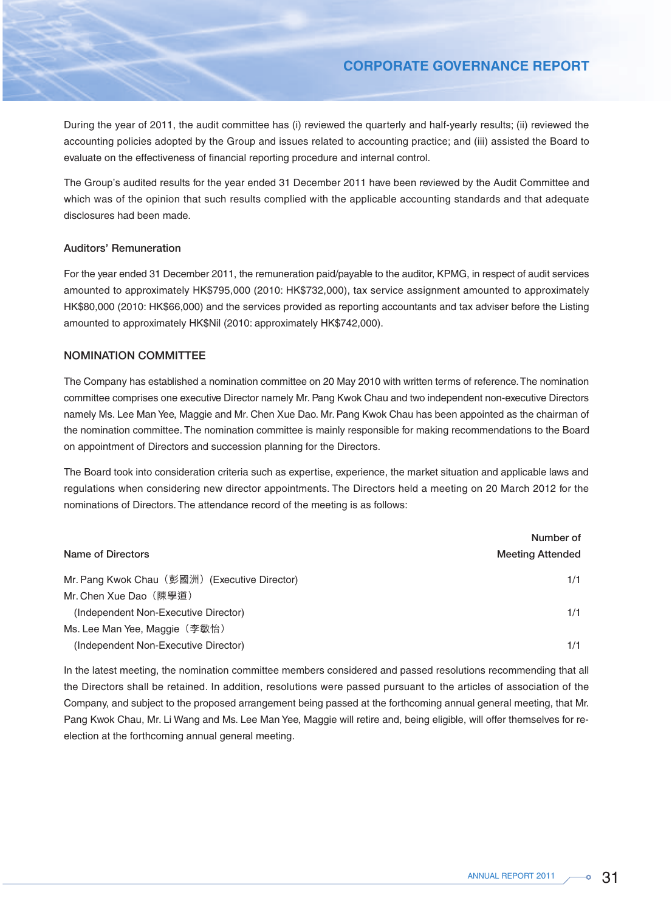During the year of 2011, the audit committee has (i) reviewed the quarterly and half-yearly results; (ii) reviewed the accounting policies adopted by the Group and issues related to accounting practice; and (iii) assisted the Board to evaluate on the effectiveness of financial reporting procedure and internal control.

The Group's audited results for the year ended 31 December 2011 have been reviewed by the Audit Committee and which was of the opinion that such results complied with the applicable accounting standards and that adequate disclosures had been made.

### Auditors' Remuneration

For the year ended 31 December 2011, the remuneration paid/payable to the auditor, KPMG, in respect of audit services amounted to approximately HK$795,000 (2010: HK$732,000), tax service assignment amounted to approximately HK$80,000 (2010: HK$66,000) and the services provided as reporting accountants and tax adviser before the Listing amounted to approximately HK$Nil (2010: approximately HK$742,000).

## NOMINATION COMMITTEE

The Company has established a nomination committee on 20 May 2010 with written terms of reference. The nomination committee comprises one executive Director namely Mr. Pang Kwok Chau and two independent non-executive Directors namely Ms. Lee Man Yee, Maggie and Mr. Chen Xue Dao. Mr. Pang Kwok Chau has been appointed as the chairman of the nomination committee. The nomination committee is mainly responsible for making recommendations to the Board on appointment of Directors and succession planning for the Directors.

The Board took into consideration criteria such as expertise, experience, the market situation and applicable laws and regulations when considering new director appointments. The Directors held a meeting on 20 March 2012 for the nominations of Directors. The attendance record of the meeting is as follows:

| Name of Directors | Number of Meeting Attended |
|---|---|
| Mr. Pang Kwok Chau（彭國洲）(Executive Director) | 1/1 |
| Mr. Chen Xue Dao（陳學道）(Independent Non-Executive Director) | 1/1 |
| Ms. Lee Man Yee, Maggie（李敏怡）(Independent Non-Executive Director) | 1/1 |

In the latest meeting, the nomination committee members considered and passed resolutions recommending that all the Directors shall be retained. In addition, resolutions were passed pursuant to the articles of association of the Company, and subject to the proposed arrangement being passed at the forthcoming annual general meeting, that Mr. Pang Kwok Chau, Mr. Li Wang and Ms. Lee Man Yee, Maggie will retire and, being eligible, will offer themselves for re-election at the forthcoming annual general meeting.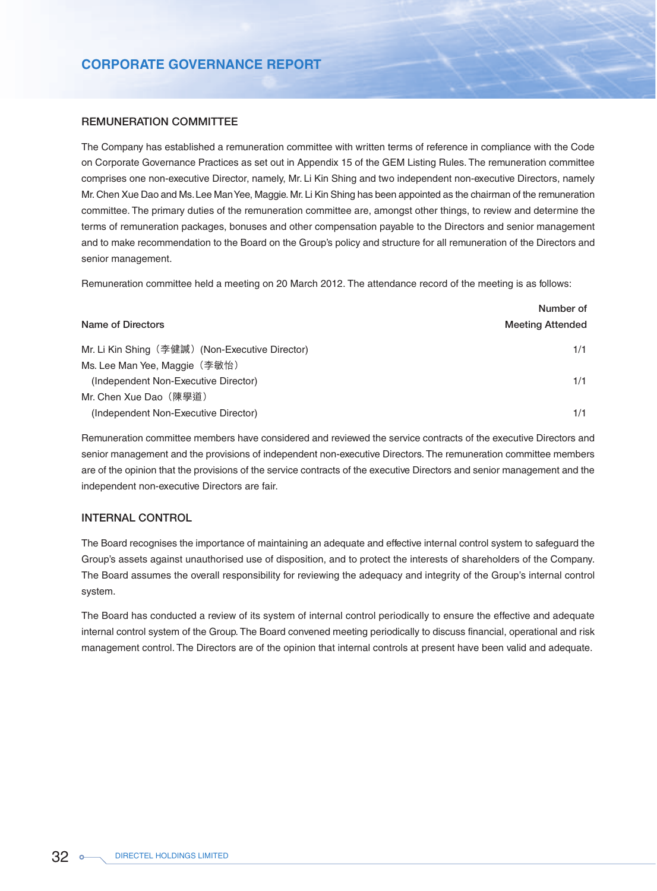## REMUNERATION COMMITTEE

The Company has established a remuneration committee with written terms of reference in compliance with the Code on Corporate Governance Practices as set out in Appendix 15 of the GEM Listing Rules. The remuneration committee comprises one non-executive Director, namely, Mr. Li Kin Shing and two independent non-executive Directors, namely Mr. Chen Xue Dao and Ms. Lee Man Yee, Maggie. Mr. Li Kin Shing has been appointed as the chairman of the remuneration committee. The primary duties of the remuneration committee are, amongst other things, to review and determine the terms of remuneration packages, bonuses and other compensation payable to the Directors and senior management and to make recommendation to the Board on the Group's policy and structure for all remuneration of the Directors and senior management.

Remuneration committee held a meeting on 20 March 2012. The attendance record of the meeting is as follows:

| Name of Directors | Number of Meeting Attended |
|---|---|
| Mr. Li Kin Shing（李健誠）(Non-Executive Director) | 1/1 |
| Ms. Lee Man Yee, Maggie（李敏怡）(Independent Non-Executive Director) | 1/1 |
| Mr. Chen Xue Dao（陳學道）(Independent Non-Executive Director) | 1/1 |

Remuneration committee members have considered and reviewed the service contracts of the executive Directors and senior management and the provisions of independent non-executive Directors. The remuneration committee members are of the opinion that the provisions of the service contracts of the executive Directors and senior management and the independent non-executive Directors are fair.

## INTERNAL CONTROL

The Board recognises the importance of maintaining an adequate and effective internal control system to safeguard the Group's assets against unauthorised use of disposition, and to protect the interests of shareholders of the Company. The Board assumes the overall responsibility for reviewing the adequacy and integrity of the Group's internal control system.

The Board has conducted a review of its system of internal control periodically to ensure the effective and adequate internal control system of the Group. The Board convened meeting periodically to discuss financial, operational and risk management control. The Directors are of the opinion that internal controls at present have been valid and adequate.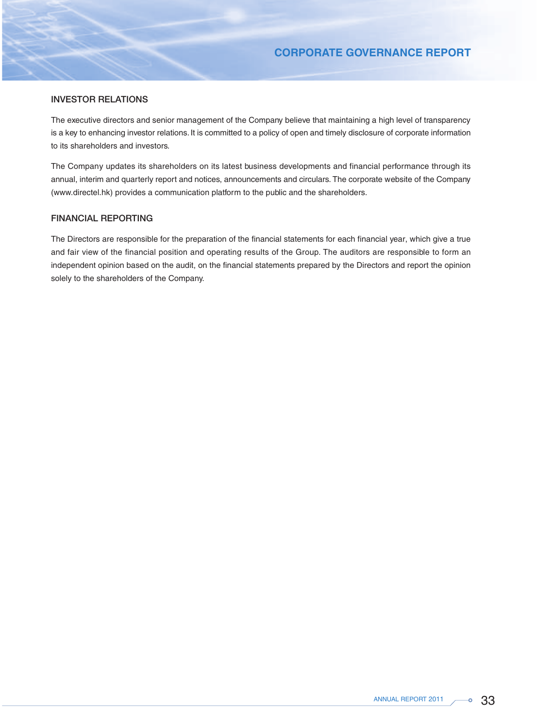## INVESTOR RELATIONS

The executive directors and senior management of the Company believe that maintaining a high level of transparency is a key to enhancing investor relations. It is committed to a policy of open and timely disclosure of corporate information to its shareholders and investors.

The Company updates its shareholders on its latest business developments and financial performance through its annual, interim and quarterly report and notices, announcements and circulars. The corporate website of the Company (www.directel.hk) provides a communication platform to the public and the shareholders.

## FINANCIAL REPORTING

The Directors are responsible for the preparation of the financial statements for each financial year, which give a true and fair view of the financial position and operating results of the Group. The auditors are responsible to form an independent opinion based on the audit, on the financial statements prepared by the Directors and report the opinion solely to the shareholders of the Company.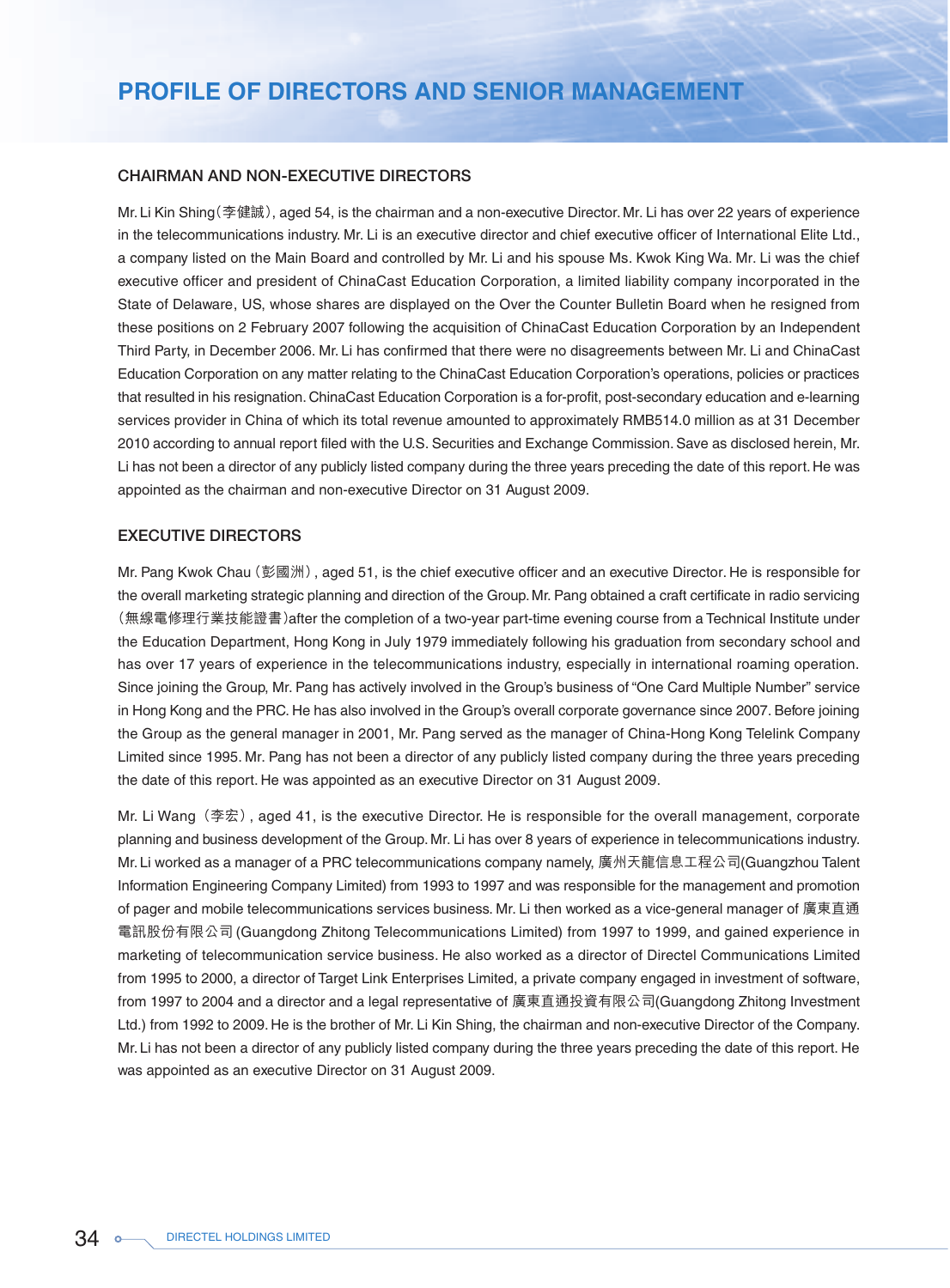# PROFILE OF DIRECTORS AND SENIOR MANAGEMENT

## CHAIRMAN AND NON-EXECUTIVE DIRECTORS

Mr. Li Kin Shing (李健誠), aged 54, is the chairman and a non-executive Director. Mr. Li has over 22 years of experience in the telecommunications industry. Mr. Li is an executive director and chief executive officer of International Elite Ltd., a company listed on the Main Board and controlled by Mr. Li and his spouse Ms. Kwok King Wa. Mr. Li was the chief executive officer and president of ChinaCast Education Corporation, a limited liability company incorporated in the State of Delaware, US, whose shares are displayed on the Over the Counter Bulletin Board when he resigned from these positions on 2 February 2007 following the acquisition of ChinaCast Education Corporation by an Independent Third Party, in December 2006. Mr. Li has confirmed that there were no disagreements between Mr. Li and ChinaCast Education Corporation on any matter relating to the ChinaCast Education Corporation's operations, policies or practices that resulted in his resignation. ChinaCast Education Corporation is a for-profit, post-secondary education and e-learning services provider in China of which its total revenue amounted to approximately RMB514.0 million as at 31 December 2010 according to annual report filed with the U.S. Securities and Exchange Commission. Save as disclosed herein, Mr. Li has not been a director of any publicly listed company during the three years preceding the date of this report. He was appointed as the chairman and non-executive Director on 31 August 2009.

## EXECUTIVE DIRECTORS

Mr. Pang Kwok Chau (彭國洲), aged 51, is the chief executive officer and an executive Director. He is responsible for the overall marketing strategic planning and direction of the Group. Mr. Pang obtained a craft certificate in radio servicing (無線電修理行業技能證書) after the completion of a two-year part-time evening course from a Technical Institute under the Education Department, Hong Kong in July 1979 immediately following his graduation from secondary school and has over 17 years of experience in the telecommunications industry, especially in international roaming operation. Since joining the Group, Mr. Pang has actively involved in the Group's business of "One Card Multiple Number" service in Hong Kong and the PRC. He has also involved in the Group's overall corporate governance since 2007. Before joining the Group as the general manager in 2001, Mr. Pang served as the manager of China-Hong Kong Telelink Company Limited since 1995. Mr. Pang has not been a director of any publicly listed company during the three years preceding the date of this report. He was appointed as an executive Director on 31 August 2009.

Mr. Li Wang (李宏), aged 41, is the executive Director. He is responsible for the overall management, corporate planning and business development of the Group. Mr. Li has over 8 years of experience in telecommunications industry. Mr. Li worked as a manager of a PRC telecommunications company namely, 廣州天龍信息工程公司 (Guangzhou Talent Information Engineering Company Limited) from 1993 to 1997 and was responsible for the management and promotion of pager and mobile telecommunications services business. Mr. Li then worked as a vice-general manager of 廣東直通電訊股份有限公司 (Guangdong Zhitong Telecommunications Limited) from 1997 to 1999, and gained experience in marketing of telecommunication service business. He also worked as a director of Directel Communications Limited from 1995 to 2000, a director of Target Link Enterprises Limited, a private company engaged in investment of software, from 1997 to 2004 and a director and a legal representative of 廣東直通投資有限公司 (Guangdong Zhitong Investment Ltd.) from 1992 to 2009. He is the brother of Mr. Li Kin Shing, the chairman and non-executive Director of the Company. Mr. Li has not been a director of any publicly listed company during the three years preceding the date of this report. He was appointed as an executive Director on 31 August 2009.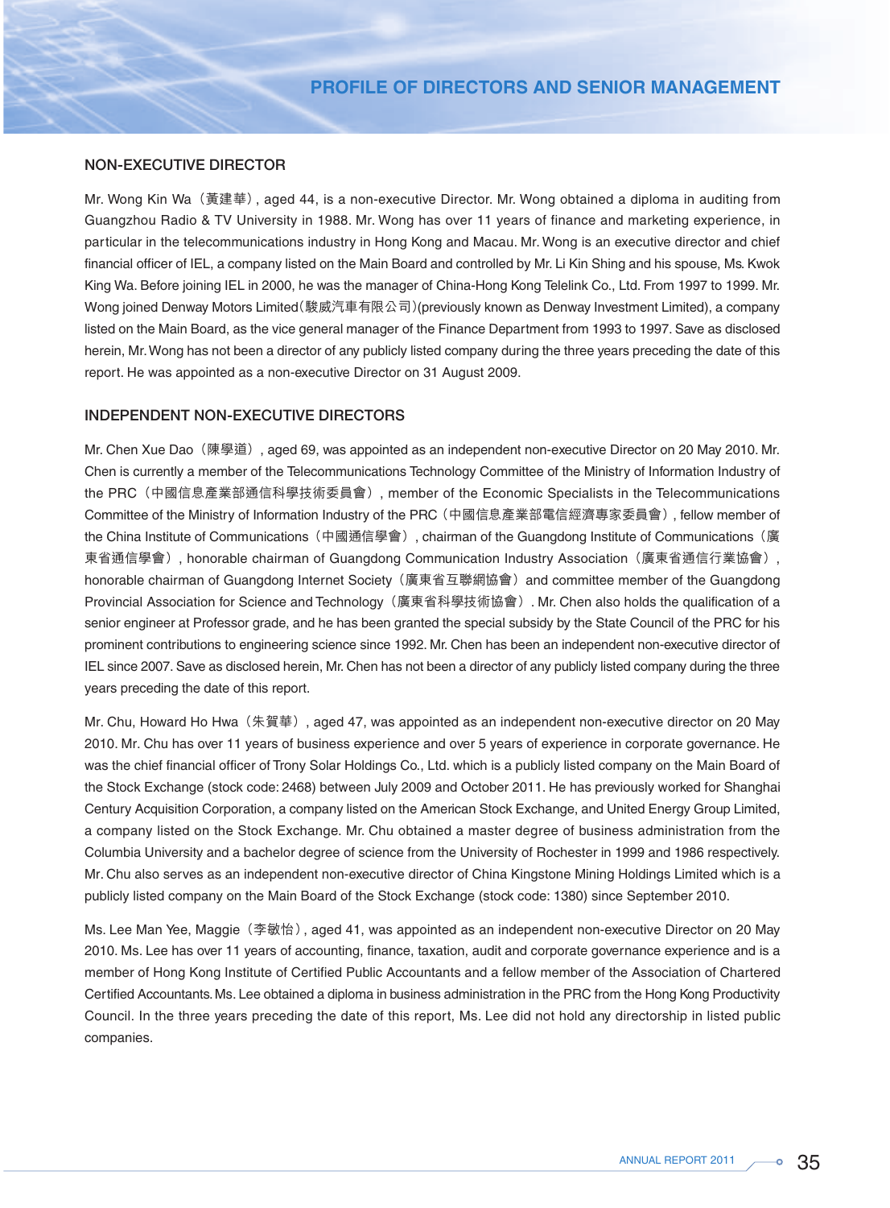## NON-EXECUTIVE DIRECTOR

Mr. Wong Kin Wa（黃建華）, aged 44, is a non-executive Director. Mr. Wong obtained a diploma in auditing from Guangzhou Radio & TV University in 1988. Mr. Wong has over 11 years of finance and marketing experience, in particular in the telecommunications industry in Hong Kong and Macau. Mr. Wong is an executive director and chief financial officer of IEL, a company listed on the Main Board and controlled by Mr. Li Kin Shing and his spouse, Ms. Kwok King Wa. Before joining IEL in 2000, he was the manager of China-Hong Kong Telelink Co., Ltd. From 1997 to 1999. Mr. Wong joined Denway Motors Limited(駿威汽車有限公司)(previously known as Denway Investment Limited), a company listed on the Main Board, as the vice general manager of the Finance Department from 1993 to 1997. Save as disclosed herein, Mr. Wong has not been a director of any publicly listed company during the three years preceding the date of this report. He was appointed as a non-executive Director on 31 August 2009.

## INDEPENDENT NON-EXECUTIVE DIRECTORS

Mr. Chen Xue Dao（陳學道）, aged 69, was appointed as an independent non-executive Director on 20 May 2010. Mr. Chen is currently a member of the Telecommunications Technology Committee of the Ministry of Information Industry of the PRC（中國信息產業部通信科學技術委員會）, member of the Economic Specialists in the Telecommunications Committee of the Ministry of Information Industry of the PRC（中國信息產業部電信經濟專家委員會）, fellow member of the China Institute of Communications（中國通信學會）, chairman of the Guangdong Institute of Communications（廣東省通信學會）, honorable chairman of Guangdong Communication Industry Association（廣東省通信行業協會）, honorable chairman of Guangdong Internet Society（廣東省互聯網協會）and committee member of the Guangdong Provincial Association for Science and Technology（廣東省科學技術協會）. Mr. Chen also holds the qualification of a senior engineer at Professor grade, and he has been granted the special subsidy by the State Council of the PRC for his prominent contributions to engineering science since 1992. Mr. Chen has been an independent non-executive director of IEL since 2007. Save as disclosed herein, Mr. Chen has not been a director of any publicly listed company during the three years preceding the date of this report.

Mr. Chu, Howard Ho Hwa（朱賀華）, aged 47, was appointed as an independent non-executive director on 20 May 2010. Mr. Chu has over 11 years of business experience and over 5 years of experience in corporate governance. He was the chief financial officer of Trony Solar Holdings Co., Ltd. which is a publicly listed company on the Main Board of the Stock Exchange (stock code: 2468) between July 2009 and October 2011. He has previously worked for Shanghai Century Acquisition Corporation, a company listed on the American Stock Exchange, and United Energy Group Limited, a company listed on the Stock Exchange. Mr. Chu obtained a master degree of business administration from the Columbia University and a bachelor degree of science from the University of Rochester in 1999 and 1986 respectively. Mr. Chu also serves as an independent non-executive director of China Kingstone Mining Holdings Limited which is a publicly listed company on the Main Board of the Stock Exchange (stock code: 1380) since September 2010.

Ms. Lee Man Yee, Maggie（李敏怡）, aged 41, was appointed as an independent non-executive Director on 20 May 2010. Ms. Lee has over 11 years of accounting, finance, taxation, audit and corporate governance experience and is a member of Hong Kong Institute of Certified Public Accountants and a fellow member of the Association of Chartered Certified Accountants. Ms. Lee obtained a diploma in business administration in the PRC from the Hong Kong Productivity Council. In the three years preceding the date of this report, Ms. Lee did not hold any directorship in listed public companies.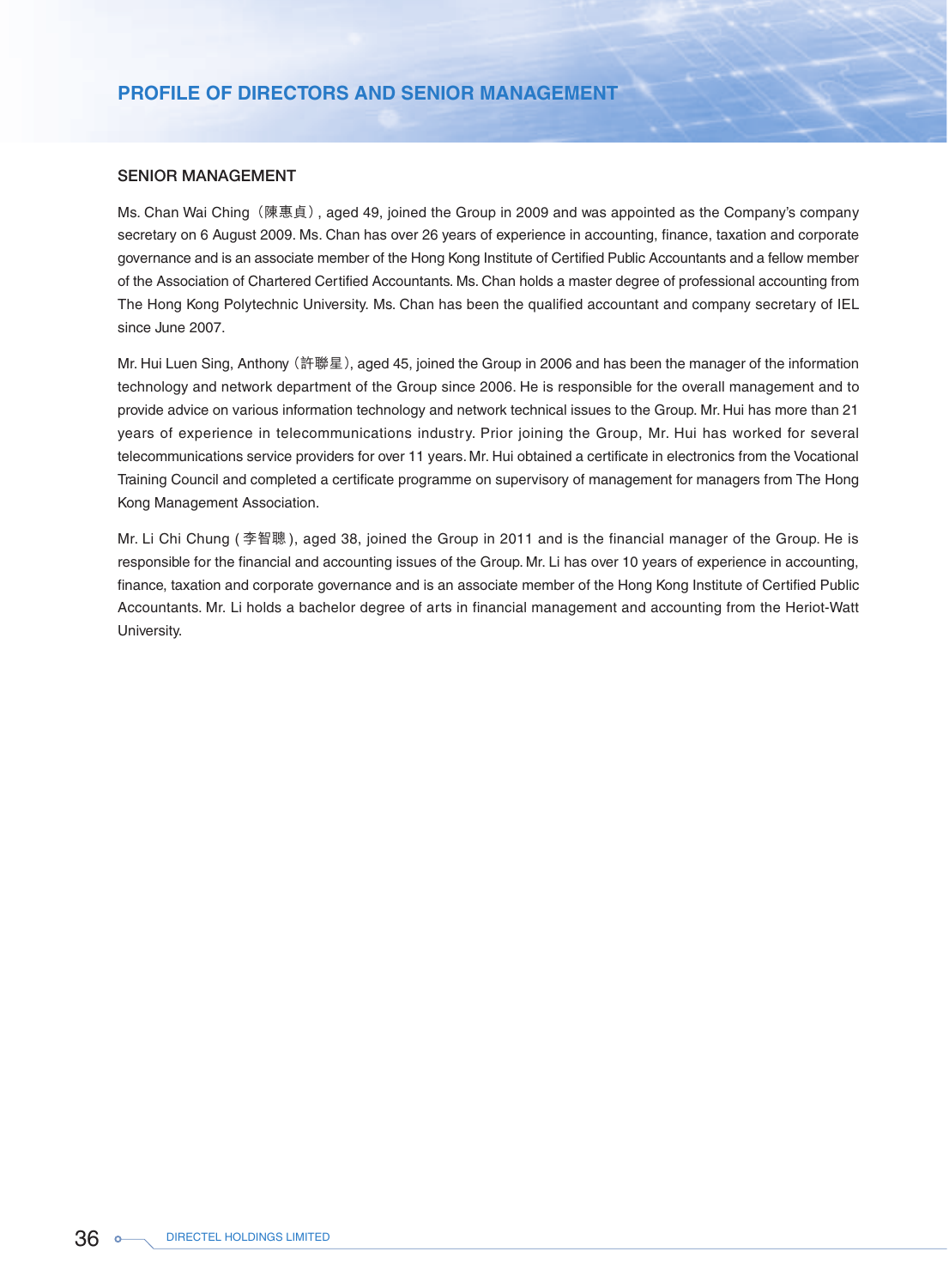# PROFILE OF DIRECTORS AND SENIOR MANAGEMENT

## SENIOR MANAGEMENT

Ms. Chan Wai Ching（陳惠貞）, aged 49, joined the Group in 2009 and was appointed as the Company's company secretary on 6 August 2009. Ms. Chan has over 26 years of experience in accounting, finance, taxation and corporate governance and is an associate member of the Hong Kong Institute of Certified Public Accountants and a fellow member of the Association of Chartered Certified Accountants. Ms. Chan holds a master degree of professional accounting from The Hong Kong Polytechnic University. Ms. Chan has been the qualified accountant and company secretary of IEL since June 2007.

Mr. Hui Luen Sing, Anthony（許聯星）, aged 45, joined the Group in 2006 and has been the manager of the information technology and network department of the Group since 2006. He is responsible for the overall management and to provide advice on various information technology and network technical issues to the Group. Mr. Hui has more than 21 years of experience in telecommunications industry. Prior joining the Group, Mr. Hui has worked for several telecommunications service providers for over 11 years. Mr. Hui obtained a certificate in electronics from the Vocational Training Council and completed a certificate programme on supervisory of management for managers from The Hong Kong Management Association.

Mr. Li Chi Chung (李智聰), aged 38, joined the Group in 2011 and is the financial manager of the Group. He is responsible for the financial and accounting issues of the Group. Mr. Li has over 10 years of experience in accounting, finance, taxation and corporate governance and is an associate member of the Hong Kong Institute of Certified Public Accountants. Mr. Li holds a bachelor degree of arts in financial management and accounting from the Heriot-Watt University.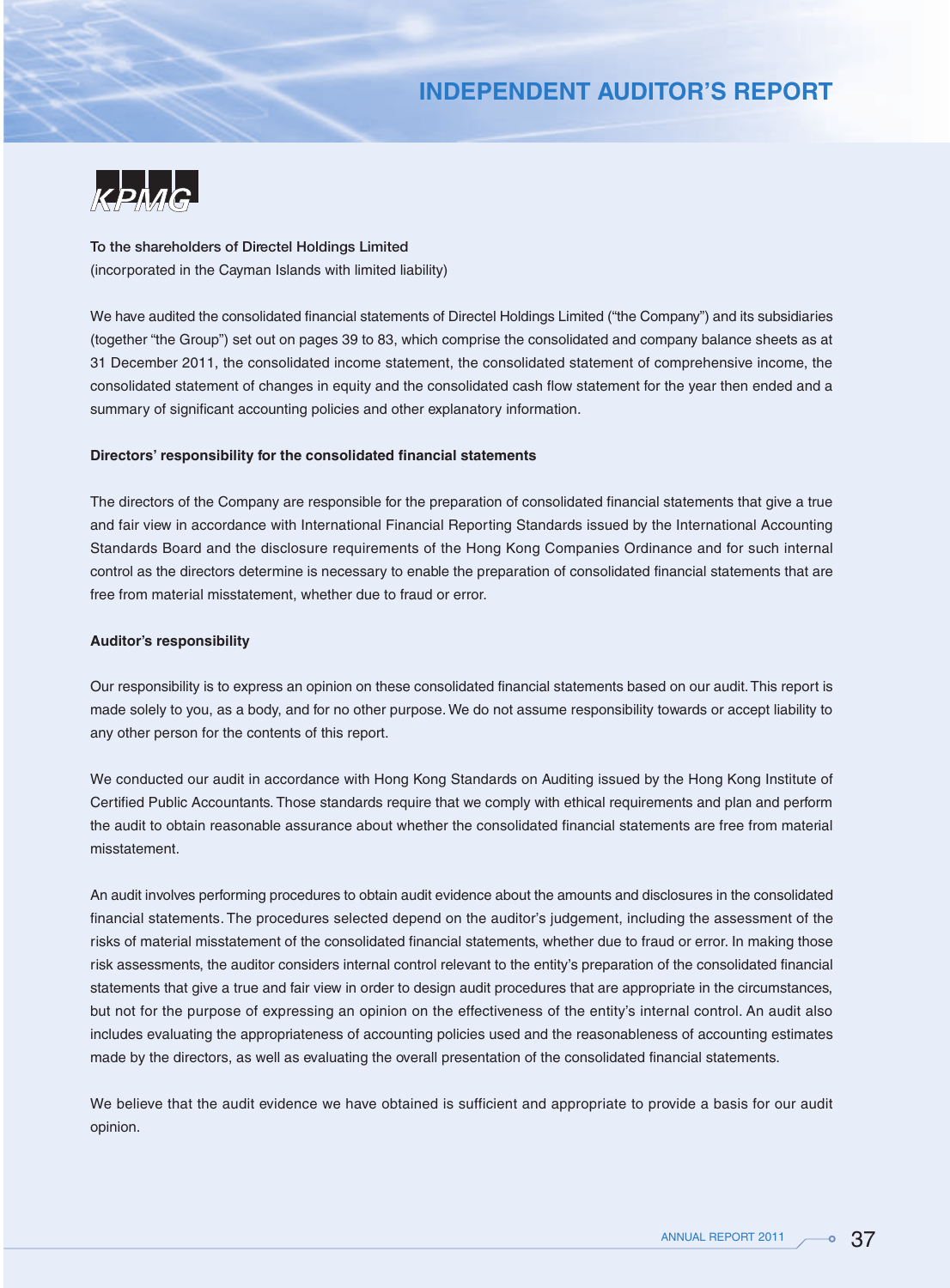# INDEPENDENT AUDITOR'S REPORT

KPMG

**To the shareholders of Directel Holdings Limited**
(incorporated in the Cayman Islands with limited liability)

We have audited the consolidated financial statements of Directel Holdings Limited ("the Company") and its subsidiaries (together "the Group") set out on pages 39 to 83, which comprise the consolidated and company balance sheets as at 31 December 2011, the consolidated income statement, the consolidated statement of comprehensive income, the consolidated statement of changes in equity and the consolidated cash flow statement for the year then ended and a summary of significant accounting policies and other explanatory information.

**Directors' responsibility for the consolidated financial statements**

The directors of the Company are responsible for the preparation of consolidated financial statements that give a true and fair view in accordance with International Financial Reporting Standards issued by the International Accounting Standards Board and the disclosure requirements of the Hong Kong Companies Ordinance and for such internal control as the directors determine is necessary to enable the preparation of consolidated financial statements that are free from material misstatement, whether due to fraud or error.

**Auditor's responsibility**

Our responsibility is to express an opinion on these consolidated financial statements based on our audit. This report is made solely to you, as a body, and for no other purpose. We do not assume responsibility towards or accept liability to any other person for the contents of this report.

We conducted our audit in accordance with Hong Kong Standards on Auditing issued by the Hong Kong Institute of Certified Public Accountants. Those standards require that we comply with ethical requirements and plan and perform the audit to obtain reasonable assurance about whether the consolidated financial statements are free from material misstatement.

An audit involves performing procedures to obtain audit evidence about the amounts and disclosures in the consolidated financial statements. The procedures selected depend on the auditor's judgement, including the assessment of the risks of material misstatement of the consolidated financial statements, whether due to fraud or error. In making those risk assessments, the auditor considers internal control relevant to the entity's preparation of the consolidated financial statements that give a true and fair view in order to design audit procedures that are appropriate in the circumstances, but not for the purpose of expressing an opinion on the effectiveness of the entity's internal control. An audit also includes evaluating the appropriateness of accounting policies used and the reasonableness of accounting estimates made by the directors, as well as evaluating the overall presentation of the consolidated financial statements.

We believe that the audit evidence we have obtained is sufficient and appropriate to provide a basis for our audit opinion.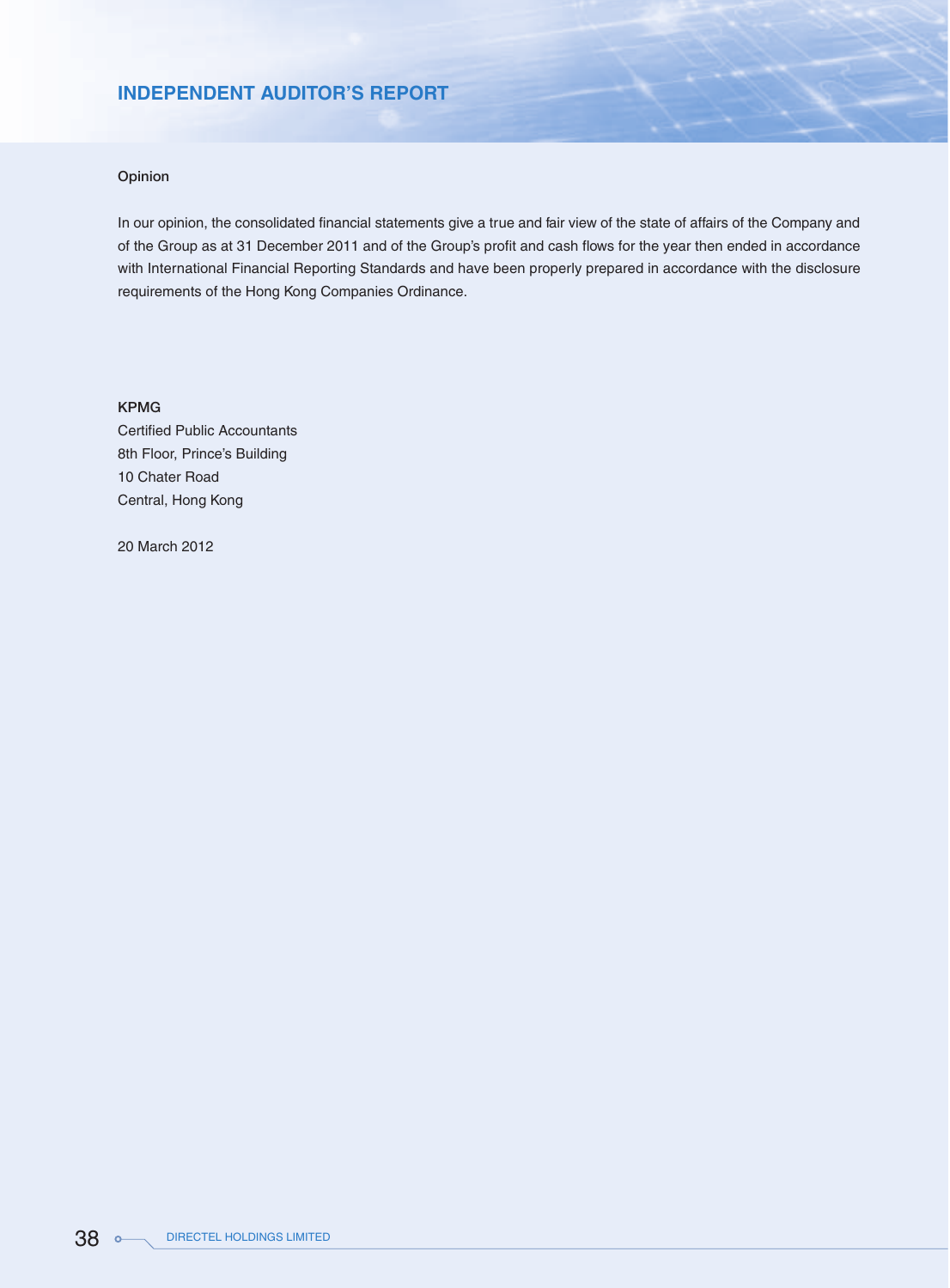# INDEPENDENT AUDITOR'S REPORT

**Opinion**

In our opinion, the consolidated financial statements give a true and fair view of the state of affairs of the Company and of the Group as at 31 December 2011 and of the Group's profit and cash flows for the year then ended in accordance with International Financial Reporting Standards and have been properly prepared in accordance with the disclosure requirements of the Hong Kong Companies Ordinance.

**KPMG**
Certified Public Accountants
8th Floor, Prince's Building
10 Chater Road
Central, Hong Kong

20 March 2012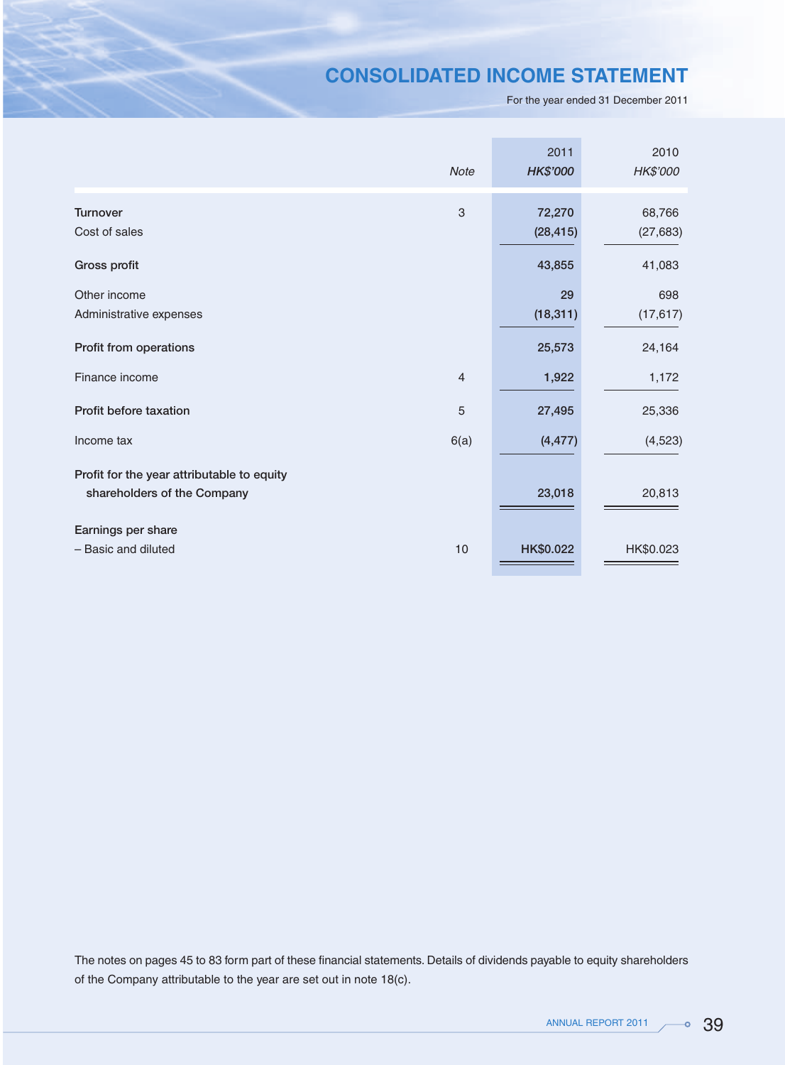# CONSOLIDATED INCOME STATEMENT

For the year ended 31 December 2011

| | *Note* | 2011<br>*HK$'000* | 2010<br>*HK$'000* |
|---|---|---|---|
| Turnover | 3 | 72,270 | 68,766 |
| Cost of sales | | (28,415) | (27,683) |
| **Gross profit** | | 43,855 | 41,083 |
| Other income | | 29 | 698 |
| Administrative expenses | | (18,311) | (17,617) |
| **Profit from operations** | | 25,573 | 24,164 |
| Finance income | 4 | 1,922 | 1,172 |
| **Profit before taxation** | 5 | 27,495 | 25,336 |
| Income tax | 6(a) | (4,477) | (4,523) |
| **Profit for the year attributable to equity shareholders of the Company** | | 23,018 | 20,813 |
| **Earnings per share** | | | |
| – Basic and diluted | 10 | HK$0.022 | HK$0.023 |

The notes on pages 45 to 83 form part of these financial statements. Details of dividends payable to equity shareholders of the Company attributable to the year are set out in note 18(c).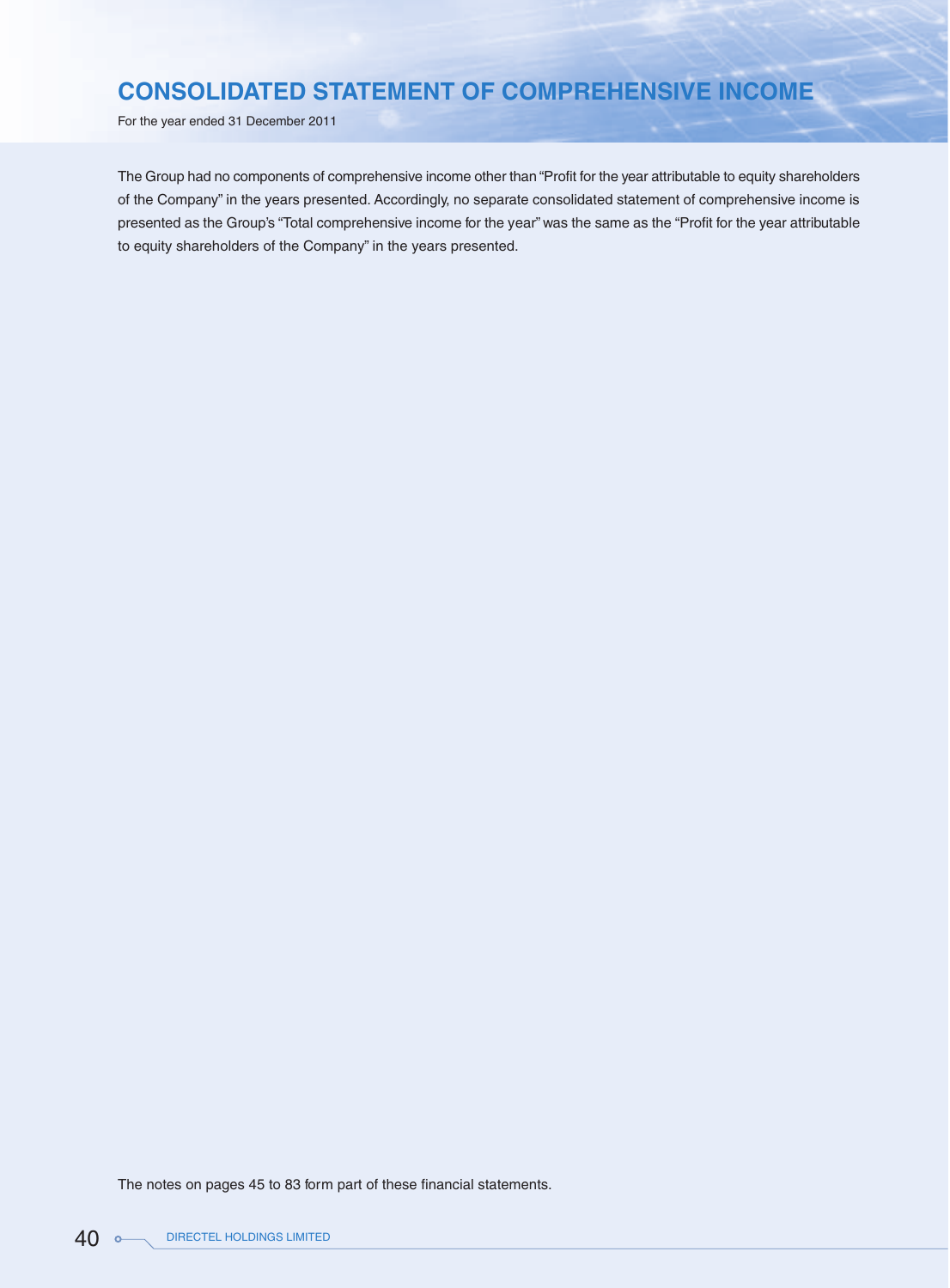# CONSOLIDATED STATEMENT OF COMPREHENSIVE INCOME

For the year ended 31 December 2011

The Group had no components of comprehensive income other than "Profit for the year attributable to equity shareholders of the Company" in the years presented. Accordingly, no separate consolidated statement of comprehensive income is presented as the Group's "Total comprehensive income for the year" was the same as the "Profit for the year attributable to equity shareholders of the Company" in the years presented.

The notes on pages 45 to 83 form part of these financial statements.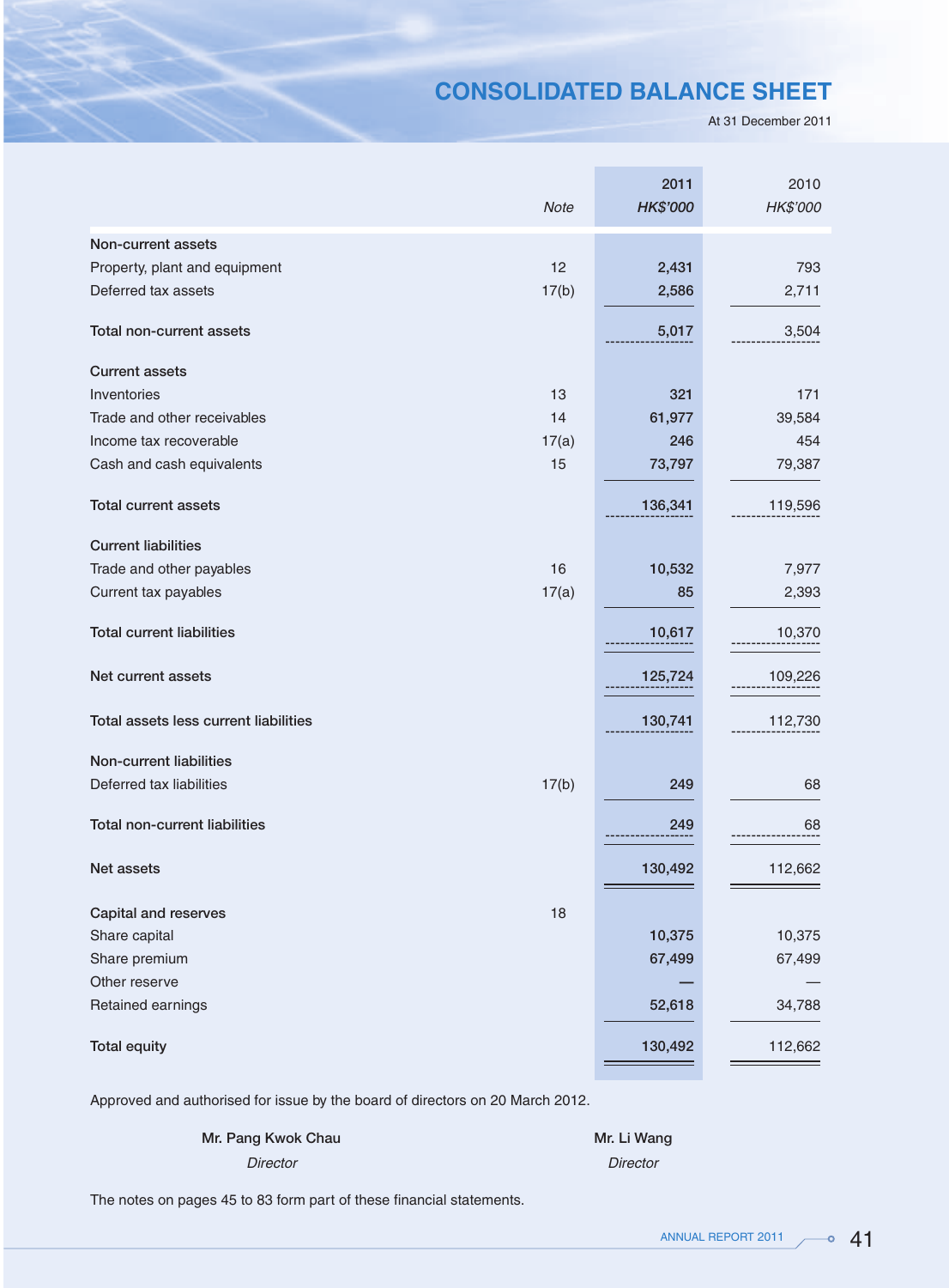# CONSOLIDATED BALANCE SHEET

At 31 December 2011

| | Note | 2011 HK$'000 | 2010 HK$'000 |
|---|---|---|---|
| **Non-current assets** | | | |
| Property, plant and equipment | 12 | 2,431 | 793 |
| Deferred tax assets | 17(b) | 2,586 | 2,711 |
| **Total non-current assets** | | 5,017 | 3,504 |
| **Current assets** | | | |
| Inventories | 13 | 321 | 171 |
| Trade and other receivables | 14 | 61,977 | 39,584 |
| Income tax recoverable | 17(a) | 246 | 454 |
| Cash and cash equivalents | 15 | 73,797 | 79,387 |
| **Total current assets** | | 136,341 | 119,596 |
| **Current liabilities** | | | |
| Trade and other payables | 16 | 10,532 | 7,977 |
| Current tax payables | 17(a) | 85 | 2,393 |
| **Total current liabilities** | | 10,617 | 10,370 |
| **Net current assets** | | 125,724 | 109,226 |
| **Total assets less current liabilities** | | 130,741 | 112,730 |
| **Non-current liabilities** | | | |
| Deferred tax liabilities | 17(b) | 249 | 68 |
| **Total non-current liabilities** | | 249 | 68 |
| **Net assets** | | 130,492 | 112,662 |
| **Capital and reserves** | 18 | | |
| Share capital | | 10,375 | 10,375 |
| Share premium | | 67,499 | 67,499 |
| Other reserve | | — | — |
| Retained earnings | | 52,618 | 34,788 |
| **Total equity** | | 130,492 | 112,662 |

Approved and authorised for issue by the board of directors on 20 March 2012.

**Mr. Pang Kwok Chau**
*Director*

**Mr. Li Wang**
*Director*

The notes on pages 45 to 83 form part of these financial statements.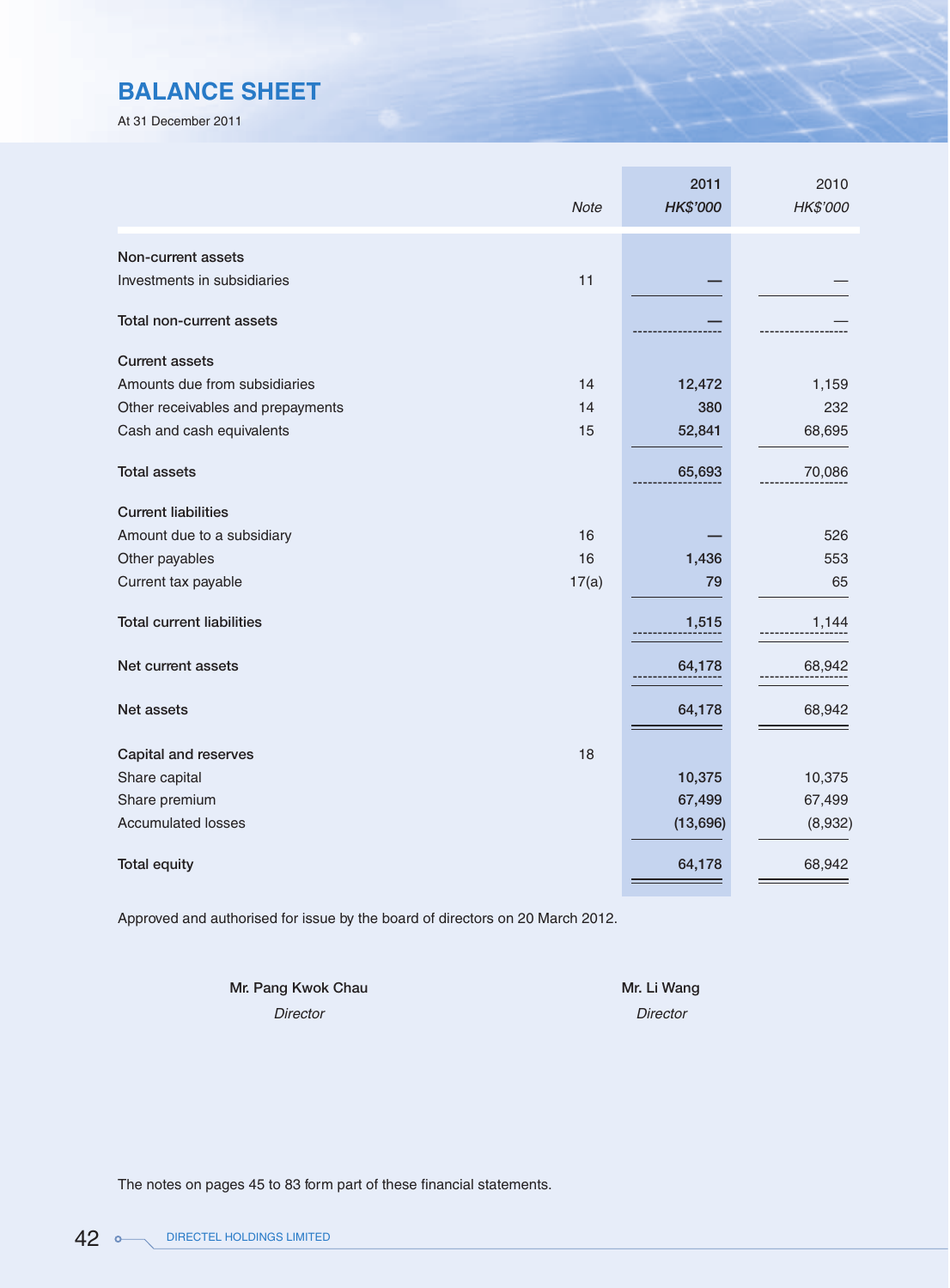# BALANCE SHEET

At 31 December 2011

| | Note | 2011 HK$'000 | 2010 HK$'000 |
|---|---|---|---|
| **Non-current assets** | | | |
| Investments in subsidiaries | 11 | — | — |
| **Total non-current assets** | | — | — |
| **Current assets** | | | |
| Amounts due from subsidiaries | 14 | 12,472 | 1,159 |
| Other receivables and prepayments | 14 | 380 | 232 |
| Cash and cash equivalents | 15 | 52,841 | 68,695 |
| **Total assets** | | 65,693 | 70,086 |
| **Current liabilities** | | | |
| Amount due to a subsidiary | 16 | — | 526 |
| Other payables | 16 | 1,436 | 553 |
| Current tax payable | 17(a) | 79 | 65 |
| **Total current liabilities** | | 1,515 | 1,144 |
| **Net current assets** | | 64,178 | 68,942 |
| **Net assets** | | 64,178 | 68,942 |
| **Capital and reserves** | 18 | | |
| Share capital | | 10,375 | 10,375 |
| Share premium | | 67,499 | 67,499 |
| Accumulated losses | | (13,696) | (8,932) |
| **Total equity** | | 64,178 | 68,942 |

Approved and authorised for issue by the board of directors on 20 March 2012.

**Mr. Pang Kwok Chau**
*Director*

**Mr. Li Wang**
*Director*

The notes on pages 45 to 83 form part of these financial statements.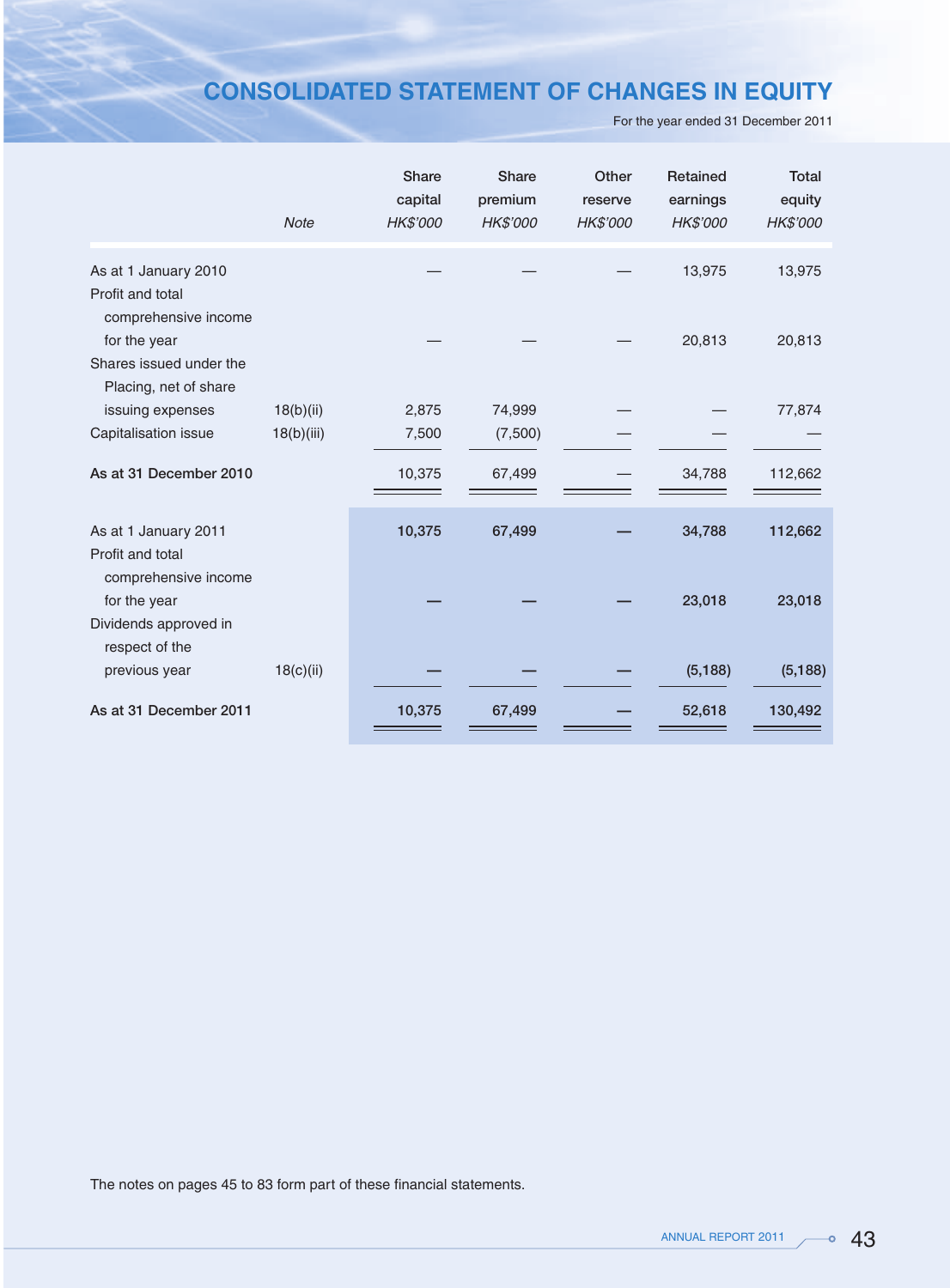# CONSOLIDATED STATEMENT OF CHANGES IN EQUITY

For the year ended 31 December 2011

| | Note | Share capital HK$'000 | Share premium HK$'000 | Other reserve HK$'000 | Retained earnings HK$'000 | Total equity HK$'000 |
|---|---|---|---|---|---|---|
| As at 1 January 2010 | | — | — | — | 13,975 | 13,975 |
| Profit and total comprehensive income for the year | | — | — | — | 20,813 | 20,813 |
| Shares issued under the Placing, net of share issuing expenses | 18(b)(ii) | 2,875 | 74,999 | — | — | 77,874 |
| Capitalisation issue | 18(b)(iii) | 7,500 | (7,500) | — | — | — |
| **As at 31 December 2010** | | 10,375 | 67,499 | — | 34,788 | 112,662 |
| As at 1 January 2011 | | **10,375** | **67,499** | **—** | **34,788** | **112,662** |
| Profit and total comprehensive income for the year | | **—** | **—** | **—** | **23,018** | **23,018** |
| Dividends approved in respect of the previous year | 18(c)(ii) | **—** | **—** | **—** | **(5,188)** | **(5,188)** |
| **As at 31 December 2011** | | **10,375** | **67,499** | **—** | **52,618** | **130,492** |

The notes on pages 45 to 83 form part of these financial statements.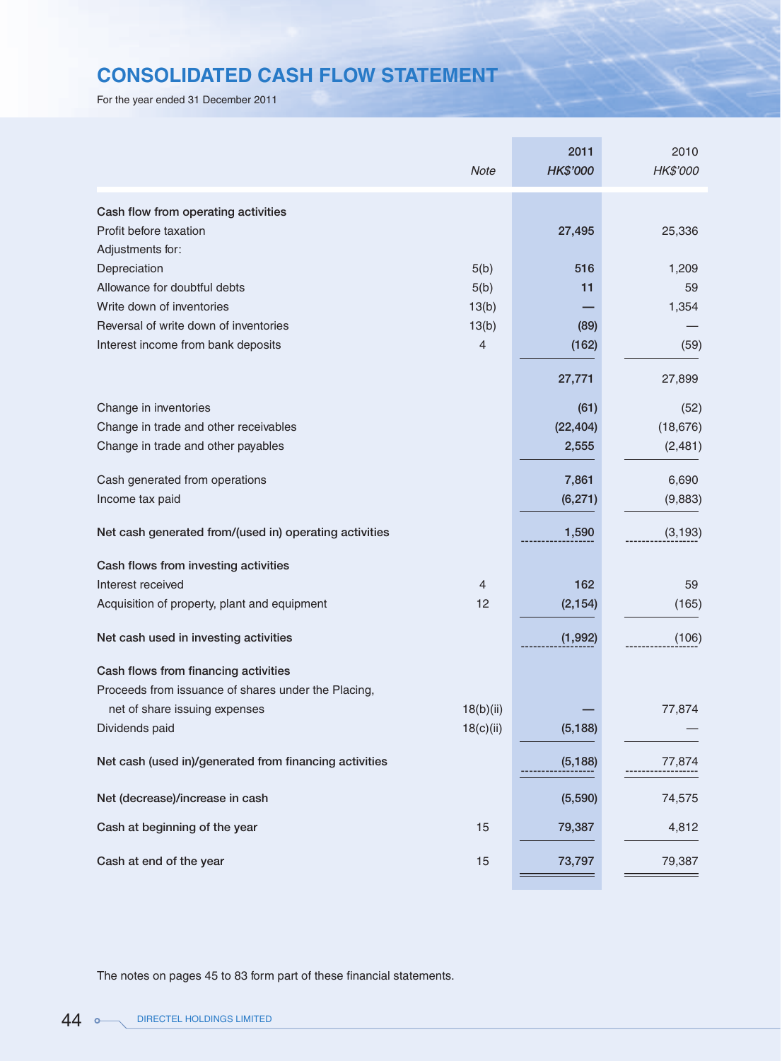# CONSOLIDATED CASH FLOW STATEMENT

For the year ended 31 December 2011

| | *Note* | 2011 *HK$'000* | 2010 *HK$'000* |
|---|---|---|---|
| **Cash flow from operating activities** | | | |
| Profit before taxation | | 27,495 | 25,336 |
| Adjustments for: | | | |
| Depreciation | 5(b) | 516 | 1,209 |
| Allowance for doubtful debts | 5(b) | 11 | 59 |
| Write down of inventories | 13(b) | — | 1,354 |
| Reversal of write down of inventories | 13(b) | (89) | — |
| Interest income from bank deposits | 4 | (162) | (59) |
| | | 27,771 | 27,899 |
| Change in inventories | | (61) | (52) |
| Change in trade and other receivables | | (22,404) | (18,676) |
| Change in trade and other payables | | 2,555 | (2,481) |
| Cash generated from operations | | 7,861 | 6,690 |
| Income tax paid | | (6,271) | (9,883) |
| **Net cash generated from/(used in) operating activities** | | 1,590 | (3,193) |
| **Cash flows from investing activities** | | | |
| Interest received | 4 | 162 | 59 |
| Acquisition of property, plant and equipment | 12 | (2,154) | (165) |
| **Net cash used in investing activities** | | (1,992) | (106) |
| **Cash flows from financing activities** | | | |
| Proceeds from issuance of shares under the Placing, net of share issuing expenses | 18(b)(ii) | — | 77,874 |
| Dividends paid | 18(c)(ii) | (5,188) | — |
| **Net cash (used in)/generated from financing activities** | | (5,188) | 77,874 |
| **Net (decrease)/increase in cash** | | (5,590) | 74,575 |
| **Cash at beginning of the year** | 15 | 79,387 | 4,812 |
| **Cash at end of the year** | 15 | 73,797 | 79,387 |

The notes on pages 45 to 83 form part of these financial statements.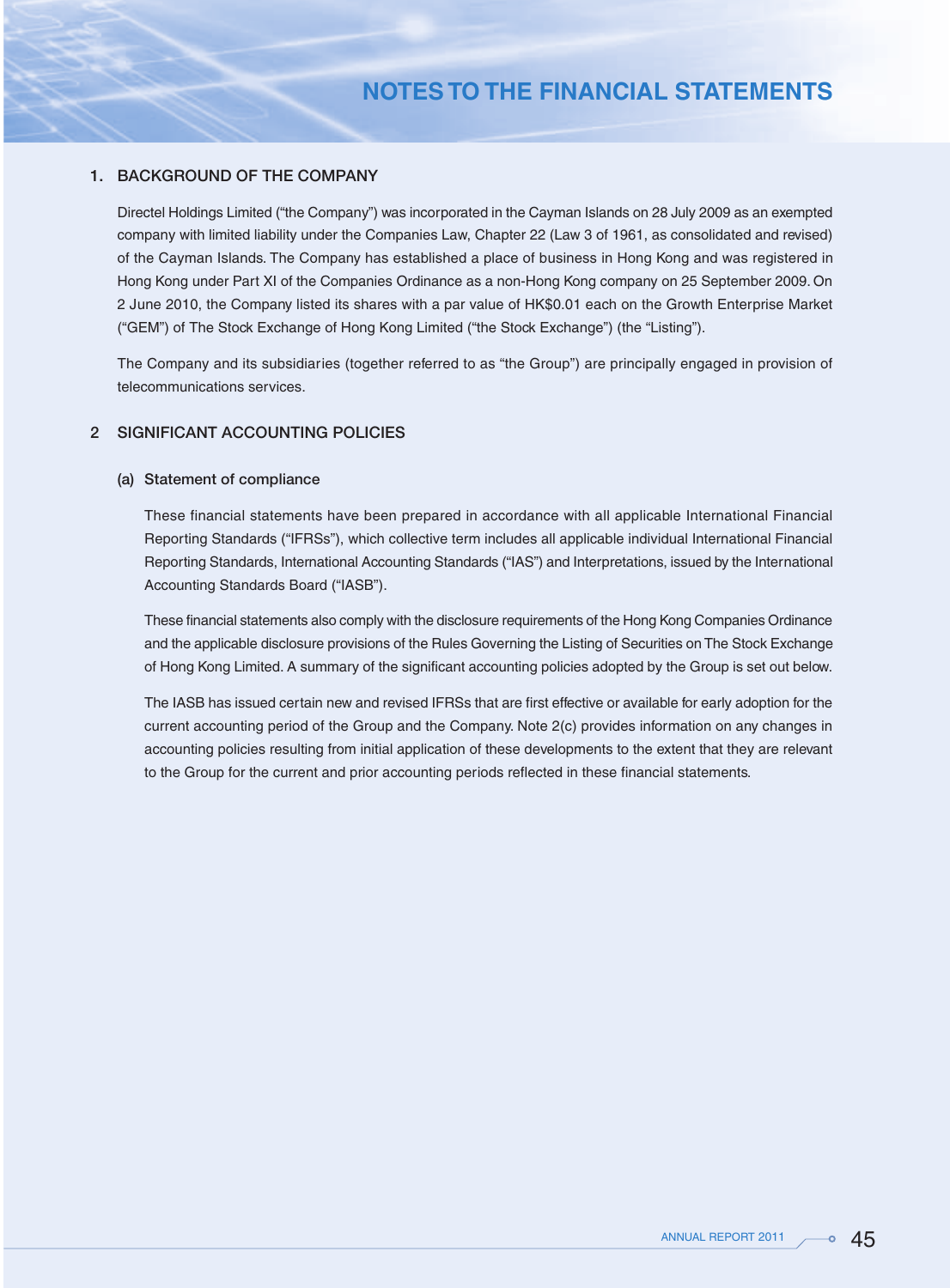# NOTES TO THE FINANCIAL STATEMENTS

## 1. BACKGROUND OF THE COMPANY

Directel Holdings Limited ("the Company") was incorporated in the Cayman Islands on 28 July 2009 as an exempted company with limited liability under the Companies Law, Chapter 22 (Law 3 of 1961, as consolidated and revised) of the Cayman Islands. The Company has established a place of business in Hong Kong and was registered in Hong Kong under Part XI of the Companies Ordinance as a non-Hong Kong company on 25 September 2009. On 2 June 2010, the Company listed its shares with a par value of HK$0.01 each on the Growth Enterprise Market ("GEM") of The Stock Exchange of Hong Kong Limited ("the Stock Exchange") (the "Listing").

The Company and its subsidiaries (together referred to as "the Group") are principally engaged in provision of telecommunications services.

## 2 SIGNIFICANT ACCOUNTING POLICIES

### (a) Statement of compliance

These financial statements have been prepared in accordance with all applicable International Financial Reporting Standards ("IFRSs"), which collective term includes all applicable individual International Financial Reporting Standards, International Accounting Standards ("IAS") and Interpretations, issued by the International Accounting Standards Board ("IASB").

These financial statements also comply with the disclosure requirements of the Hong Kong Companies Ordinance and the applicable disclosure provisions of the Rules Governing the Listing of Securities on The Stock Exchange of Hong Kong Limited. A summary of the significant accounting policies adopted by the Group is set out below.

The IASB has issued certain new and revised IFRSs that are first effective or available for early adoption for the current accounting period of the Group and the Company. Note 2(c) provides information on any changes in accounting policies resulting from initial application of these developments to the extent that they are relevant to the Group for the current and prior accounting periods reflected in these financial statements.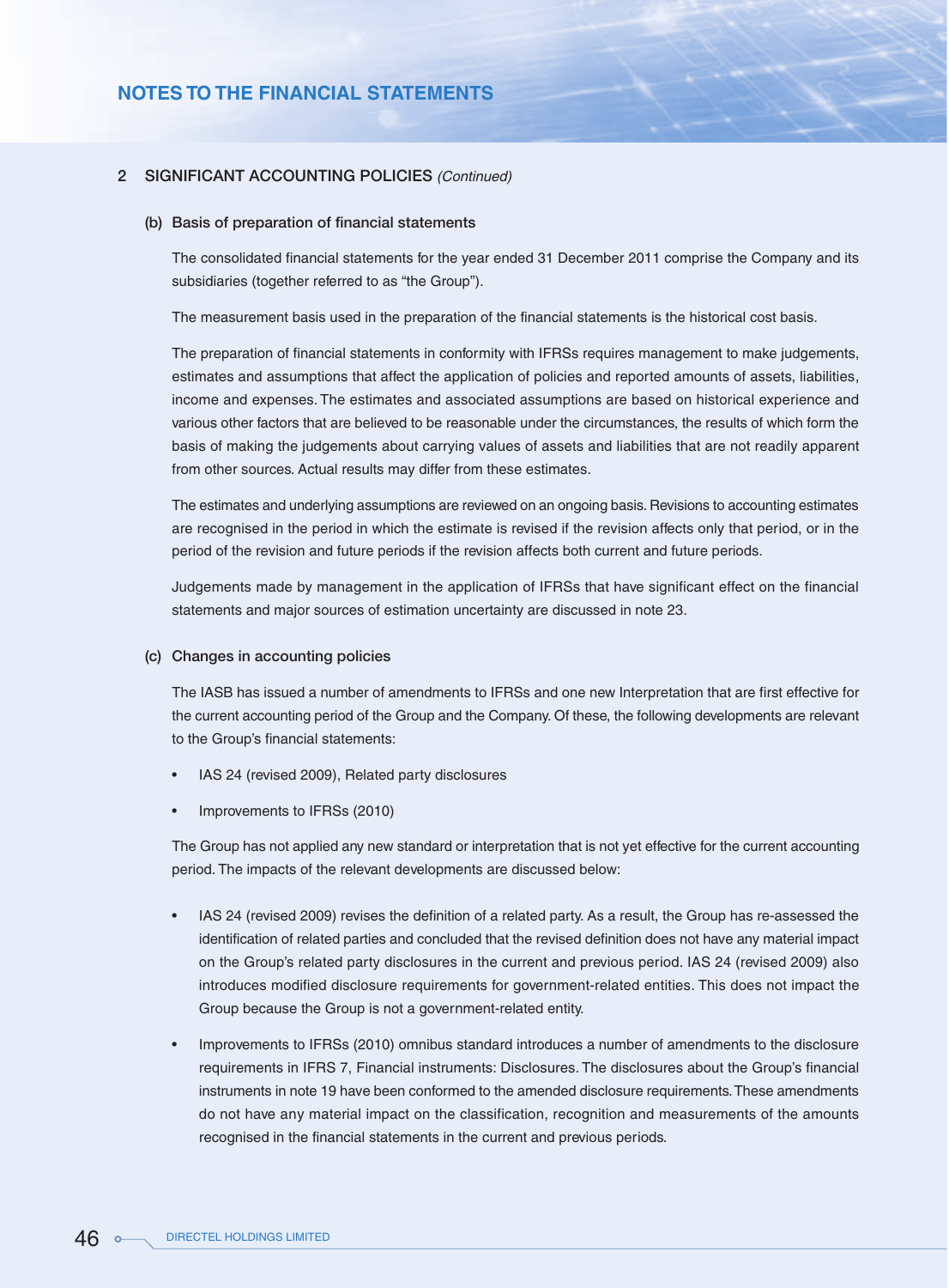## 2 SIGNIFICANT ACCOUNTING POLICIES *(Continued)*

### (b) Basis of preparation of financial statements

The consolidated financial statements for the year ended 31 December 2011 comprise the Company and its subsidiaries (together referred to as "the Group").

The measurement basis used in the preparation of the financial statements is the historical cost basis.

The preparation of financial statements in conformity with IFRSs requires management to make judgements, estimates and assumptions that affect the application of policies and reported amounts of assets, liabilities, income and expenses. The estimates and associated assumptions are based on historical experience and various other factors that are believed to be reasonable under the circumstances, the results of which form the basis of making the judgements about carrying values of assets and liabilities that are not readily apparent from other sources. Actual results may differ from these estimates.

The estimates and underlying assumptions are reviewed on an ongoing basis. Revisions to accounting estimates are recognised in the period in which the estimate is revised if the revision affects only that period, or in the period of the revision and future periods if the revision affects both current and future periods.

Judgements made by management in the application of IFRSs that have significant effect on the financial statements and major sources of estimation uncertainty are discussed in note 23.

### (c) Changes in accounting policies

The IASB has issued a number of amendments to IFRSs and one new Interpretation that are first effective for the current accounting period of the Group and the Company. Of these, the following developments are relevant to the Group's financial statements:

- IAS 24 (revised 2009), Related party disclosures
- Improvements to IFRSs (2010)

The Group has not applied any new standard or interpretation that is not yet effective for the current accounting period. The impacts of the relevant developments are discussed below:

- IAS 24 (revised 2009) revises the definition of a related party. As a result, the Group has re-assessed the identification of related parties and concluded that the revised definition does not have any material impact on the Group's related party disclosures in the current and previous period. IAS 24 (revised 2009) also introduces modified disclosure requirements for government-related entities. This does not impact the Group because the Group is not a government-related entity.
- Improvements to IFRSs (2010) omnibus standard introduces a number of amendments to the disclosure requirements in IFRS 7, Financial instruments: Disclosures. The disclosures about the Group's financial instruments in note 19 have been conformed to the amended disclosure requirements. These amendments do not have any material impact on the classification, recognition and measurements of the amounts recognised in the financial statements in the current and previous periods.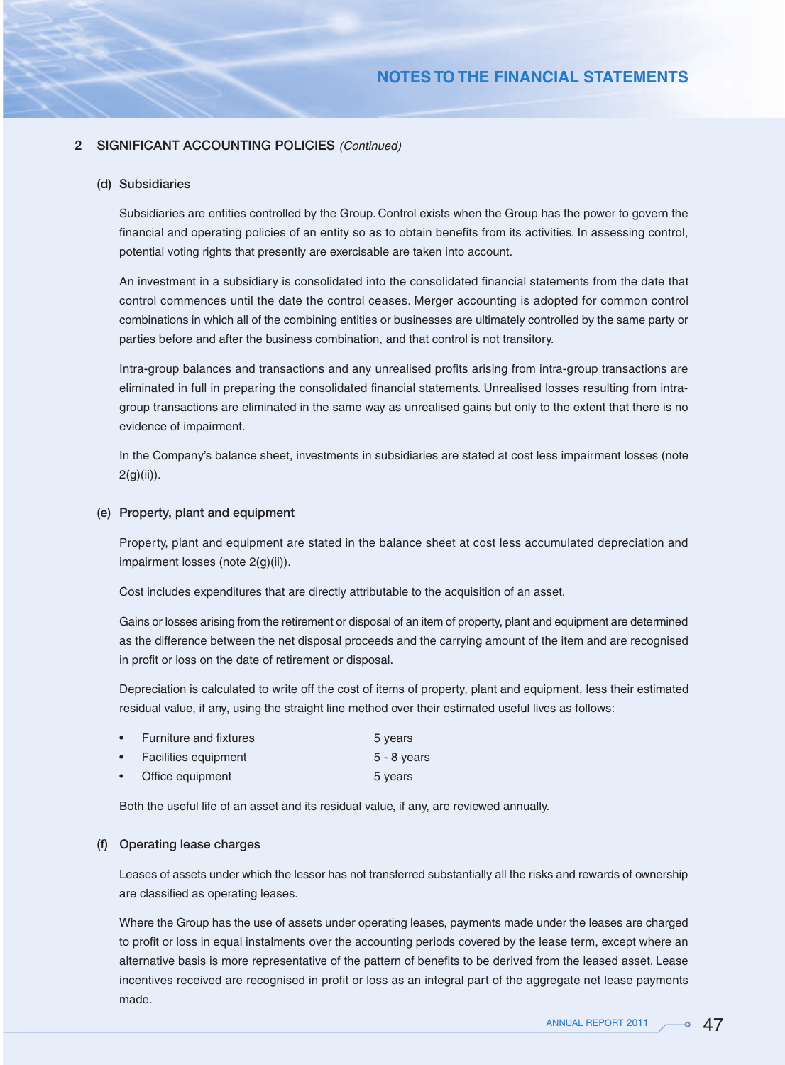## 2 SIGNIFICANT ACCOUNTING POLICIES *(Continued)*

### (d) Subsidiaries

Subsidiaries are entities controlled by the Group. Control exists when the Group has the power to govern the financial and operating policies of an entity so as to obtain benefits from its activities. In assessing control, potential voting rights that presently are exercisable are taken into account.

An investment in a subsidiary is consolidated into the consolidated financial statements from the date that control commences until the date the control ceases. Merger accounting is adopted for common control combinations in which all of the combining entities or businesses are ultimately controlled by the same party or parties before and after the business combination, and that control is not transitory.

Intra-group balances and transactions and any unrealised profits arising from intra-group transactions are eliminated in full in preparing the consolidated financial statements. Unrealised losses resulting from intra-group transactions are eliminated in the same way as unrealised gains but only to the extent that there is no evidence of impairment.

In the Company's balance sheet, investments in subsidiaries are stated at cost less impairment losses (note 2(g)(ii)).

### (e) Property, plant and equipment

Property, plant and equipment are stated in the balance sheet at cost less accumulated depreciation and impairment losses (note 2(g)(ii)).

Cost includes expenditures that are directly attributable to the acquisition of an asset.

Gains or losses arising from the retirement or disposal of an item of property, plant and equipment are determined as the difference between the net disposal proceeds and the carrying amount of the item and are recognised in profit or loss on the date of retirement or disposal.

Depreciation is calculated to write off the cost of items of property, plant and equipment, less their estimated residual value, if any, using the straight line method over their estimated useful lives as follows:

- Furniture and fixtures — 5 years
- Facilities equipment — 5 - 8 years
- Office equipment — 5 years

Both the useful life of an asset and its residual value, if any, are reviewed annually.

### (f) Operating lease charges

Leases of assets under which the lessor has not transferred substantially all the risks and rewards of ownership are classified as operating leases.

Where the Group has the use of assets under operating leases, payments made under the leases are charged to profit or loss in equal instalments over the accounting periods covered by the lease term, except where an alternative basis is more representative of the pattern of benefits to be derived from the leased asset. Lease incentives received are recognised in profit or loss as an integral part of the aggregate net lease payments made.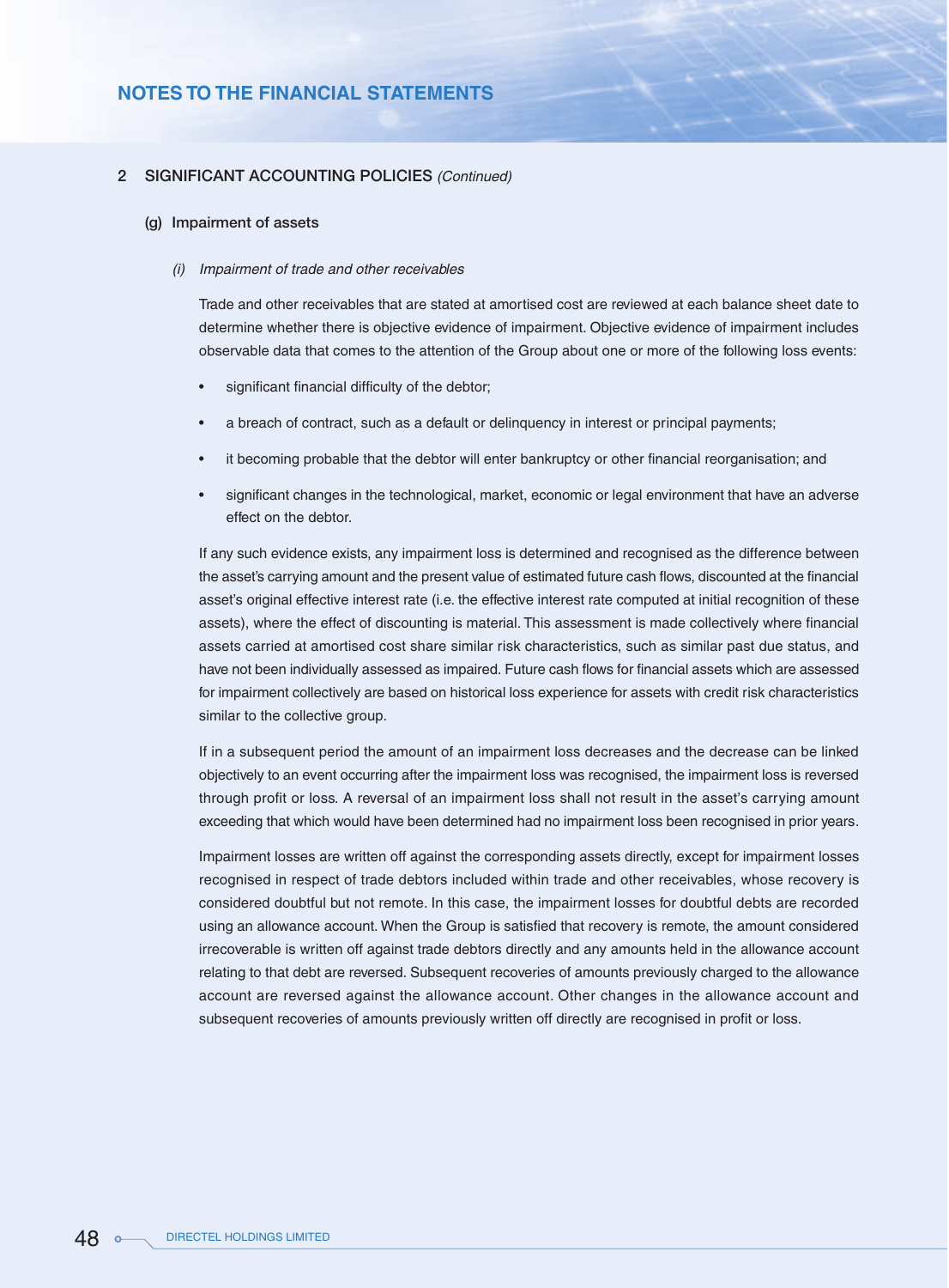## 2 SIGNIFICANT ACCOUNTING POLICIES *(Continued)*

### (g) Impairment of assets

*(i) Impairment of trade and other receivables*

Trade and other receivables that are stated at amortised cost are reviewed at each balance sheet date to determine whether there is objective evidence of impairment. Objective evidence of impairment includes observable data that comes to the attention of the Group about one or more of the following loss events:

- significant financial difficulty of the debtor;
- a breach of contract, such as a default or delinquency in interest or principal payments;
- it becoming probable that the debtor will enter bankruptcy or other financial reorganisation; and
- significant changes in the technological, market, economic or legal environment that have an adverse effect on the debtor.

If any such evidence exists, any impairment loss is determined and recognised as the difference between the asset's carrying amount and the present value of estimated future cash flows, discounted at the financial asset's original effective interest rate (i.e. the effective interest rate computed at initial recognition of these assets), where the effect of discounting is material. This assessment is made collectively where financial assets carried at amortised cost share similar risk characteristics, such as similar past due status, and have not been individually assessed as impaired. Future cash flows for financial assets which are assessed for impairment collectively are based on historical loss experience for assets with credit risk characteristics similar to the collective group.

If in a subsequent period the amount of an impairment loss decreases and the decrease can be linked objectively to an event occurring after the impairment loss was recognised, the impairment loss is reversed through profit or loss. A reversal of an impairment loss shall not result in the asset's carrying amount exceeding that which would have been determined had no impairment loss been recognised in prior years.

Impairment losses are written off against the corresponding assets directly, except for impairment losses recognised in respect of trade debtors included within trade and other receivables, whose recovery is considered doubtful but not remote. In this case, the impairment losses for doubtful debts are recorded using an allowance account. When the Group is satisfied that recovery is remote, the amount considered irrecoverable is written off against trade debtors directly and any amounts held in the allowance account relating to that debt are reversed. Subsequent recoveries of amounts previously charged to the allowance account are reversed against the allowance account. Other changes in the allowance account and subsequent recoveries of amounts previously written off directly are recognised in profit or loss.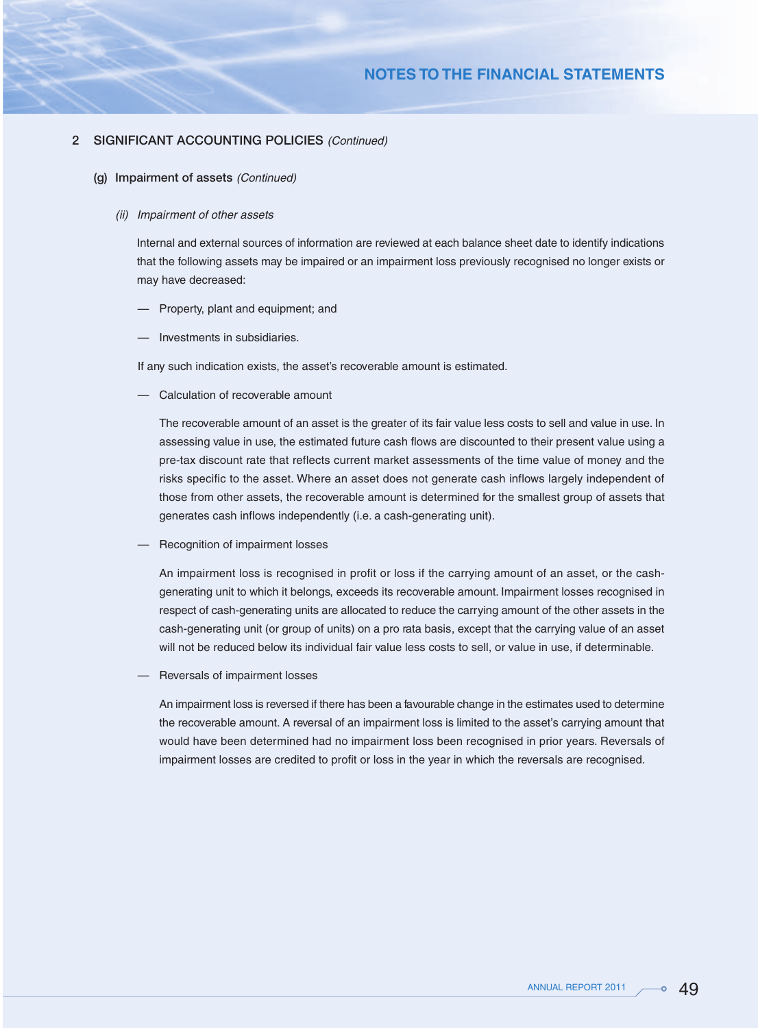## 2 SIGNIFICANT ACCOUNTING POLICIES *(Continued)*

### (g) Impairment of assets *(Continued)*

#### *(ii) Impairment of other assets*

Internal and external sources of information are reviewed at each balance sheet date to identify indications that the following assets may be impaired or an impairment loss previously recognised no longer exists or may have decreased:

— Property, plant and equipment; and

— Investments in subsidiaries.

If any such indication exists, the asset's recoverable amount is estimated.

— Calculation of recoverable amount

The recoverable amount of an asset is the greater of its fair value less costs to sell and value in use. In assessing value in use, the estimated future cash flows are discounted to their present value using a pre-tax discount rate that reflects current market assessments of the time value of money and the risks specific to the asset. Where an asset does not generate cash inflows largely independent of those from other assets, the recoverable amount is determined for the smallest group of assets that generates cash inflows independently (i.e. a cash-generating unit).

— Recognition of impairment losses

An impairment loss is recognised in profit or loss if the carrying amount of an asset, or the cash-generating unit to which it belongs, exceeds its recoverable amount. Impairment losses recognised in respect of cash-generating units are allocated to reduce the carrying amount of the other assets in the cash-generating unit (or group of units) on a pro rata basis, except that the carrying value of an asset will not be reduced below its individual fair value less costs to sell, or value in use, if determinable.

— Reversals of impairment losses

An impairment loss is reversed if there has been a favourable change in the estimates used to determine the recoverable amount. A reversal of an impairment loss is limited to the asset's carrying amount that would have been determined had no impairment loss been recognised in prior years. Reversals of impairment losses are credited to profit or loss in the year in which the reversals are recognised.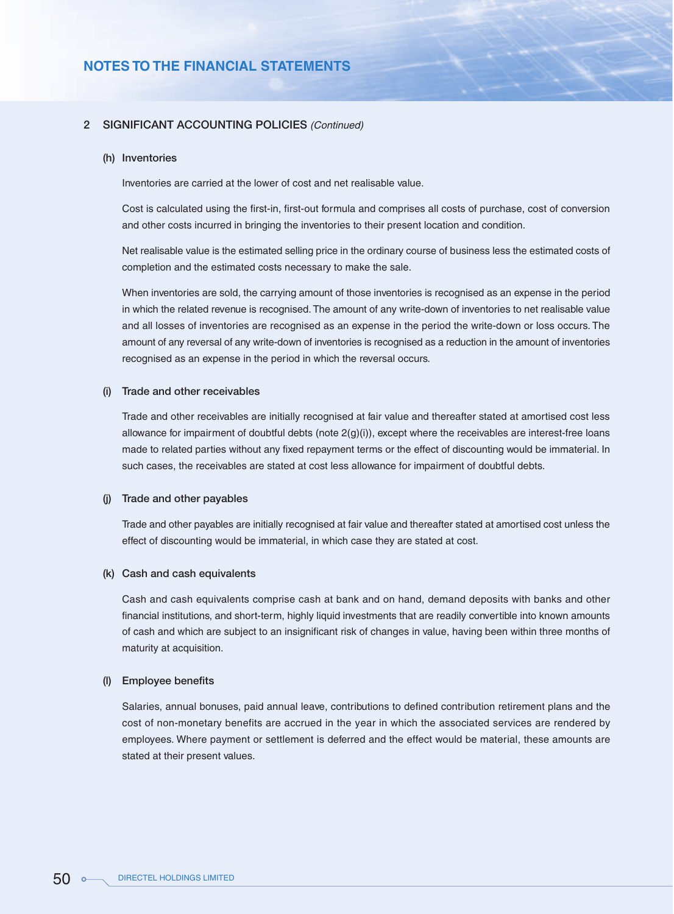## 2 SIGNIFICANT ACCOUNTING POLICIES *(Continued)*

### (h) Inventories

Inventories are carried at the lower of cost and net realisable value.

Cost is calculated using the first-in, first-out formula and comprises all costs of purchase, cost of conversion and other costs incurred in bringing the inventories to their present location and condition.

Net realisable value is the estimated selling price in the ordinary course of business less the estimated costs of completion and the estimated costs necessary to make the sale.

When inventories are sold, the carrying amount of those inventories is recognised as an expense in the period in which the related revenue is recognised. The amount of any write-down of inventories to net realisable value and all losses of inventories are recognised as an expense in the period the write-down or loss occurs. The amount of any reversal of any write-down of inventories is recognised as a reduction in the amount of inventories recognised as an expense in the period in which the reversal occurs.

### (i) Trade and other receivables

Trade and other receivables are initially recognised at fair value and thereafter stated at amortised cost less allowance for impairment of doubtful debts (note 2(g)(i)), except where the receivables are interest-free loans made to related parties without any fixed repayment terms or the effect of discounting would be immaterial. In such cases, the receivables are stated at cost less allowance for impairment of doubtful debts.

### (j) Trade and other payables

Trade and other payables are initially recognised at fair value and thereafter stated at amortised cost unless the effect of discounting would be immaterial, in which case they are stated at cost.

### (k) Cash and cash equivalents

Cash and cash equivalents comprise cash at bank and on hand, demand deposits with banks and other financial institutions, and short-term, highly liquid investments that are readily convertible into known amounts of cash and which are subject to an insignificant risk of changes in value, having been within three months of maturity at acquisition.

### (l) Employee benefits

Salaries, annual bonuses, paid annual leave, contributions to defined contribution retirement plans and the cost of non-monetary benefits are accrued in the year in which the associated services are rendered by employees. Where payment or settlement is deferred and the effect would be material, these amounts are stated at their present values.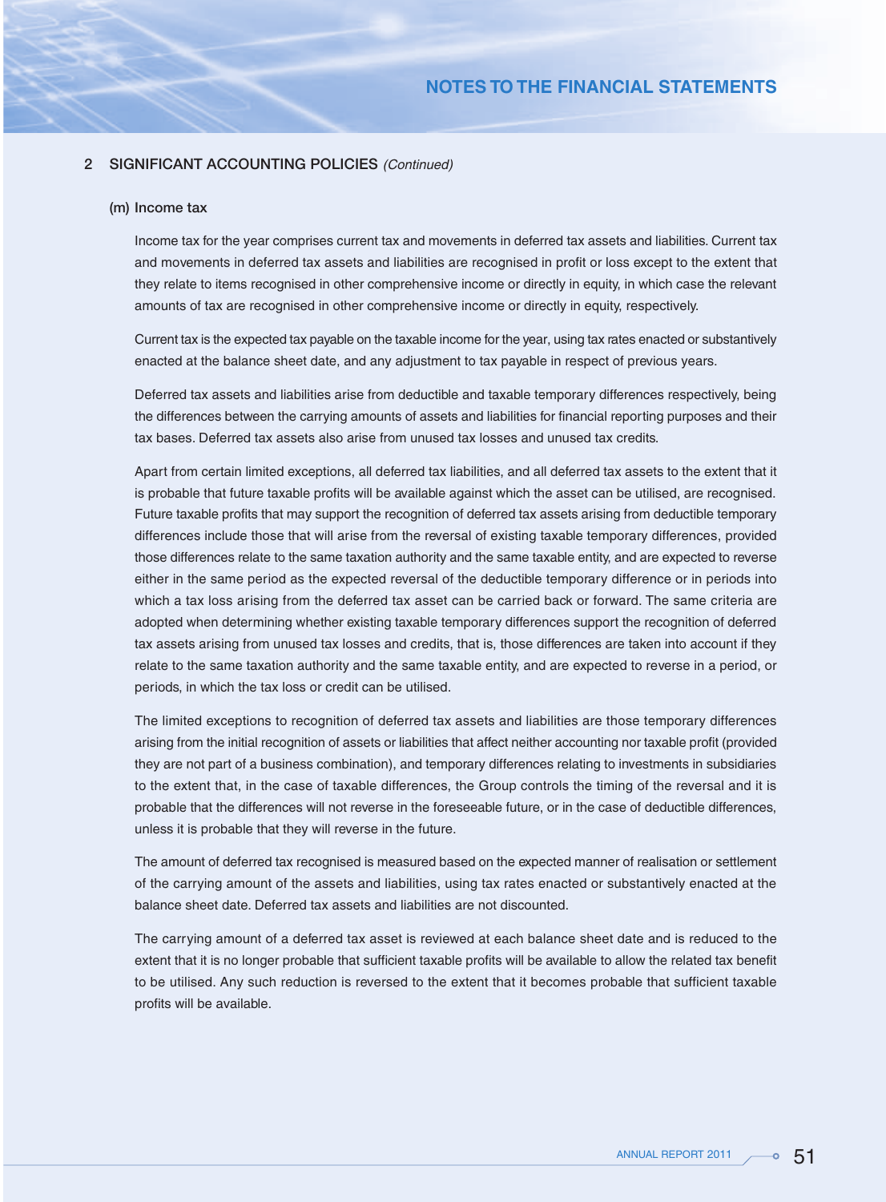## 2 SIGNIFICANT ACCOUNTING POLICIES *(Continued)*

### (m) Income tax

Income tax for the year comprises current tax and movements in deferred tax assets and liabilities. Current tax and movements in deferred tax assets and liabilities are recognised in profit or loss except to the extent that they relate to items recognised in other comprehensive income or directly in equity, in which case the relevant amounts of tax are recognised in other comprehensive income or directly in equity, respectively.

Current tax is the expected tax payable on the taxable income for the year, using tax rates enacted or substantively enacted at the balance sheet date, and any adjustment to tax payable in respect of previous years.

Deferred tax assets and liabilities arise from deductible and taxable temporary differences respectively, being the differences between the carrying amounts of assets and liabilities for financial reporting purposes and their tax bases. Deferred tax assets also arise from unused tax losses and unused tax credits.

Apart from certain limited exceptions, all deferred tax liabilities, and all deferred tax assets to the extent that it is probable that future taxable profits will be available against which the asset can be utilised, are recognised. Future taxable profits that may support the recognition of deferred tax assets arising from deductible temporary differences include those that will arise from the reversal of existing taxable temporary differences, provided those differences relate to the same taxation authority and the same taxable entity, and are expected to reverse either in the same period as the expected reversal of the deductible temporary difference or in periods into which a tax loss arising from the deferred tax asset can be carried back or forward. The same criteria are adopted when determining whether existing taxable temporary differences support the recognition of deferred tax assets arising from unused tax losses and credits, that is, those differences are taken into account if they relate to the same taxation authority and the same taxable entity, and are expected to reverse in a period, or periods, in which the tax loss or credit can be utilised.

The limited exceptions to recognition of deferred tax assets and liabilities are those temporary differences arising from the initial recognition of assets or liabilities that affect neither accounting nor taxable profit (provided they are not part of a business combination), and temporary differences relating to investments in subsidiaries to the extent that, in the case of taxable differences, the Group controls the timing of the reversal and it is probable that the differences will not reverse in the foreseeable future, or in the case of deductible differences, unless it is probable that they will reverse in the future.

The amount of deferred tax recognised is measured based on the expected manner of realisation or settlement of the carrying amount of the assets and liabilities, using tax rates enacted or substantively enacted at the balance sheet date. Deferred tax assets and liabilities are not discounted.

The carrying amount of a deferred tax asset is reviewed at each balance sheet date and is reduced to the extent that it is no longer probable that sufficient taxable profits will be available to allow the related tax benefit to be utilised. Any such reduction is reversed to the extent that it becomes probable that sufficient taxable profits will be available.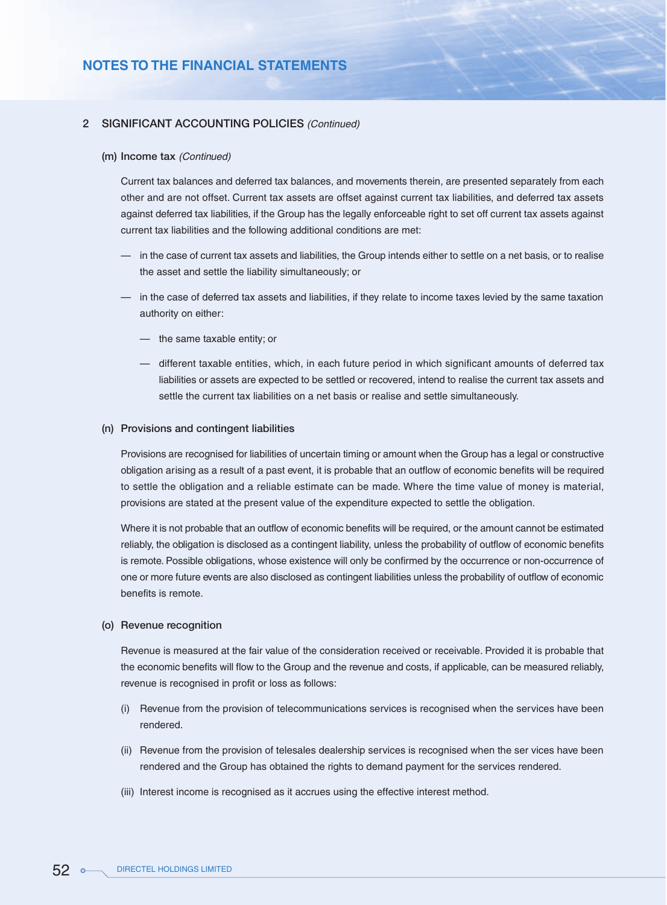## 2 SIGNIFICANT ACCOUNTING POLICIES *(Continued)*

### (m) Income tax *(Continued)*

Current tax balances and deferred tax balances, and movements therein, are presented separately from each other and are not offset. Current tax assets are offset against current tax liabilities, and deferred tax assets against deferred tax liabilities, if the Group has the legally enforceable right to set off current tax assets against current tax liabilities and the following additional conditions are met:

— in the case of current tax assets and liabilities, the Group intends either to settle on a net basis, or to realise the asset and settle the liability simultaneously; or

— in the case of deferred tax assets and liabilities, if they relate to income taxes levied by the same taxation authority on either:

  — the same taxable entity; or

  — different taxable entities, which, in each future period in which significant amounts of deferred tax liabilities or assets are expected to be settled or recovered, intend to realise the current tax assets and settle the current tax liabilities on a net basis or realise and settle simultaneously.

### (n) Provisions and contingent liabilities

Provisions are recognised for liabilities of uncertain timing or amount when the Group has a legal or constructive obligation arising as a result of a past event, it is probable that an outflow of economic benefits will be required to settle the obligation and a reliable estimate can be made. Where the time value of money is material, provisions are stated at the present value of the expenditure expected to settle the obligation.

Where it is not probable that an outflow of economic benefits will be required, or the amount cannot be estimated reliably, the obligation is disclosed as a contingent liability, unless the probability of outflow of economic benefits is remote. Possible obligations, whose existence will only be confirmed by the occurrence or non-occurrence of one or more future events are also disclosed as contingent liabilities unless the probability of outflow of economic benefits is remote.

### (o) Revenue recognition

Revenue is measured at the fair value of the consideration received or receivable. Provided it is probable that the economic benefits will flow to the Group and the revenue and costs, if applicable, can be measured reliably, revenue is recognised in profit or loss as follows:

(i) Revenue from the provision of telecommunications services is recognised when the services have been rendered.

(ii) Revenue from the provision of telesales dealership services is recognised when the ser vices have been rendered and the Group has obtained the rights to demand payment for the services rendered.

(iii) Interest income is recognised as it accrues using the effective interest method.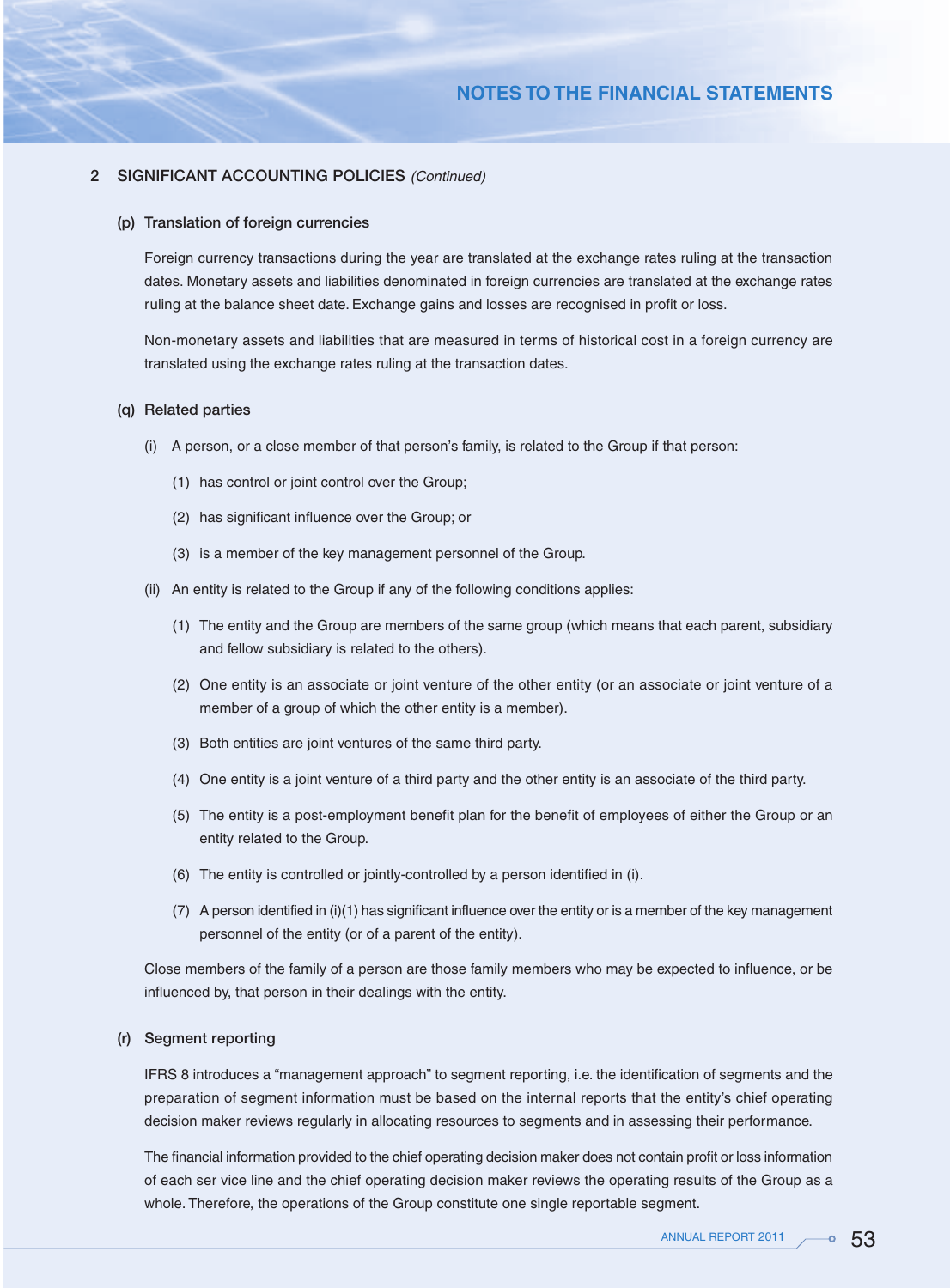## 2 SIGNIFICANT ACCOUNTING POLICIES *(Continued)*

### (p) Translation of foreign currencies

Foreign currency transactions during the year are translated at the exchange rates ruling at the transaction dates. Monetary assets and liabilities denominated in foreign currencies are translated at the exchange rates ruling at the balance sheet date. Exchange gains and losses are recognised in profit or loss.

Non-monetary assets and liabilities that are measured in terms of historical cost in a foreign currency are translated using the exchange rates ruling at the transaction dates.

### (q) Related parties

(i) A person, or a close member of that person's family, is related to the Group if that person:

(1) has control or joint control over the Group;

(2) has significant influence over the Group; or

(3) is a member of the key management personnel of the Group.

(ii) An entity is related to the Group if any of the following conditions applies:

(1) The entity and the Group are members of the same group (which means that each parent, subsidiary and fellow subsidiary is related to the others).

(2) One entity is an associate or joint venture of the other entity (or an associate or joint venture of a member of a group of which the other entity is a member).

(3) Both entities are joint ventures of the same third party.

(4) One entity is a joint venture of a third party and the other entity is an associate of the third party.

(5) The entity is a post-employment benefit plan for the benefit of employees of either the Group or an entity related to the Group.

(6) The entity is controlled or jointly-controlled by a person identified in (i).

(7) A person identified in (i)(1) has significant influence over the entity or is a member of the key management personnel of the entity (or of a parent of the entity).

Close members of the family of a person are those family members who may be expected to influence, or be influenced by, that person in their dealings with the entity.

### (r) Segment reporting

IFRS 8 introduces a "management approach" to segment reporting, i.e. the identification of segments and the preparation of segment information must be based on the internal reports that the entity's chief operating decision maker reviews regularly in allocating resources to segments and in assessing their performance.

The financial information provided to the chief operating decision maker does not contain profit or loss information of each ser vice line and the chief operating decision maker reviews the operating results of the Group as a whole. Therefore, the operations of the Group constitute one single reportable segment.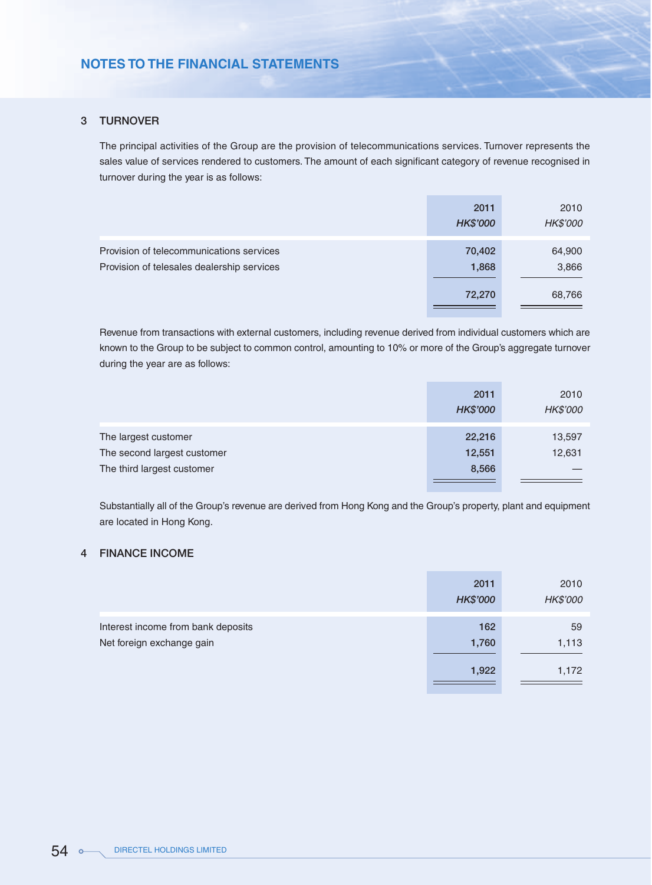## 3 TURNOVER

The principal activities of the Group are the provision of telecommunications services. Turnover represents the sales value of services rendered to customers. The amount of each significant category of revenue recognised in turnover during the year is as follows:

| | 2011<br>*HK$'000* | 2010<br>*HK$'000* |
|---|---|---|
| Provision of telecommunications services | 70,402 | 64,900 |
| Provision of telesales dealership services | 1,868 | 3,866 |
| | 72,270 | 68,766 |

Revenue from transactions with external customers, including revenue derived from individual customers which are known to the Group to be subject to common control, amounting to 10% or more of the Group's aggregate turnover during the year are as follows:

| | 2011<br>*HK$'000* | 2010<br>*HK$'000* |
|---|---|---|
| The largest customer | 22,216 | 13,597 |
| The second largest customer | 12,551 | 12,631 |
| The third largest customer | 8,566 | — |

Substantially all of the Group's revenue are derived from Hong Kong and the Group's property, plant and equipment are located in Hong Kong.

## 4 FINANCE INCOME

| | 2011<br>*HK$'000* | 2010<br>*HK$'000* |
|---|---|---|
| Interest income from bank deposits | 162 | 59 |
| Net foreign exchange gain | 1,760 | 1,113 |
| | 1,922 | 1,172 |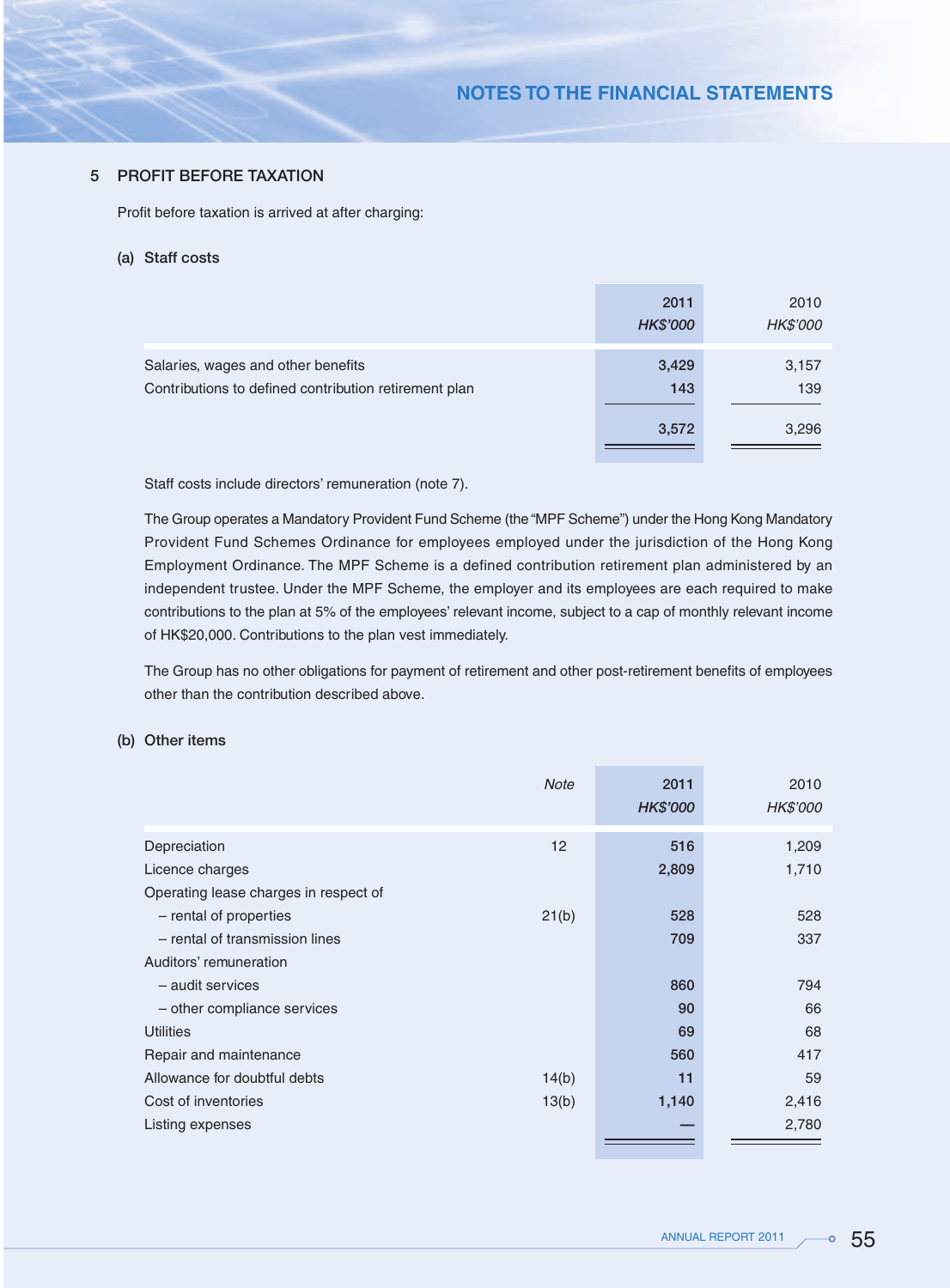## 5 PROFIT BEFORE TAXATION

Profit before taxation is arrived at after charging:

### (a) Staff costs

| | 2011<br>*HK$'000* | 2010<br>*HK$'000* |
|---|---|---|
| Salaries, wages and other benefits | 3,429 | 3,157 |
| Contributions to defined contribution retirement plan | 143 | 139 |
| | 3,572 | 3,296 |

Staff costs include directors' remuneration (note 7).

The Group operates a Mandatory Provident Fund Scheme (the "MPF Scheme") under the Hong Kong Mandatory Provident Fund Schemes Ordinance for employees employed under the jurisdiction of the Hong Kong Employment Ordinance. The MPF Scheme is a defined contribution retirement plan administered by an independent trustee. Under the MPF Scheme, the employer and its employees are each required to make contributions to the plan at 5% of the employees' relevant income, subject to a cap of monthly relevant income of HK$20,000. Contributions to the plan vest immediately.

The Group has no other obligations for payment of retirement and other post-retirement benefits of employees other than the contribution described above.

### (b) Other items

| | *Note* | 2011<br>*HK$'000* | 2010<br>*HK$'000* |
|---|---|---|---|
| Depreciation | 12 | 516 | 1,209 |
| Licence charges | | 2,809 | 1,710 |
| Operating lease charges in respect of | | | |
| – rental of properties | 21(b) | 528 | 528 |
| – rental of transmission lines | | 709 | 337 |
| Auditors' remuneration | | | |
| – audit services | | 860 | 794 |
| – other compliance services | | 90 | 66 |
| Utilities | | 69 | 68 |
| Repair and maintenance | | 560 | 417 |
| Allowance for doubtful debts | 14(b) | 11 | 59 |
| Cost of inventories | 13(b) | 1,140 | 2,416 |
| Listing expenses | | — | 2,780 |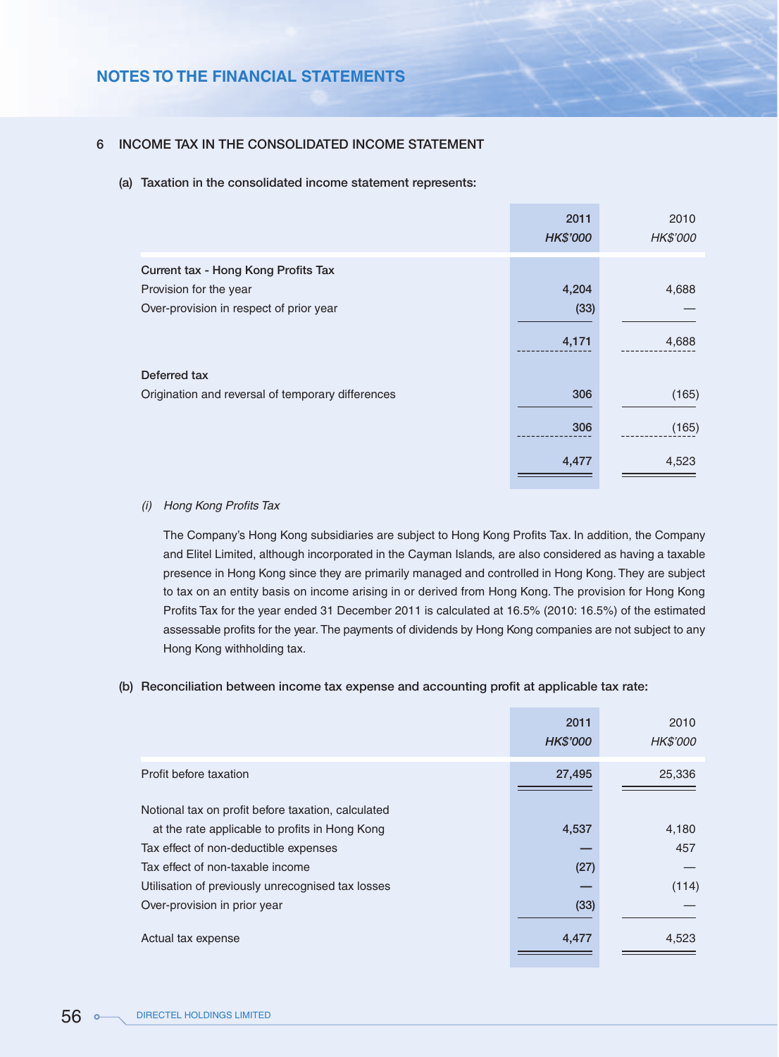## 6 INCOME TAX IN THE CONSOLIDATED INCOME STATEMENT

### (a) Taxation in the consolidated income statement represents:

| | 2011 HK$'000 | 2010 HK$'000 |
|---|---|---|
| **Current tax - Hong Kong Profits Tax** | | |
| Provision for the year | 4,204 | 4,688 |
| Over-provision in respect of prior year | (33) | — |
| | 4,171 | 4,688 |
| **Deferred tax** | | |
| Origination and reversal of temporary differences | 306 | (165) |
| | 306 | (165) |
| | 4,477 | 4,523 |

*(i) Hong Kong Profits Tax*

The Company's Hong Kong subsidiaries are subject to Hong Kong Profits Tax. In addition, the Company and Elitel Limited, although incorporated in the Cayman Islands, are also considered as having a taxable presence in Hong Kong since they are primarily managed and controlled in Hong Kong. They are subject to tax on an entity basis on income arising in or derived from Hong Kong. The provision for Hong Kong Profits Tax for the year ended 31 December 2011 is calculated at 16.5% (2010: 16.5%) of the estimated assessable profits for the year. The payments of dividends by Hong Kong companies are not subject to any Hong Kong withholding tax.

### (b) Reconciliation between income tax expense and accounting profit at applicable tax rate:

| | 2011 HK$'000 | 2010 HK$'000 |
|---|---|---|
| Profit before taxation | 27,495 | 25,336 |
| Notional tax on profit before taxation, calculated at the rate applicable to profits in Hong Kong | 4,537 | 4,180 |
| Tax effect of non-deductible expenses | — | 457 |
| Tax effect of non-taxable income | (27) | — |
| Utilisation of previously unrecognised tax losses | — | (114) |
| Over-provision in prior year | (33) | — |
| Actual tax expense | 4,477 | 4,523 |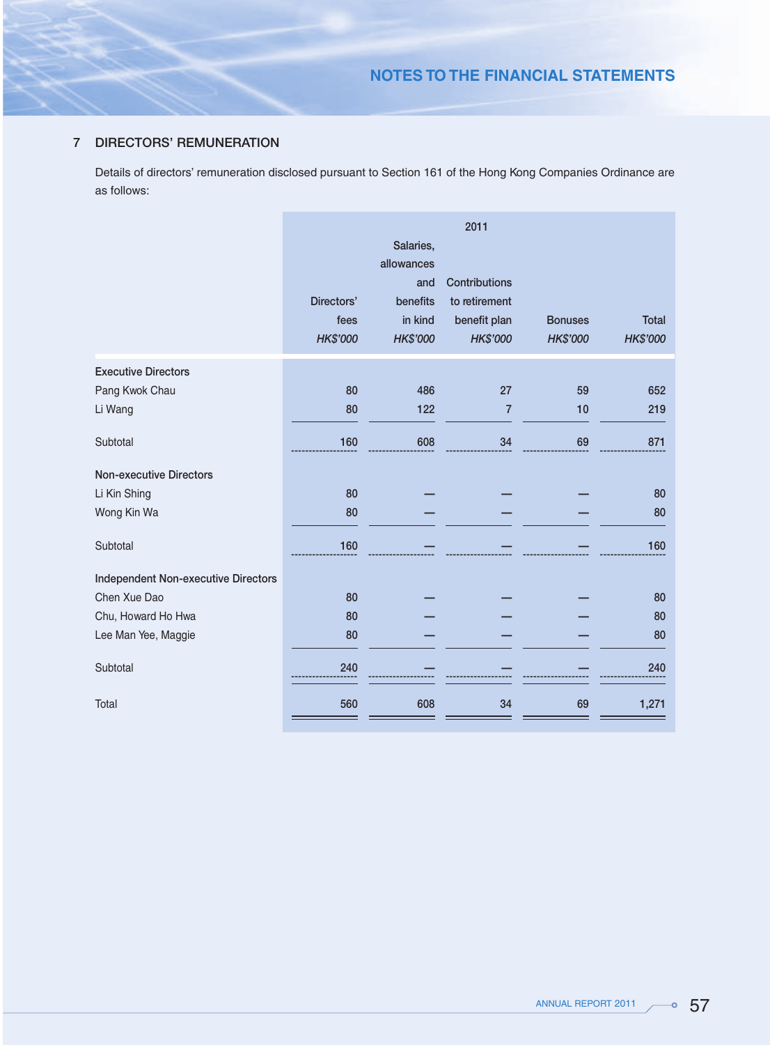## 7 DIRECTORS' REMUNERATION

Details of directors' remuneration disclosed pursuant to Section 161 of the Hong Kong Companies Ordinance are as follows:

| | 2011 | | | | |
|---|---|---|---|---|---|
| | Directors' fees *HK$'000* | Salaries, allowances and benefits in kind *HK$'000* | Contributions to retirement benefit plan *HK$'000* | Bonuses *HK$'000* | Total *HK$'000* |
| **Executive Directors** | | | | | |
| Pang Kwok Chau | 80 | 486 | 27 | 59 | 652 |
| Li Wang | 80 | 122 | 7 | 10 | 219 |
| Subtotal | 160 | 608 | 34 | 69 | 871 |
| **Non-executive Directors** | | | | | |
| Li Kin Shing | 80 | — | — | — | 80 |
| Wong Kin Wa | 80 | — | — | — | 80 |
| Subtotal | 160 | — | — | — | 160 |
| **Independent Non-executive Directors** | | | | | |
| Chen Xue Dao | 80 | — | — | — | 80 |
| Chu, Howard Ho Hwa | 80 | — | — | — | 80 |
| Lee Man Yee, Maggie | 80 | — | — | — | 80 |
| Subtotal | 240 | — | — | — | 240 |
| Total | 560 | 608 | 34 | 69 | 1,271 |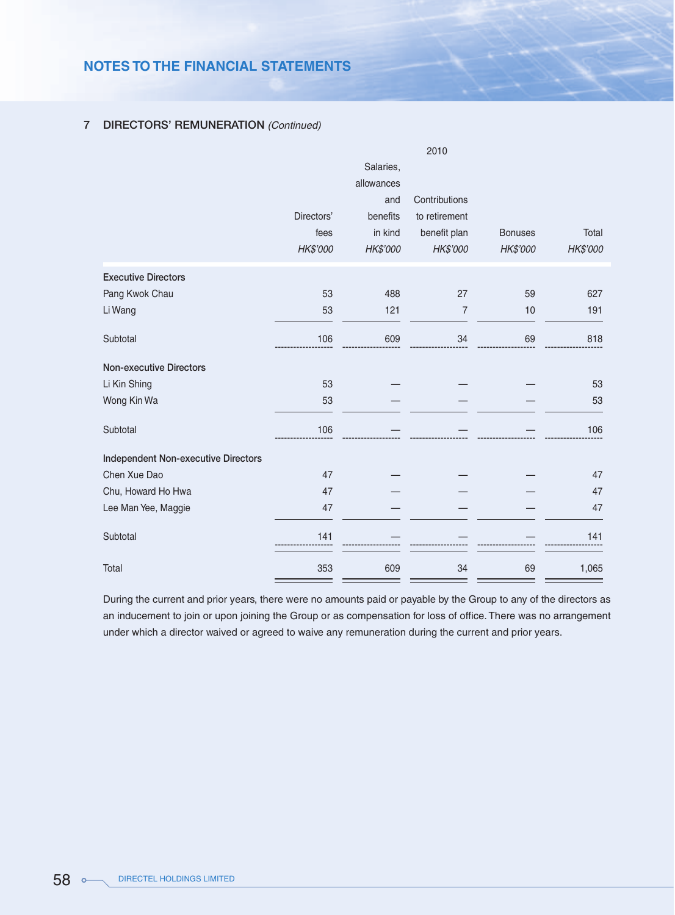## 7 DIRECTORS' REMUNERATION *(Continued)*

| | 2010 | | | | |
|---|---|---|---|---|---|
| | Directors' fees | Salaries, allowances and benefits in kind | Contributions to retirement benefit plan | Bonuses | Total |
| | *HK$'000* | *HK$'000* | *HK$'000* | *HK$'000* | *HK$'000* |
| **Executive Directors** | | | | | |
| Pang Kwok Chau | 53 | 488 | 27 | 59 | 627 |
| Li Wang | 53 | 121 | 7 | 10 | 191 |
| Subtotal | 106 | 609 | 34 | 69 | 818 |
| **Non-executive Directors** | | | | | |
| Li Kin Shing | 53 | — | — | — | 53 |
| Wong Kin Wa | 53 | — | — | — | 53 |
| Subtotal | 106 | — | — | — | 106 |
| **Independent Non-executive Directors** | | | | | |
| Chen Xue Dao | 47 | — | — | — | 47 |
| Chu, Howard Ho Hwa | 47 | — | — | — | 47 |
| Lee Man Yee, Maggie | 47 | — | — | — | 47 |
| Subtotal | 141 | — | — | — | 141 |
| Total | 353 | 609 | 34 | 69 | 1,065 |

During the current and prior years, there were no amounts paid or payable by the Group to any of the directors as an inducement to join or upon joining the Group or as compensation for loss of office. There was no arrangement under which a director waived or agreed to waive any remuneration during the current and prior years.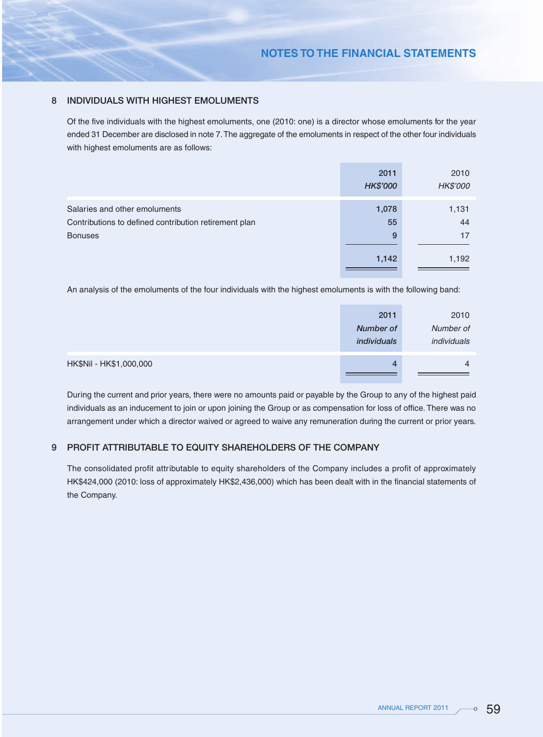## 8 INDIVIDUALS WITH HIGHEST EMOLUMENTS

Of the five individuals with the highest emoluments, one (2010: one) is a director whose emoluments for the year ended 31 December are disclosed in note 7. The aggregate of the emoluments in respect of the other four individuals with highest emoluments are as follows:

| | 2011 *HK$'000* | 2010 *HK$'000* |
|---|---|---|
| Salaries and other emoluments | 1,078 | 1,131 |
| Contributions to defined contribution retirement plan | 55 | 44 |
| Bonuses | 9 | 17 |
| | 1,142 | 1,192 |

An analysis of the emoluments of the four individuals with the highest emoluments is with the following band:

| | 2011 *Number of individuals* | 2010 *Number of individuals* |
|---|---|---|
| HK$Nil - HK$1,000,000 | 4 | 4 |

During the current and prior years, there were no amounts paid or payable by the Group to any of the highest paid individuals as an inducement to join or upon joining the Group or as compensation for loss of office. There was no arrangement under which a director waived or agreed to waive any remuneration during the current or prior years.

## 9 PROFIT ATTRIBUTABLE TO EQUITY SHAREHOLDERS OF THE COMPANY

The consolidated profit attributable to equity shareholders of the Company includes a profit of approximately HK$424,000 (2010: loss of approximately HK$2,436,000) which has been dealt with in the financial statements of the Company.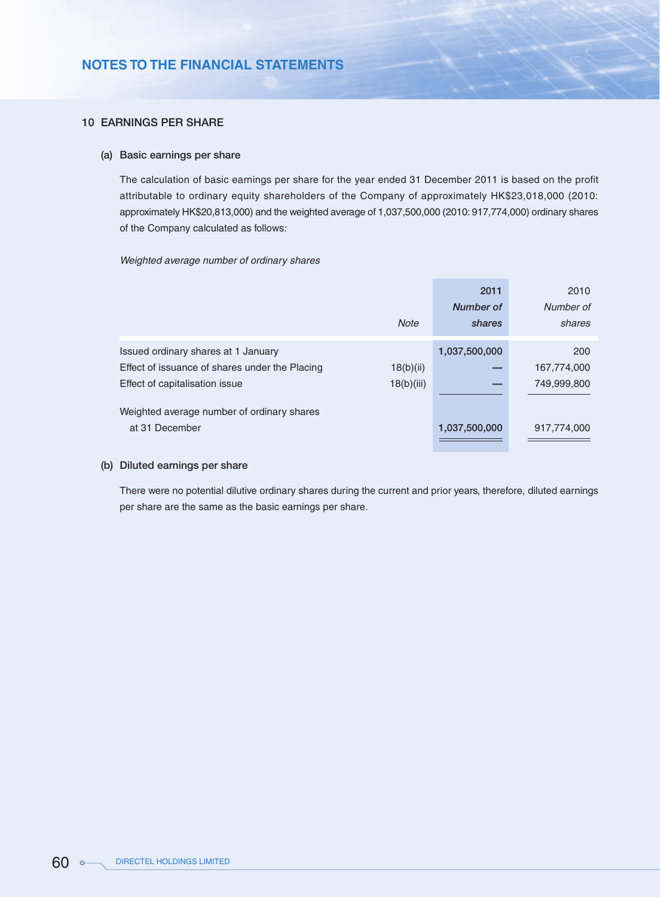## NOTES TO THE FINANCIAL STATEMENTS

### 10 EARNINGS PER SHARE

#### (a) Basic earnings per share

The calculation of basic earnings per share for the year ended 31 December 2011 is based on the profit attributable to ordinary equity shareholders of the Company of approximately HK$23,018,000 (2010: approximately HK$20,813,000) and the weighted average of 1,037,500,000 (2010: 917,774,000) ordinary shares of the Company calculated as follows:

*Weighted average number of ordinary shares*

| | *Note* | 2011 *Number of shares* | 2010 *Number of shares* |
|---|---|---|---|
| Issued ordinary shares at 1 January | | **1,037,500,000** | 200 |
| Effect of issuance of shares under the Placing | 18(b)(ii) | **—** | 167,774,000 |
| Effect of capitalisation issue | 18(b)(iii) | **—** | 749,999,800 |
| Weighted average number of ordinary shares at 31 December | | **1,037,500,000** | 917,774,000 |

#### (b) Diluted earnings per share

There were no potential dilutive ordinary shares during the current and prior years, therefore, diluted earnings per share are the same as the basic earnings per share.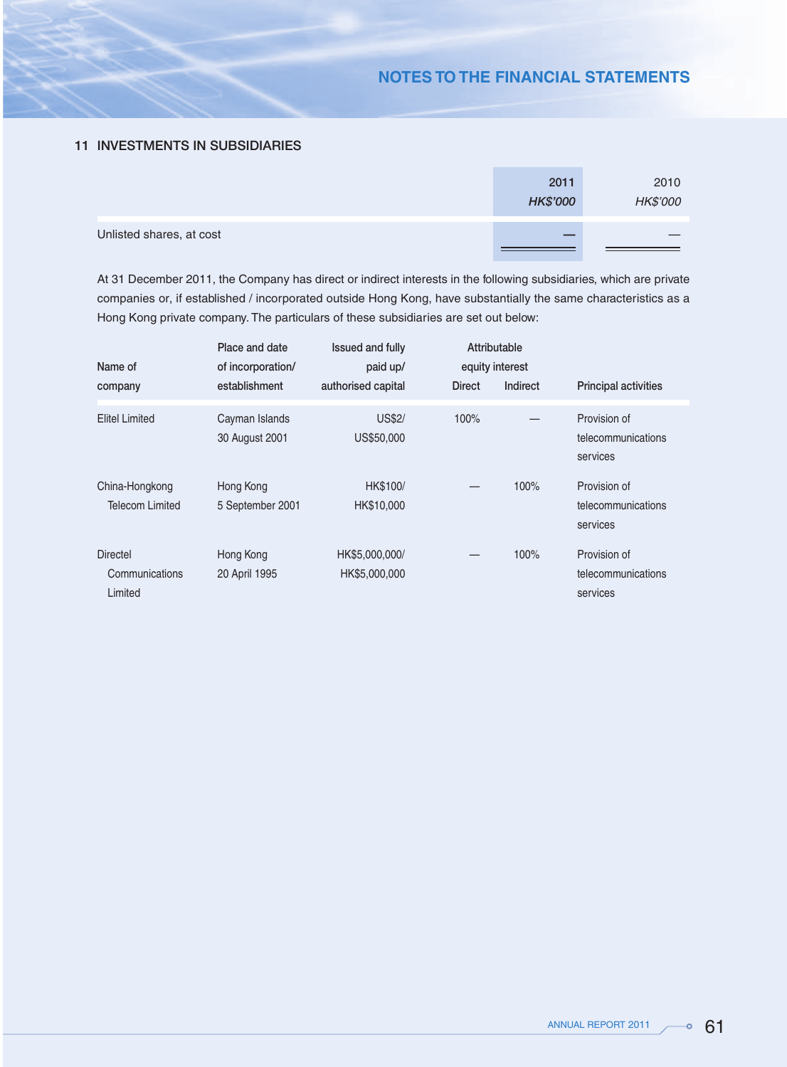## 11 INVESTMENTS IN SUBSIDIARIES

| | 2011<br>*HK$'000* | 2010<br>*HK$'000* |
|---|---|---|
| Unlisted shares, at cost | — | — |

At 31 December 2011, the Company has direct or indirect interests in the following subsidiaries, which are private companies or, if established / incorporated outside Hong Kong, have substantially the same characteristics as a Hong Kong private company. The particulars of these subsidiaries are set out below:

| Name of company | Place and date of incorporation/ establishment | Issued and fully paid up/ authorised capital | Attributable equity interest | | Principal activities |
|---|---|---|---|---|---|
| | | | Direct | Indirect | |
| Elitel Limited | Cayman Islands<br>30 August 2001 | US$2/<br>US$50,000 | 100% | — | Provision of telecommunications services |
| China-Hongkong Telecom Limited | Hong Kong<br>5 September 2001 | HK$100/<br>HK$10,000 | — | 100% | Provision of telecommunications services |
| Directel Communications Limited | Hong Kong<br>20 April 1995 | HK$5,000,000/<br>HK$5,000,000 | — | 100% | Provision of telecommunications services |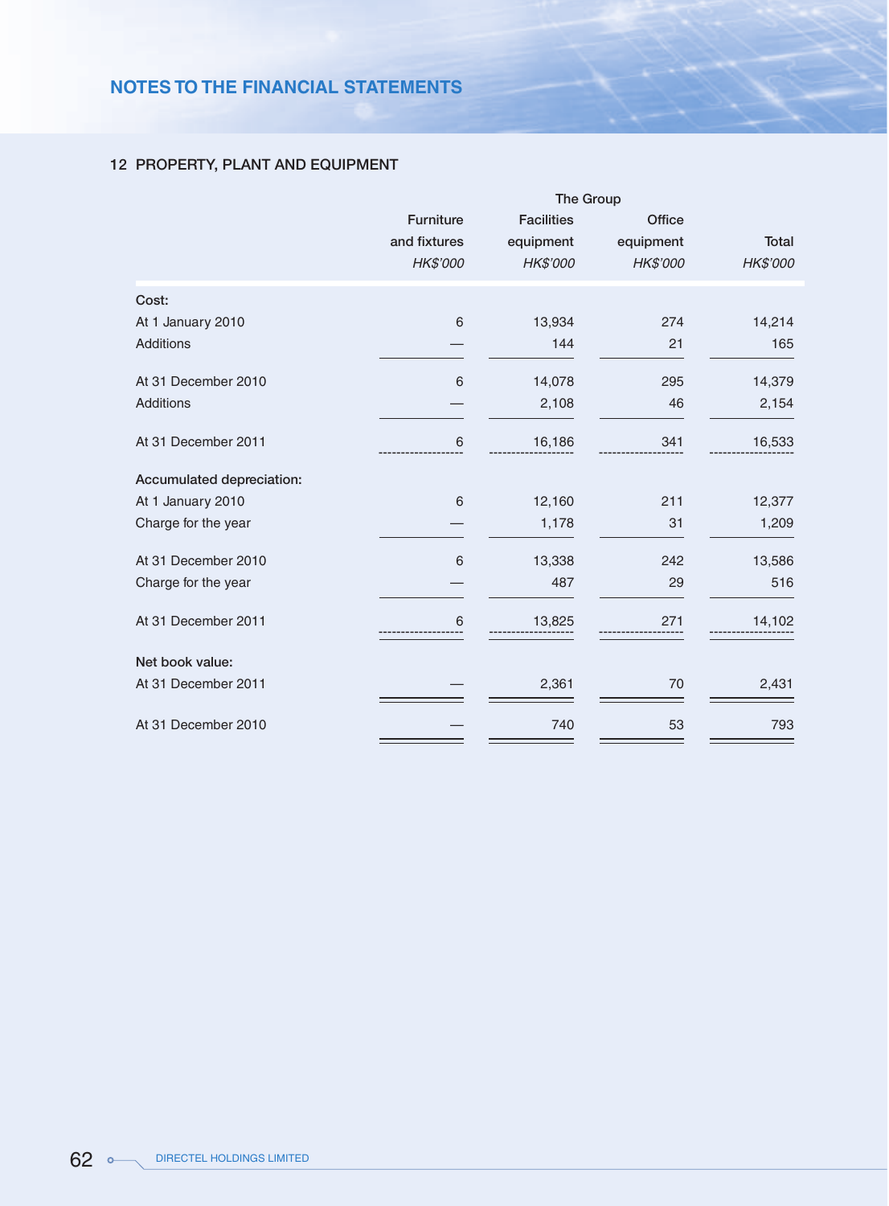## NOTES TO THE FINANCIAL STATEMENTS

### 12 PROPERTY, PLANT AND EQUIPMENT

| | The Group | | | |
|---|---|---|---|---|
| | Furniture and fixtures | Facilities equipment | Office equipment | Total |
| | *HK$'000* | *HK$'000* | *HK$'000* | *HK$'000* |
| **Cost:** | | | | |
| At 1 January 2010 | 6 | 13,934 | 274 | 14,214 |
| Additions | — | 144 | 21 | 165 |
| At 31 December 2010 | 6 | 14,078 | 295 | 14,379 |
| Additions | — | 2,108 | 46 | 2,154 |
| At 31 December 2011 | 6 | 16,186 | 341 | 16,533 |
| **Accumulated depreciation:** | | | | |
| At 1 January 2010 | 6 | 12,160 | 211 | 12,377 |
| Charge for the year | — | 1,178 | 31 | 1,209 |
| At 31 December 2010 | 6 | 13,338 | 242 | 13,586 |
| Charge for the year | — | 487 | 29 | 516 |
| At 31 December 2011 | 6 | 13,825 | 271 | 14,102 |
| **Net book value:** | | | | |
| At 31 December 2011 | — | 2,361 | 70 | 2,431 |
| At 31 December 2010 | — | 740 | 53 | 793 |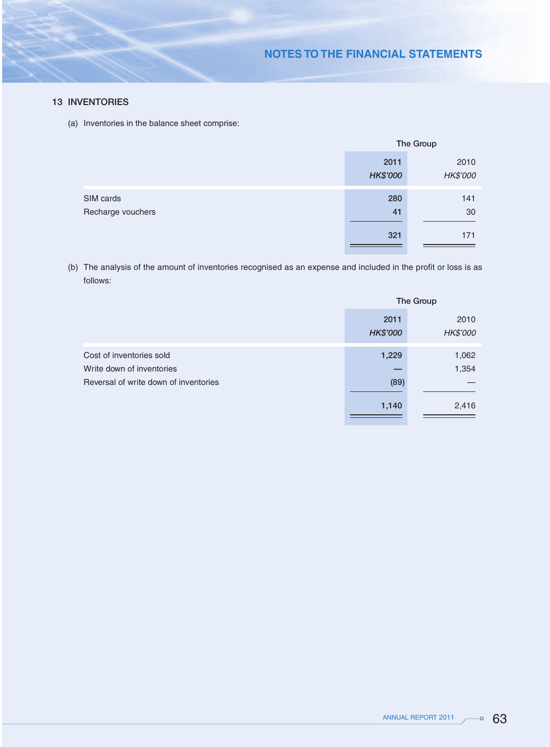## 13 INVENTORIES

(a) Inventories in the balance sheet comprise:

| | The Group | |
|---|---|---|
| | 2011 | 2010 |
| | *HK$'000* | *HK$'000* |
| SIM cards | 280 | 141 |
| Recharge vouchers | 41 | 30 |
| | 321 | 171 |

(b) The analysis of the amount of inventories recognised as an expense and included in the profit or loss is as follows:

| | The Group | |
|---|---|---|
| | 2011 | 2010 |
| | *HK$'000* | *HK$'000* |
| Cost of inventories sold | 1,229 | 1,062 |
| Write down of inventories | — | 1,354 |
| Reversal of write down of inventories | (89) | — |
| | 1,140 | 2,416 |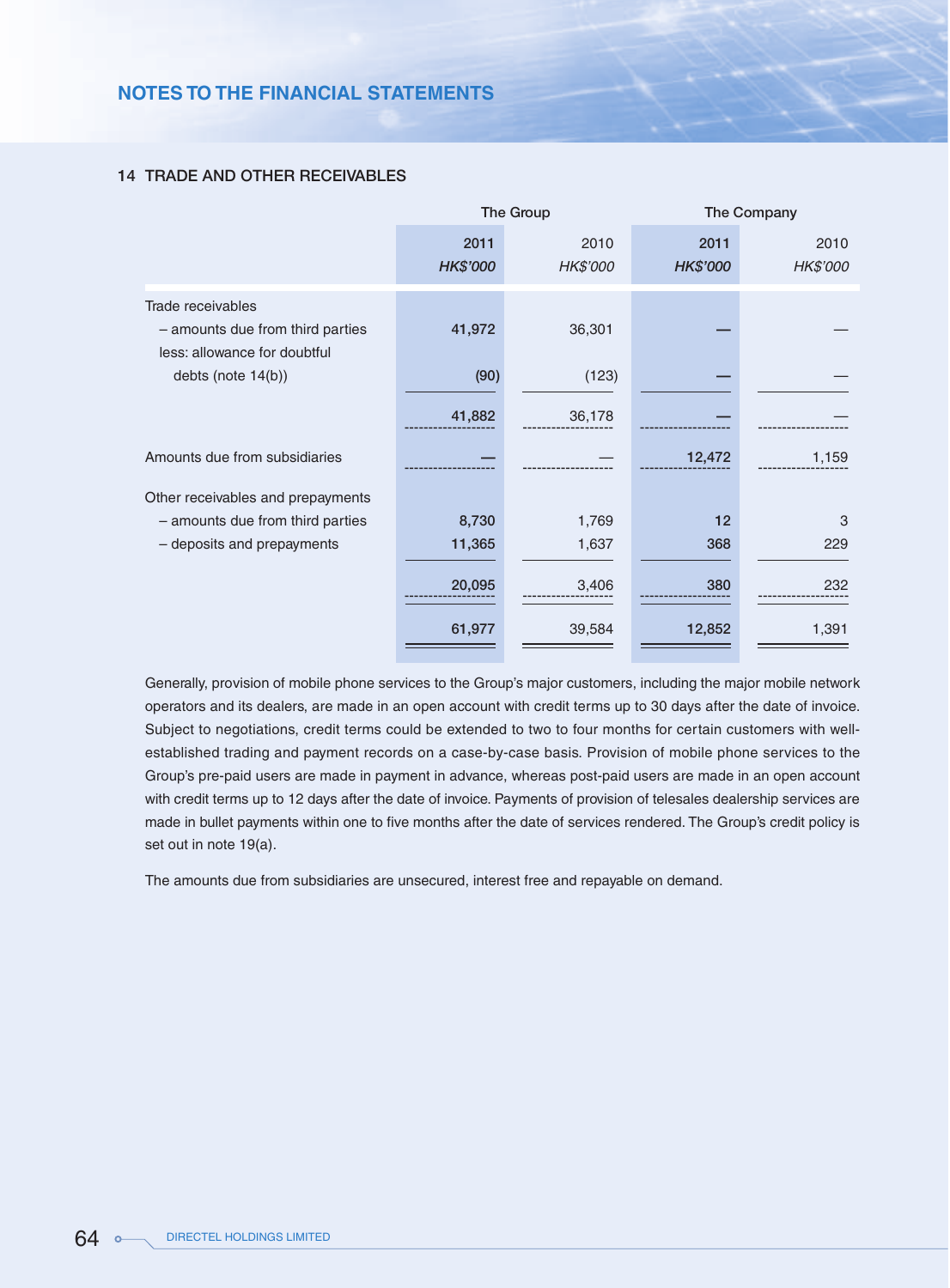## 14 TRADE AND OTHER RECEIVABLES

| | The Group | | The Company | |
|---|---|---|---|---|
| | **2011** | 2010 | **2011** | 2010 |
| | ***HK$'000*** | *HK$'000* | ***HK$'000*** | *HK$'000* |
| Trade receivables | | | | |
| – amounts due from third parties | **41,972** | 36,301 | **—** | — |
| less: allowance for doubtful debts (note 14(b)) | **(90)** | (123) | **—** | — |
| | **41,882** | 36,178 | **—** | — |
| Amounts due from subsidiaries | **—** | — | **12,472** | 1,159 |
| Other receivables and prepayments | | | | |
| – amounts due from third parties | **8,730** | 1,769 | **12** | 3 |
| – deposits and prepayments | **11,365** | 1,637 | **368** | 229 |
| | **20,095** | 3,406 | **380** | 232 |
| | **61,977** | 39,584 | **12,852** | 1,391 |

Generally, provision of mobile phone services to the Group's major customers, including the major mobile network operators and its dealers, are made in an open account with credit terms up to 30 days after the date of invoice. Subject to negotiations, credit terms could be extended to two to four months for certain customers with well-established trading and payment records on a case-by-case basis. Provision of mobile phone services to the Group's pre-paid users are made in payment in advance, whereas post-paid users are made in an open account with credit terms up to 12 days after the date of invoice. Payments of provision of telesales dealership services are made in bullet payments within one to five months after the date of services rendered. The Group's credit policy is set out in note 19(a).

The amounts due from subsidiaries are unsecured, interest free and repayable on demand.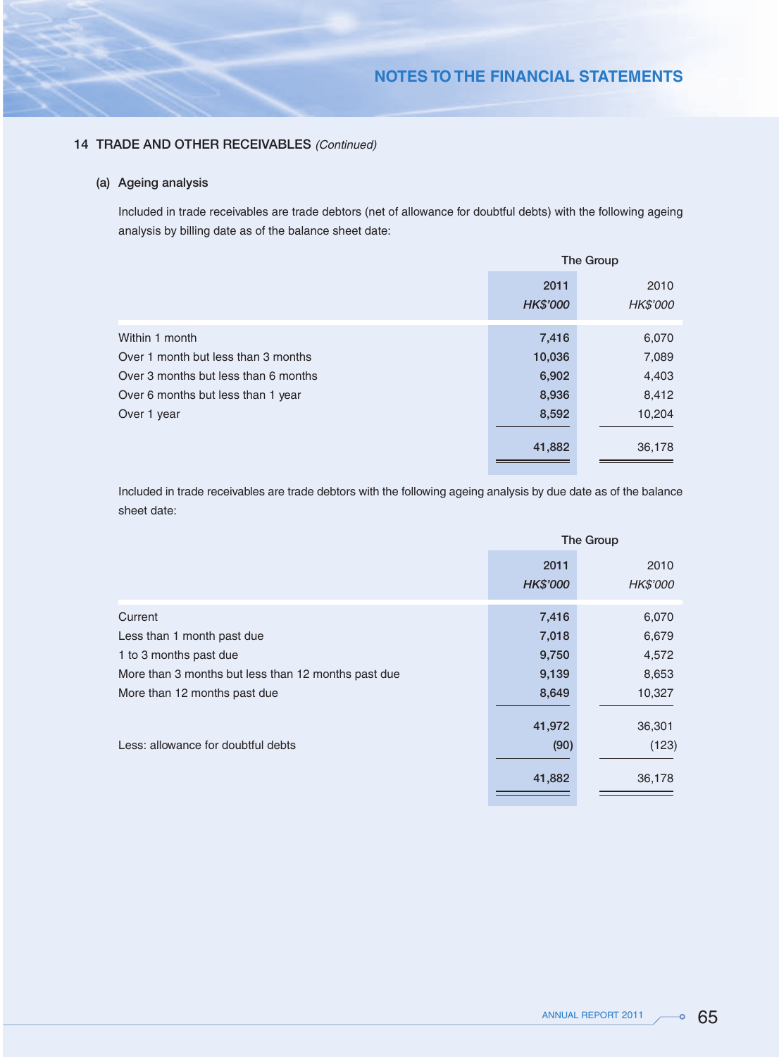## 14 TRADE AND OTHER RECEIVABLES *(Continued)*

### (a) Ageing analysis

Included in trade receivables are trade debtors (net of allowance for doubtful debts) with the following ageing analysis by billing date as of the balance sheet date:

| | The Group | |
|---|---|---|
| | 2011 | 2010 |
| | *HK$'000* | *HK$'000* |
| Within 1 month | 7,416 | 6,070 |
| Over 1 month but less than 3 months | 10,036 | 7,089 |
| Over 3 months but less than 6 months | 6,902 | 4,403 |
| Over 6 months but less than 1 year | 8,936 | 8,412 |
| Over 1 year | 8,592 | 10,204 |
| | 41,882 | 36,178 |

Included in trade receivables are trade debtors with the following ageing analysis by due date as of the balance sheet date:

| | The Group | |
|---|---|---|
| | 2011 | 2010 |
| | *HK$'000* | *HK$'000* |
| Current | 7,416 | 6,070 |
| Less than 1 month past due | 7,018 | 6,679 |
| 1 to 3 months past due | 9,750 | 4,572 |
| More than 3 months but less than 12 months past due | 9,139 | 8,653 |
| More than 12 months past due | 8,649 | 10,327 |
| | 41,972 | 36,301 |
| Less: allowance for doubtful debts | (90) | (123) |
| | 41,882 | 36,178 |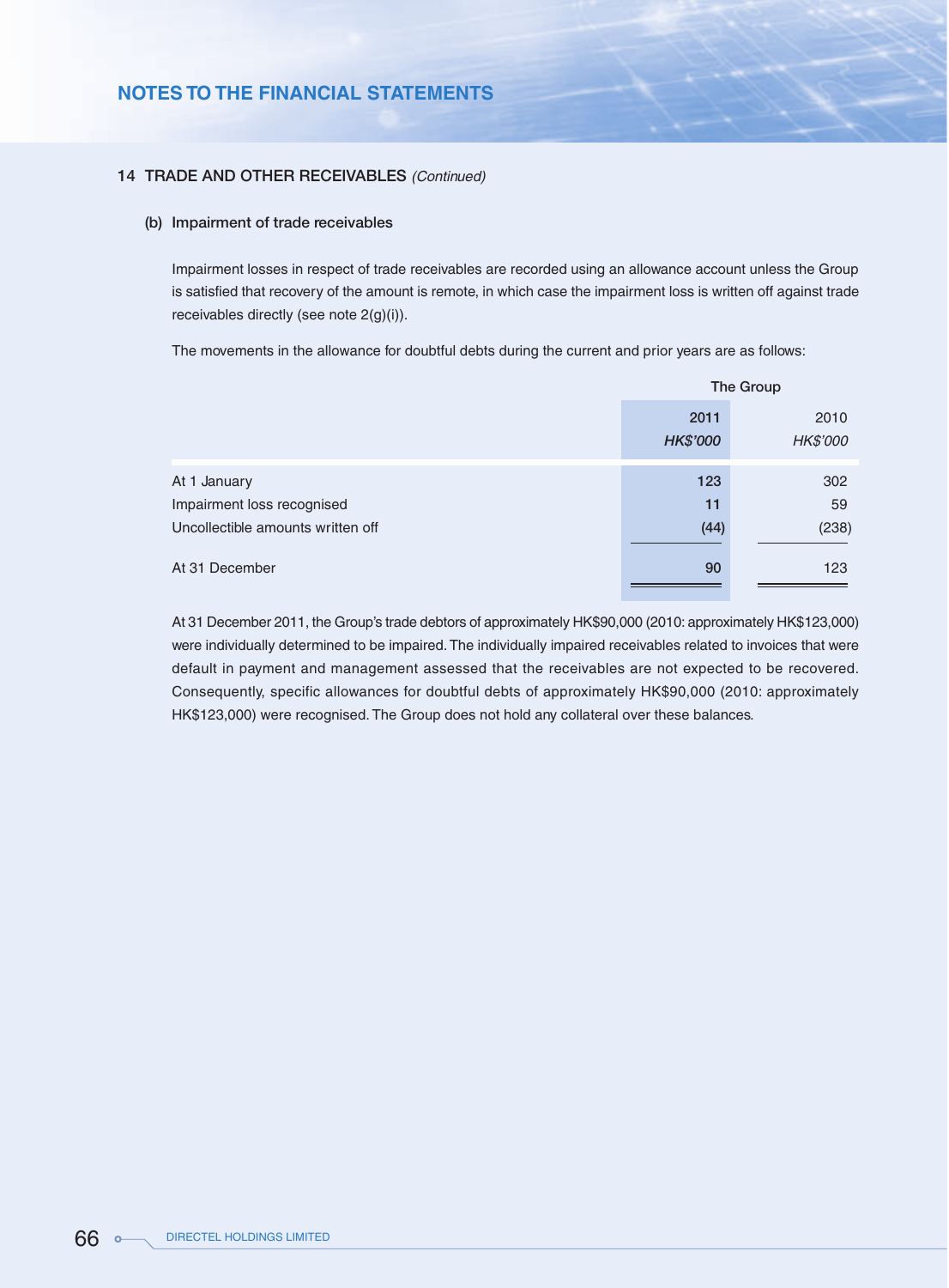## 14 TRADE AND OTHER RECEIVABLES *(Continued)*

### (b) Impairment of trade receivables

Impairment losses in respect of trade receivables are recorded using an allowance account unless the Group is satisfied that recovery of the amount is remote, in which case the impairment loss is written off against trade receivables directly (see note 2(g)(i)).

The movements in the allowance for doubtful debts during the current and prior years are as follows:

| | The Group | |
|---|---|---|
| | 2011 | 2010 |
| | *HK$'000* | *HK$'000* |
| At 1 January | 123 | 302 |
| Impairment loss recognised | 11 | 59 |
| Uncollectible amounts written off | (44) | (238) |
| At 31 December | 90 | 123 |

At 31 December 2011, the Group's trade debtors of approximately HK$90,000 (2010: approximately HK$123,000) were individually determined to be impaired. The individually impaired receivables related to invoices that were default in payment and management assessed that the receivables are not expected to be recovered. Consequently, specific allowances for doubtful debts of approximately HK$90,000 (2010: approximately HK$123,000) were recognised. The Group does not hold any collateral over these balances.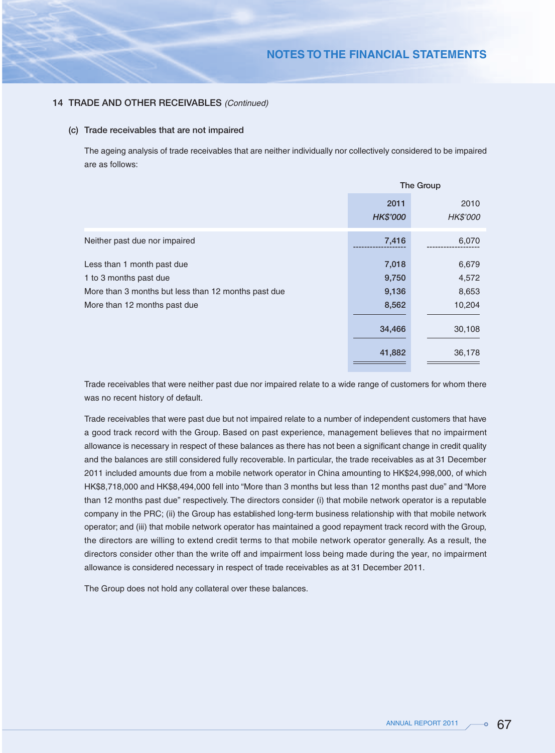## 14 TRADE AND OTHER RECEIVABLES *(Continued)*

### (c) Trade receivables that are not impaired

The ageing analysis of trade receivables that are neither individually nor collectively considered to be impaired are as follows:

| | The Group | |
|---|---|---|
| | 2011<br>*HK$'000* | 2010<br>*HK$'000* |
| Neither past due nor impaired | 7,416 | 6,070 |
| Less than 1 month past due | 7,018 | 6,679 |
| 1 to 3 months past due | 9,750 | 4,572 |
| More than 3 months but less than 12 months past due | 9,136 | 8,653 |
| More than 12 months past due | 8,562 | 10,204 |
| | 34,466 | 30,108 |
| | 41,882 | 36,178 |

Trade receivables that were neither past due nor impaired relate to a wide range of customers for whom there was no recent history of default.

Trade receivables that were past due but not impaired relate to a number of independent customers that have a good track record with the Group. Based on past experience, management believes that no impairment allowance is necessary in respect of these balances as there has not been a significant change in credit quality and the balances are still considered fully recoverable. In particular, the trade receivables as at 31 December 2011 included amounts due from a mobile network operator in China amounting to HK$24,998,000, of which HK$8,718,000 and HK$8,494,000 fell into "More than 3 months but less than 12 months past due" and "More than 12 months past due" respectively. The directors consider (i) that mobile network operator is a reputable company in the PRC; (ii) the Group has established long-term business relationship with that mobile network operator; and (iii) that mobile network operator has maintained a good repayment track record with the Group, the directors are willing to extend credit terms to that mobile network operator generally. As a result, the directors consider other than the write off and impairment loss being made during the year, no impairment allowance is considered necessary in respect of trade receivables as at 31 December 2011.

The Group does not hold any collateral over these balances.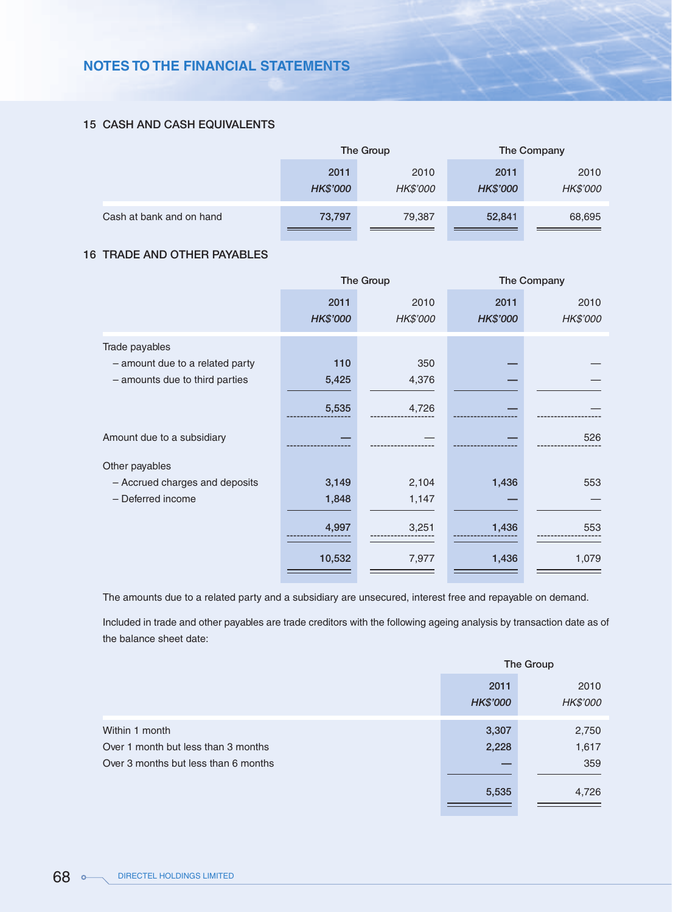# NOTES TO THE FINANCIAL STATEMENTS

## 15 CASH AND CASH EQUIVALENTS

| | The Group | | The Company | |
|---|---|---|---|---|
| | 2011<br>*HK$'000* | 2010<br>*HK$'000* | 2011<br>*HK$'000* | 2010<br>*HK$'000* |
| Cash at bank and on hand | 73,797 | 79,387 | 52,841 | 68,695 |

## 16 TRADE AND OTHER PAYABLES

| | The Group | | The Company | |
|---|---|---|---|---|
| | 2011<br>*HK$'000* | 2010<br>*HK$'000* | 2011<br>*HK$'000* | 2010<br>*HK$'000* |
| Trade payables | | | | |
| – amount due to a related party | 110 | 350 | — | — |
| – amounts due to third parties | 5,425 | 4,376 | — | — |
| | 5,535 | 4,726 | — | — |
| Amount due to a subsidiary | — | — | — | 526 |
| Other payables | | | | |
| – Accrued charges and deposits | 3,149 | 2,104 | 1,436 | 553 |
| – Deferred income | 1,848 | 1,147 | — | — |
| | 4,997 | 3,251 | 1,436 | 553 |
| | 10,532 | 7,977 | 1,436 | 1,079 |

The amounts due to a related party and a subsidiary are unsecured, interest free and repayable on demand.

Included in trade and other payables are trade creditors with the following ageing analysis by transaction date as of the balance sheet date:

| | The Group | |
|---|---|---|
| | 2011<br>*HK$'000* | 2010<br>*HK$'000* |
| Within 1 month | 3,307 | 2,750 |
| Over 1 month but less than 3 months | 2,228 | 1,617 |
| Over 3 months but less than 6 months | — | 359 |
| | 5,535 | 4,726 |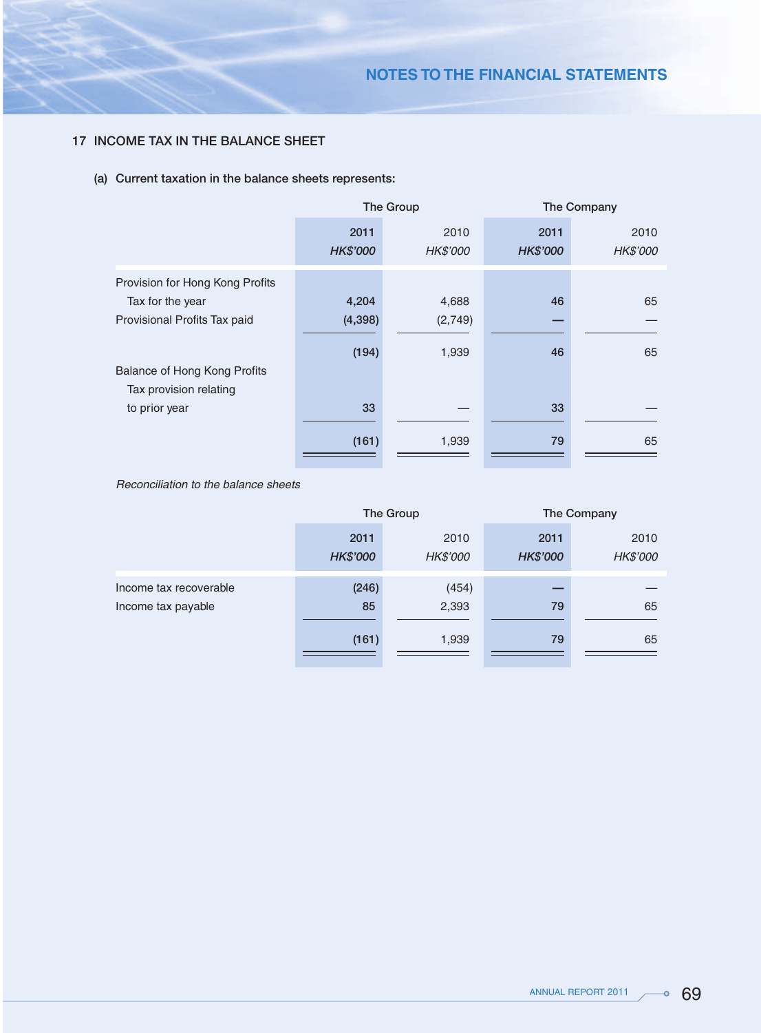## 17 INCOME TAX IN THE BALANCE SHEET

### (a) Current taxation in the balance sheets represents:

| | The Group | | The Company | |
|---|---|---|---|---|
| | **2011** | 2010 | **2011** | 2010 |
| | ***HK$'000*** | *HK$'000* | ***HK$'000*** | *HK$'000* |
| Provision for Hong Kong Profits Tax for the year | **4,204** | 4,688 | **46** | 65 |
| Provisional Profits Tax paid | **(4,398)** | (2,749) | **—** | — |
| | **(194)** | 1,939 | **46** | 65 |
| Balance of Hong Kong Profits Tax provision relating to prior year | **33** | — | **33** | — |
| | **(161)** | 1,939 | **79** | 65 |

*Reconciliation to the balance sheets*

| | The Group | | The Company | |
|---|---|---|---|---|
| | **2011** | 2010 | **2011** | 2010 |
| | ***HK$'000*** | *HK$'000* | ***HK$'000*** | *HK$'000* |
| Income tax recoverable | **(246)** | (454) | **—** | — |
| Income tax payable | **85** | 2,393 | **79** | 65 |
| | **(161)** | 1,939 | **79** | 65 |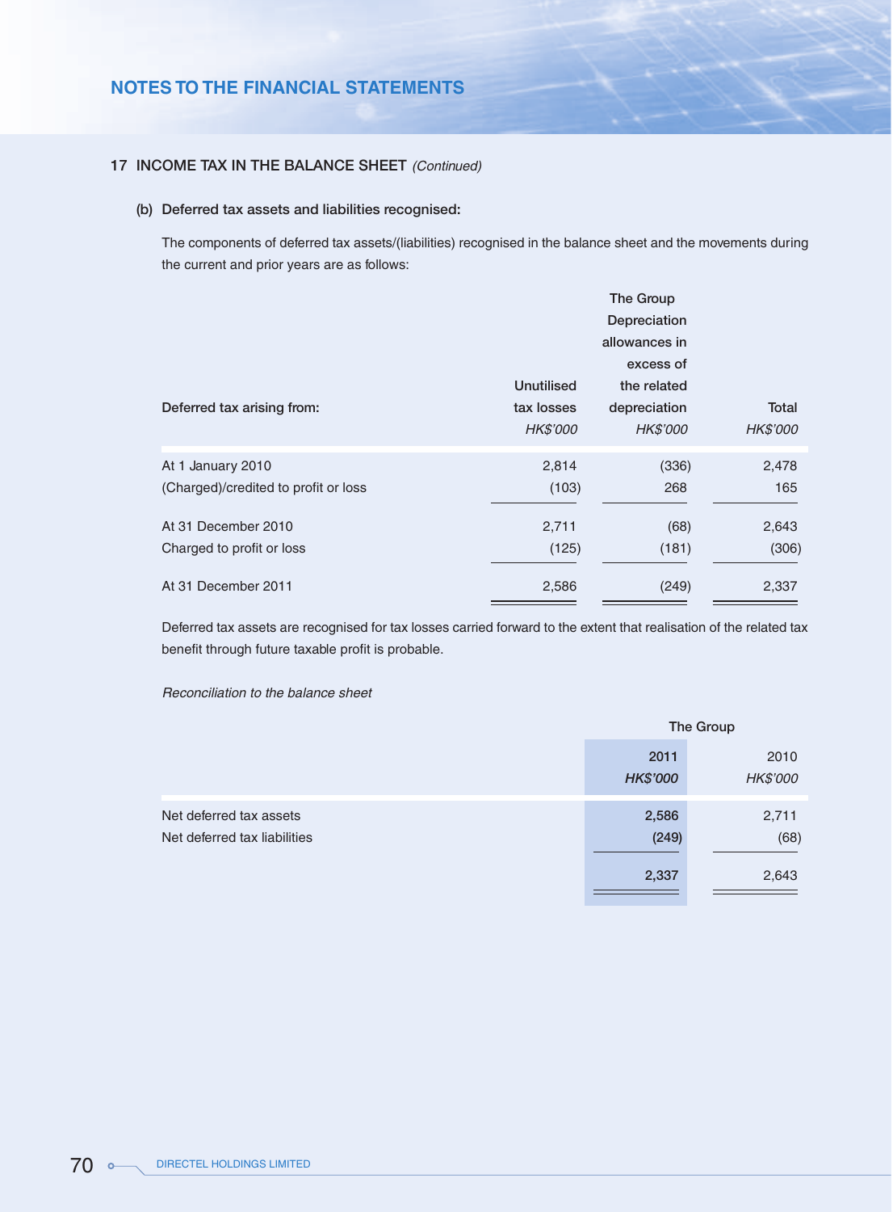## 17 INCOME TAX IN THE BALANCE SHEET *(Continued)*

### (b) Deferred tax assets and liabilities recognised:

The components of deferred tax assets/(liabilities) recognised in the balance sheet and the movements during the current and prior years are as follows:

| | The Group | | |
|---|---|---|---|
| Deferred tax arising from: | Unutilised tax losses *HK$'000* | Depreciation allowances in excess of the related depreciation *HK$'000* | Total *HK$'000* |
| At 1 January 2010 | 2,814 | (336) | 2,478 |
| (Charged)/credited to profit or loss | (103) | 268 | 165 |
| At 31 December 2010 | 2,711 | (68) | 2,643 |
| Charged to profit or loss | (125) | (181) | (306) |
| At 31 December 2011 | 2,586 | (249) | 2,337 |

Deferred tax assets are recognised for tax losses carried forward to the extent that realisation of the related tax benefit through future taxable profit is probable.

*Reconciliation to the balance sheet*

| | The Group | |
|---|---|---|
| | 2011 *HK$'000* | 2010 *HK$'000* |
| Net deferred tax assets | 2,586 | 2,711 |
| Net deferred tax liabilities | (249) | (68) |
| | 2,337 | 2,643 |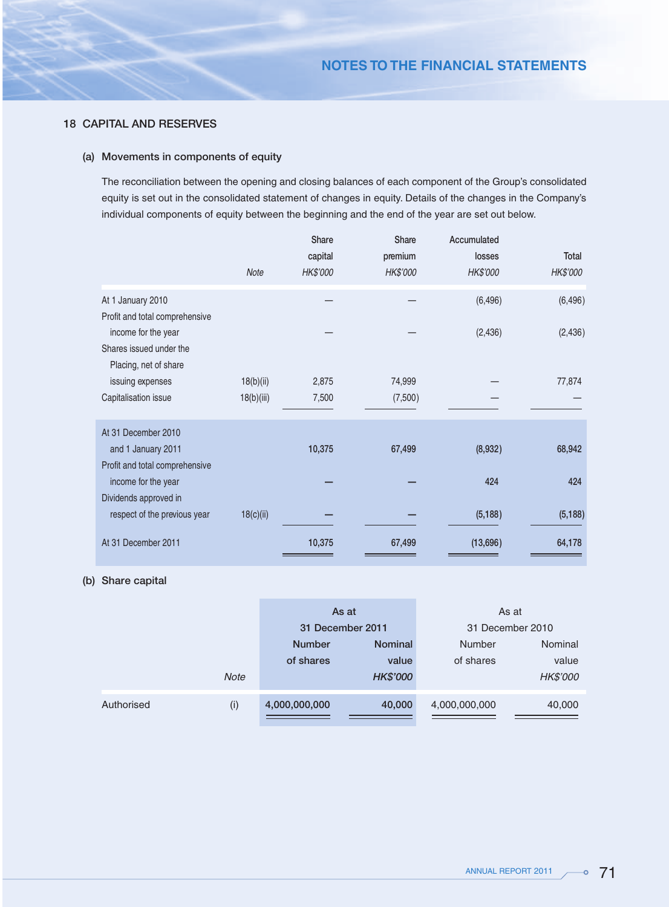## 18 CAPITAL AND RESERVES

### (a) Movements in components of equity

The reconciliation between the opening and closing balances of each component of the Group's consolidated equity is set out in the consolidated statement of changes in equity. Details of the changes in the Company's individual components of equity between the beginning and the end of the year are set out below.

| | Note | Share capital HK$'000 | Share premium HK$'000 | Accumulated losses HK$'000 | Total HK$'000 |
|---|---|---|---|---|---|
| At 1 January 2010 | | — | — | (6,496) | (6,496) |
| Profit and total comprehensive income for the year | | — | — | (2,436) | (2,436) |
| Shares issued under the Placing, net of share issuing expenses | 18(b)(ii) | 2,875 | 74,999 | — | 77,874 |
| Capitalisation issue | 18(b)(iii) | 7,500 | (7,500) | — | — |
| At 31 December 2010 and 1 January 2011 | | 10,375 | 67,499 | (8,932) | 68,942 |
| Profit and total comprehensive income for the year | | — | — | 424 | 424 |
| Dividends approved in respect of the previous year | 18(c)(ii) | — | — | (5,188) | (5,188) |
| At 31 December 2011 | | 10,375 | 67,499 | (13,696) | 64,178 |

### (b) Share capital

| | Note | As at 31 December 2011 Number of shares | As at 31 December 2011 Nominal value HK$'000 | As at 31 December 2010 Number of shares | As at 31 December 2010 Nominal value HK$'000 |
|---|---|---|---|---|---|
| Authorised | (i) | 4,000,000,000 | 40,000 | 4,000,000,000 | 40,000 |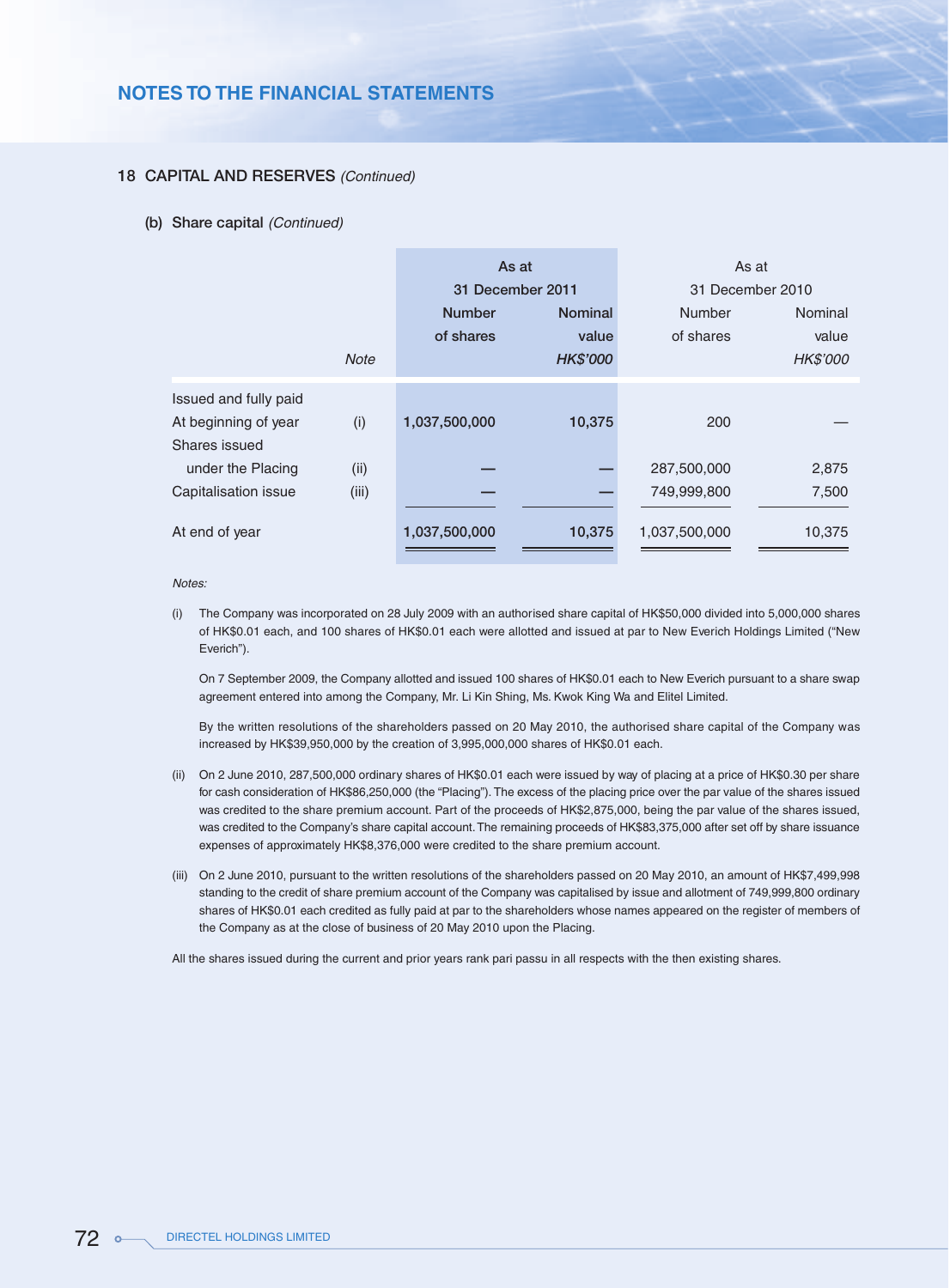## 18 CAPITAL AND RESERVES *(Continued)*

### (b) Share capital *(Continued)*

| | *Note* | As at 31 December 2011 Number of shares | As at 31 December 2011 Nominal value *HK$'000* | As at 31 December 2010 Number of shares | As at 31 December 2010 Nominal value *HK$'000* |
|---|---|---|---|---|---|
| Issued and fully paid | | | | | |
| At beginning of year | (i) | 1,037,500,000 | 10,375 | 200 | — |
| Shares issued under the Placing | (ii) | — | — | 287,500,000 | 2,875 |
| Capitalisation issue | (iii) | — | — | 749,999,800 | 7,500 |
| At end of year | | 1,037,500,000 | 10,375 | 1,037,500,000 | 10,375 |

*Notes:*

(i) The Company was incorporated on 28 July 2009 with an authorised share capital of HK$50,000 divided into 5,000,000 shares of HK$0.01 each, and 100 shares of HK$0.01 each were allotted and issued at par to New Everich Holdings Limited ("New Everich").

On 7 September 2009, the Company allotted and issued 100 shares of HK$0.01 each to New Everich pursuant to a share swap agreement entered into among the Company, Mr. Li Kin Shing, Ms. Kwok King Wa and Elitel Limited.

By the written resolutions of the shareholders passed on 20 May 2010, the authorised share capital of the Company was increased by HK$39,950,000 by the creation of 3,995,000,000 shares of HK$0.01 each.

(ii) On 2 June 2010, 287,500,000 ordinary shares of HK$0.01 each were issued by way of placing at a price of HK$0.30 per share for cash consideration of HK$86,250,000 (the "Placing"). The excess of the placing price over the par value of the shares issued was credited to the share premium account. Part of the proceeds of HK$2,875,000, being the par value of the shares issued, was credited to the Company's share capital account. The remaining proceeds of HK$83,375,000 after set off by share issuance expenses of approximately HK$8,376,000 were credited to the share premium account.

(iii) On 2 June 2010, pursuant to the written resolutions of the shareholders passed on 20 May 2010, an amount of HK$7,499,998 standing to the credit of share premium account of the Company was capitalised by issue and allotment of 749,999,800 ordinary shares of HK$0.01 each credited as fully paid at par to the shareholders whose names appeared on the register of members of the Company as at the close of business of 20 May 2010 upon the Placing.

All the shares issued during the current and prior years rank pari passu in all respects with the then existing shares.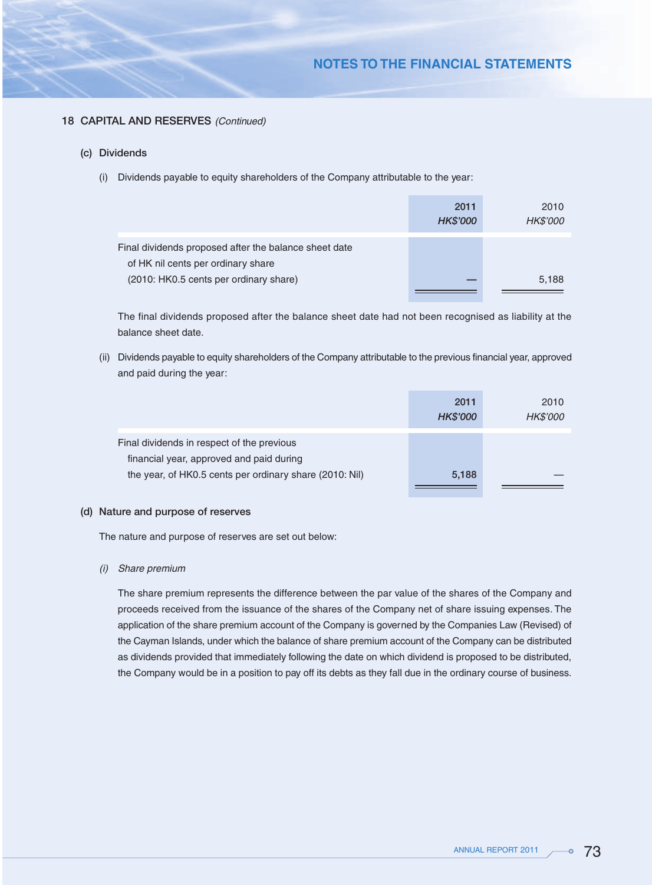## 18 CAPITAL AND RESERVES *(Continued)*

### (c) Dividends

(i) Dividends payable to equity shareholders of the Company attributable to the year:

| | 2011 *HK$'000* | 2010 *HK$'000* |
|---|---|---|
| Final dividends proposed after the balance sheet date of HK nil cents per ordinary share (2010: HK0.5 cents per ordinary share) | — | 5,188 |

The final dividends proposed after the balance sheet date had not been recognised as liability at the balance sheet date.

(ii) Dividends payable to equity shareholders of the Company attributable to the previous financial year, approved and paid during the year:

| | 2011 *HK$'000* | 2010 *HK$'000* |
|---|---|---|
| Final dividends in respect of the previous financial year, approved and paid during the year, of HK0.5 cents per ordinary share (2010: Nil) | 5,188 | — |

### (d) Nature and purpose of reserves

The nature and purpose of reserves are set out below:

*(i) Share premium*

The share premium represents the difference between the par value of the shares of the Company and proceeds received from the issuance of the shares of the Company net of share issuing expenses. The application of the share premium account of the Company is governed by the Companies Law (Revised) of the Cayman Islands, under which the balance of share premium account of the Company can be distributed as dividends provided that immediately following the date on which dividend is proposed to be distributed, the Company would be in a position to pay off its debts as they fall due in the ordinary course of business.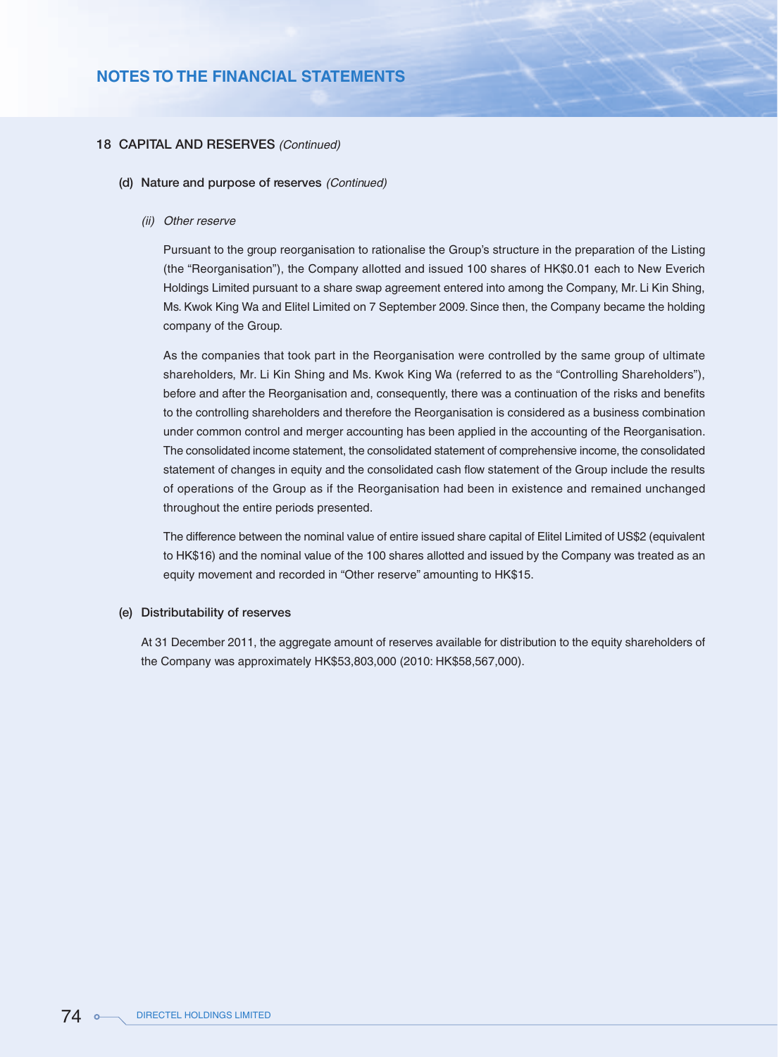## 18 CAPITAL AND RESERVES *(Continued)*

### (d) Nature and purpose of reserves *(Continued)*

#### *(ii) Other reserve*

Pursuant to the group reorganisation to rationalise the Group's structure in the preparation of the Listing (the "Reorganisation"), the Company allotted and issued 100 shares of HK$0.01 each to New Everich Holdings Limited pursuant to a share swap agreement entered into among the Company, Mr. Li Kin Shing, Ms. Kwok King Wa and Elitel Limited on 7 September 2009. Since then, the Company became the holding company of the Group.

As the companies that took part in the Reorganisation were controlled by the same group of ultimate shareholders, Mr. Li Kin Shing and Ms. Kwok King Wa (referred to as the "Controlling Shareholders"), before and after the Reorganisation and, consequently, there was a continuation of the risks and benefits to the controlling shareholders and therefore the Reorganisation is considered as a business combination under common control and merger accounting has been applied in the accounting of the Reorganisation. The consolidated income statement, the consolidated statement of comprehensive income, the consolidated statement of changes in equity and the consolidated cash flow statement of the Group include the results of operations of the Group as if the Reorganisation had been in existence and remained unchanged throughout the entire periods presented.

The difference between the nominal value of entire issued share capital of Elitel Limited of US$2 (equivalent to HK$16) and the nominal value of the 100 shares allotted and issued by the Company was treated as an equity movement and recorded in "Other reserve" amounting to HK$15.

### (e) Distributability of reserves

At 31 December 2011, the aggregate amount of reserves available for distribution to the equity shareholders of the Company was approximately HK$53,803,000 (2010: HK$58,567,000).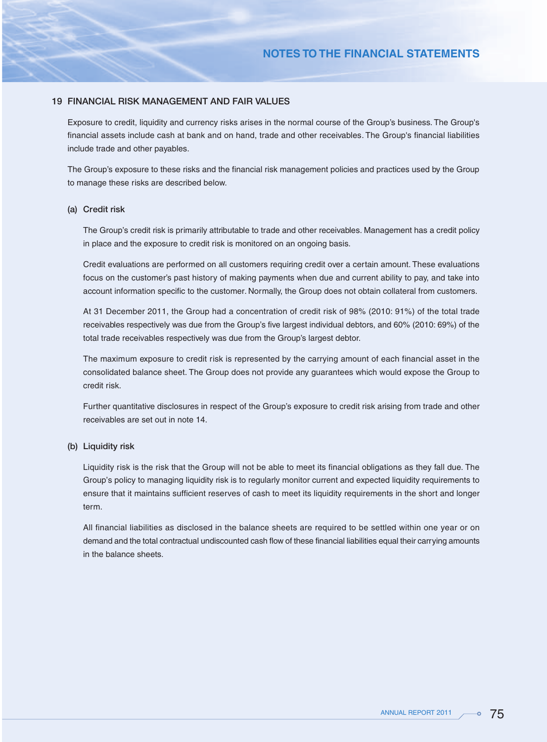## 19 FINANCIAL RISK MANAGEMENT AND FAIR VALUES

Exposure to credit, liquidity and currency risks arises in the normal course of the Group's business. The Group's financial assets include cash at bank and on hand, trade and other receivables. The Group's financial liabilities include trade and other payables.

The Group's exposure to these risks and the financial risk management policies and practices used by the Group to manage these risks are described below.

### (a) Credit risk

The Group's credit risk is primarily attributable to trade and other receivables. Management has a credit policy in place and the exposure to credit risk is monitored on an ongoing basis.

Credit evaluations are performed on all customers requiring credit over a certain amount. These evaluations focus on the customer's past history of making payments when due and current ability to pay, and take into account information specific to the customer. Normally, the Group does not obtain collateral from customers.

At 31 December 2011, the Group had a concentration of credit risk of 98% (2010: 91%) of the total trade receivables respectively was due from the Group's five largest individual debtors, and 60% (2010: 69%) of the total trade receivables respectively was due from the Group's largest debtor.

The maximum exposure to credit risk is represented by the carrying amount of each financial asset in the consolidated balance sheet. The Group does not provide any guarantees which would expose the Group to credit risk.

Further quantitative disclosures in respect of the Group's exposure to credit risk arising from trade and other receivables are set out in note 14.

### (b) Liquidity risk

Liquidity risk is the risk that the Group will not be able to meet its financial obligations as they fall due. The Group's policy to managing liquidity risk is to regularly monitor current and expected liquidity requirements to ensure that it maintains sufficient reserves of cash to meet its liquidity requirements in the short and longer term.

All financial liabilities as disclosed in the balance sheets are required to be settled within one year or on demand and the total contractual undiscounted cash flow of these financial liabilities equal their carrying amounts in the balance sheets.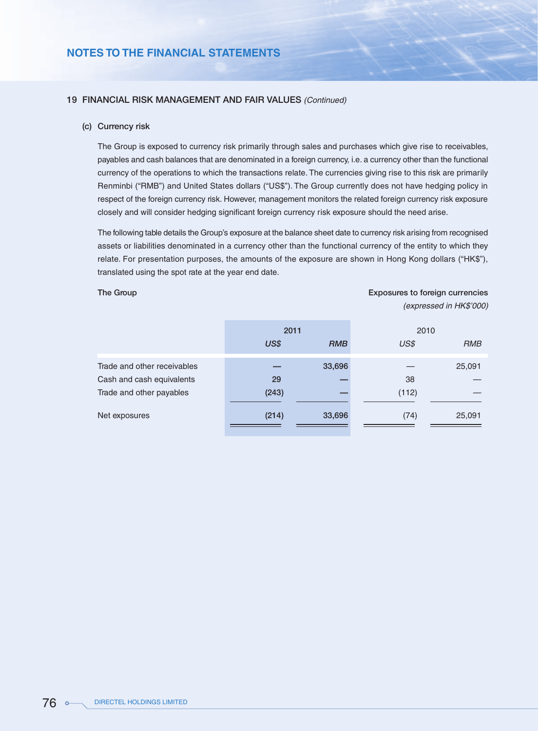## 19 FINANCIAL RISK MANAGEMENT AND FAIR VALUES *(Continued)*

### (c) Currency risk

The Group is exposed to currency risk primarily through sales and purchases which give rise to receivables, payables and cash balances that are denominated in a foreign currency, i.e. a currency other than the functional currency of the operations to which the transactions relate. The currencies giving rise to this risk are primarily Renminbi ("RMB") and United States dollars ("US$"). The Group currently does not have hedging policy in respect of the foreign currency risk. However, management monitors the related foreign currency risk exposure closely and will consider hedging significant foreign currency risk exposure should the need arise.

The following table details the Group's exposure at the balance sheet date to currency risk arising from recognised assets or liabilities denominated in a currency other than the functional currency of the entity to which they relate. For presentation purposes, the amounts of the exposure are shown in Hong Kong dollars ("HK$"), translated using the spot rate at the year end date.

**The Group**

**Exposures to foreign currencies**
*(expressed in HK$'000)*

| | 2011 | | 2010 | |
|---|---|---|---|---|
| | *US$* | *RMB* | *US$* | *RMB* |
| Trade and other receivables | — | 33,696 | — | 25,091 |
| Cash and cash equivalents | 29 | — | 38 | — |
| Trade and other payables | (243) | — | (112) | — |
| Net exposures | (214) | 33,696 | (74) | 25,091 |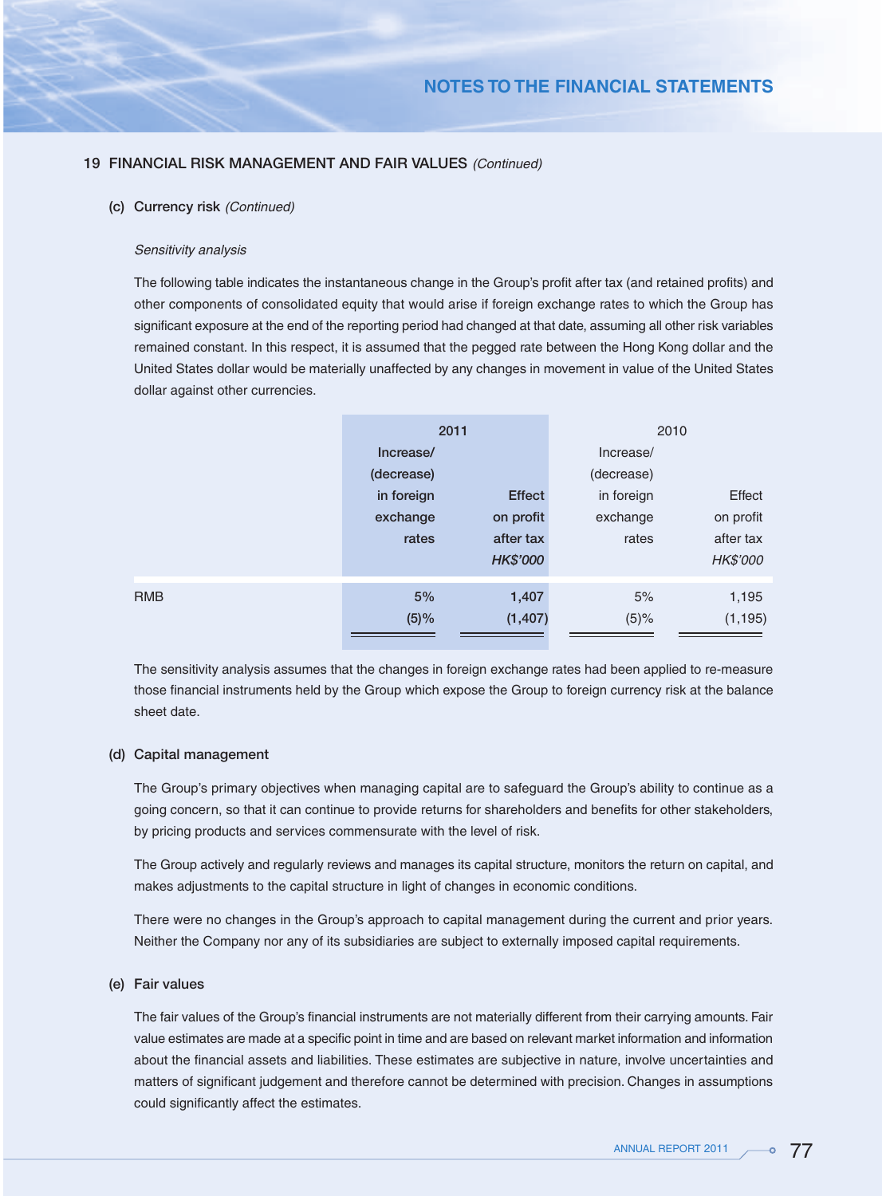## 19 FINANCIAL RISK MANAGEMENT AND FAIR VALUES *(Continued)*

### (c) Currency risk *(Continued)*

*Sensitivity analysis*

The following table indicates the instantaneous change in the Group's profit after tax (and retained profits) and other components of consolidated equity that would arise if foreign exchange rates to which the Group has significant exposure at the end of the reporting period had changed at that date, assuming all other risk variables remained constant. In this respect, it is assumed that the pegged rate between the Hong Kong dollar and the United States dollar would be materially unaffected by any changes in movement in value of the United States dollar against other currencies.

| | 2011 | | 2010 | |
|---|---|---|---|---|
| | Increase/ (decrease) in foreign exchange rates | Effect on profit after tax *HK$'000* | Increase/ (decrease) in foreign exchange rates | Effect on profit after tax *HK$'000* |
| RMB | 5% | 1,407 | 5% | 1,195 |
| | (5)% | (1,407) | (5)% | (1,195) |

The sensitivity analysis assumes that the changes in foreign exchange rates had been applied to re-measure those financial instruments held by the Group which expose the Group to foreign currency risk at the balance sheet date.

### (d) Capital management

The Group's primary objectives when managing capital are to safeguard the Group's ability to continue as a going concern, so that it can continue to provide returns for shareholders and benefits for other stakeholders, by pricing products and services commensurate with the level of risk.

The Group actively and regularly reviews and manages its capital structure, monitors the return on capital, and makes adjustments to the capital structure in light of changes in economic conditions.

There were no changes in the Group's approach to capital management during the current and prior years. Neither the Company nor any of its subsidiaries are subject to externally imposed capital requirements.

### (e) Fair values

The fair values of the Group's financial instruments are not materially different from their carrying amounts. Fair value estimates are made at a specific point in time and are based on relevant market information and information about the financial assets and liabilities. These estimates are subjective in nature, involve uncertainties and matters of significant judgement and therefore cannot be determined with precision. Changes in assumptions could significantly affect the estimates.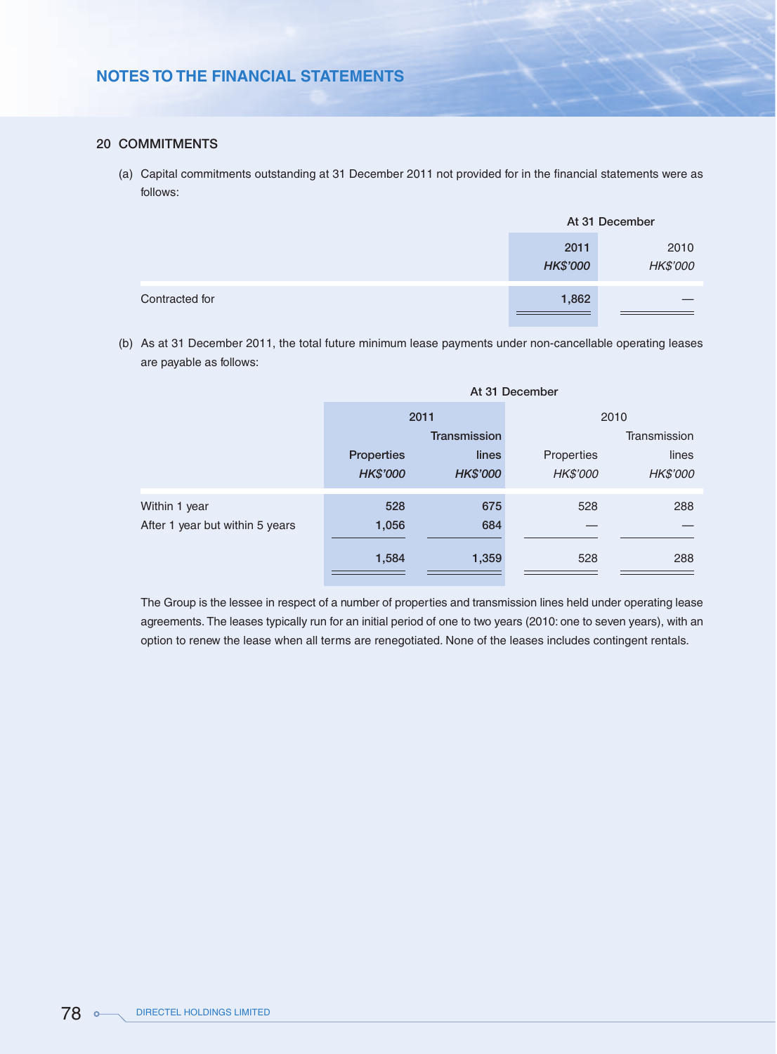## 20 COMMITMENTS

(a) Capital commitments outstanding at 31 December 2011 not provided for in the financial statements were as follows:

| | At 31 December | |
|---|---|---|
| | 2011 | 2010 |
| | *HK$'000* | *HK$'000* |
| Contracted for | 1,862 | — |

(b) As at 31 December 2011, the total future minimum lease payments under non-cancellable operating leases are payable as follows:

| | At 31 December | | | |
|---|---|---|---|---|
| | 2011 | | 2010 | |
| | Properties | Transmission lines | Properties | Transmission lines |
| | *HK$'000* | *HK$'000* | *HK$'000* | *HK$'000* |
| Within 1 year | 528 | 675 | 528 | 288 |
| After 1 year but within 5 years | 1,056 | 684 | — | — |
| | 1,584 | 1,359 | 528 | 288 |

The Group is the lessee in respect of a number of properties and transmission lines held under operating lease agreements. The leases typically run for an initial period of one to two years (2010: one to seven years), with an option to renew the lease when all terms are renegotiated. None of the leases includes contingent rentals.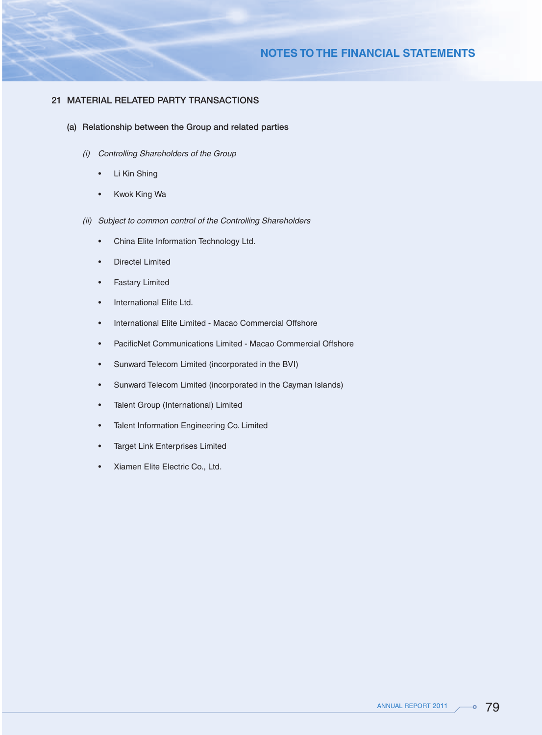## 21 MATERIAL RELATED PARTY TRANSACTIONS

### (a) Relationship between the Group and related parties

*(i) Controlling Shareholders of the Group*

- Li Kin Shing
- Kwok King Wa

*(ii) Subject to common control of the Controlling Shareholders*

- China Elite Information Technology Ltd.
- Directel Limited
- Fastary Limited
- International Elite Ltd.
- International Elite Limited - Macao Commercial Offshore
- PacificNet Communications Limited - Macao Commercial Offshore
- Sunward Telecom Limited (incorporated in the BVI)
- Sunward Telecom Limited (incorporated in the Cayman Islands)
- Talent Group (International) Limited
- Talent Information Engineering Co. Limited
- Target Link Enterprises Limited
- Xiamen Elite Electric Co., Ltd.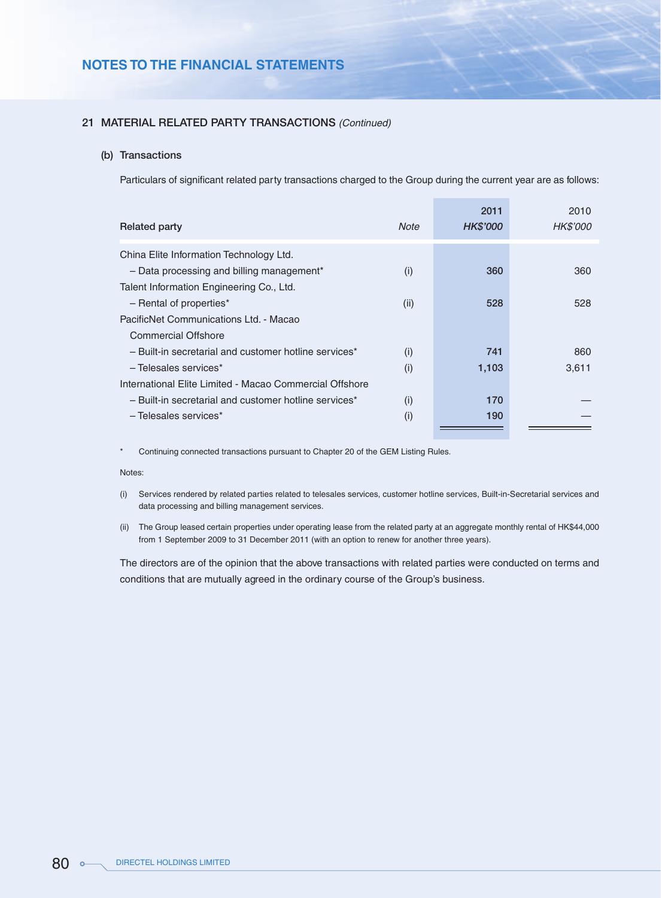## 21 MATERIAL RELATED PARTY TRANSACTIONS *(Continued)*

### (b) Transactions

Particulars of significant related party transactions charged to the Group during the current year are as follows:

| Related party | *Note* | 2011 *HK$'000* | 2010 *HK$'000* |
|---|---|---|---|
| China Elite Information Technology Ltd. | | | |
| – Data processing and billing management* | (i) | **360** | 360 |
| Talent Information Engineering Co., Ltd. | | | |
| – Rental of properties* | (ii) | **528** | 528 |
| PacificNet Communications Ltd. - Macao Commercial Offshore | | | |
| – Built-in secretarial and customer hotline services* | (i) | **741** | 860 |
| – Telesales services* | (i) | **1,103** | 3,611 |
| International Elite Limited - Macao Commercial Offshore | | | |
| – Built-in secretarial and customer hotline services* | (i) | **170** | — |
| – Telesales services* | (i) | **190** | — |

\* Continuing connected transactions pursuant to Chapter 20 of the GEM Listing Rules.

Notes:

(i) Services rendered by related parties related to telesales services, customer hotline services, Built-in-Secretarial services and data processing and billing management services.

(ii) The Group leased certain properties under operating lease from the related party at an aggregate monthly rental of HK$44,000 from 1 September 2009 to 31 December 2011 (with an option to renew for another three years).

The directors are of the opinion that the above transactions with related parties were conducted on terms and conditions that are mutually agreed in the ordinary course of the Group's business.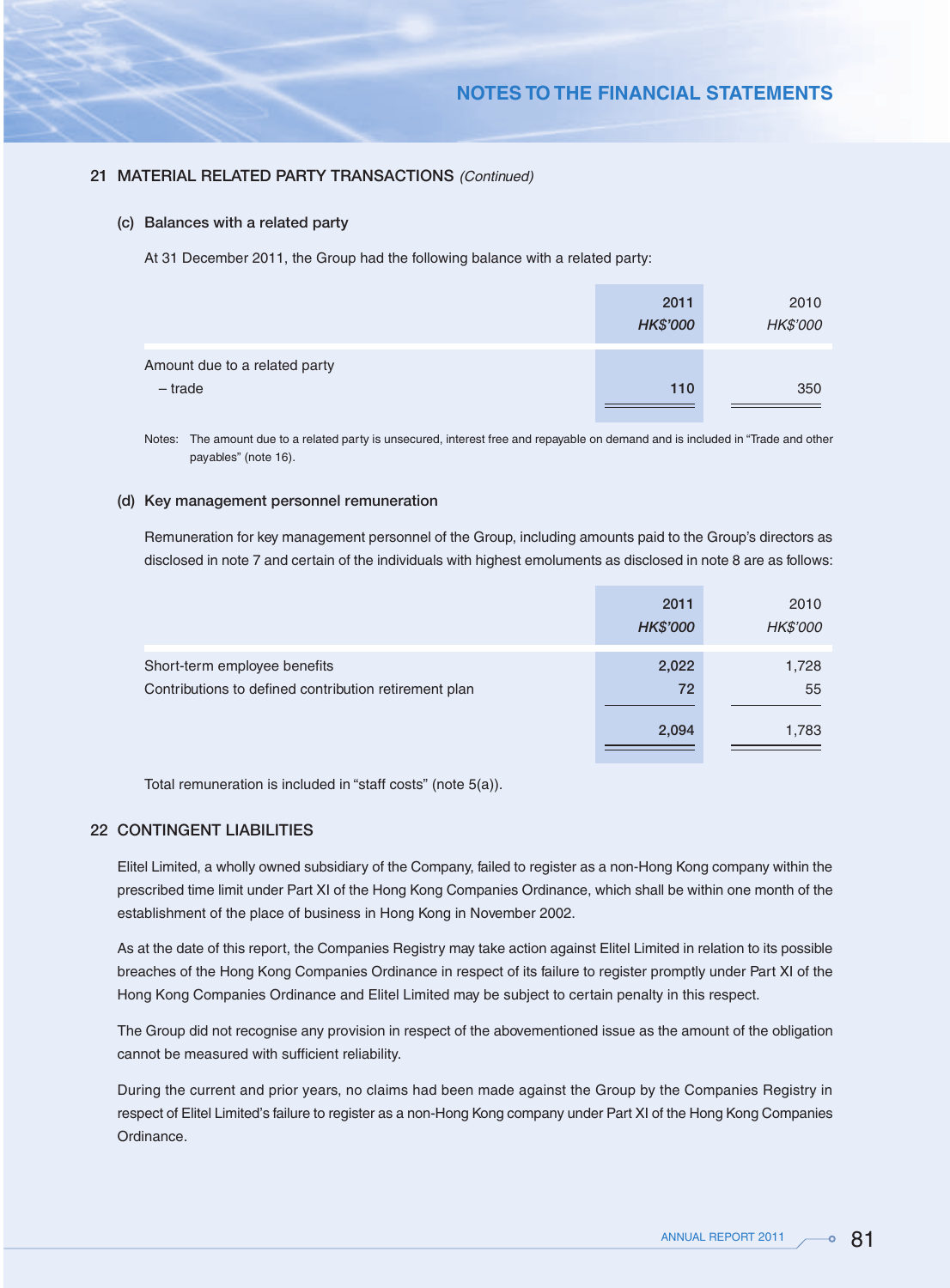## 21 MATERIAL RELATED PARTY TRANSACTIONS *(Continued)*

### (c) Balances with a related party

At 31 December 2011, the Group had the following balance with a related party:

| | 2011<br>*HK$'000* | 2010<br>*HK$'000* |
|---|---|---|
| Amount due to a related party | | |
| – trade | 110 | 350 |

Notes: The amount due to a related party is unsecured, interest free and repayable on demand and is included in "Trade and other payables" (note 16).

### (d) Key management personnel remuneration

Remuneration for key management personnel of the Group, including amounts paid to the Group's directors as disclosed in note 7 and certain of the individuals with highest emoluments as disclosed in note 8 are as follows:

| | 2011<br>*HK$'000* | 2010<br>*HK$'000* |
|---|---|---|
| Short-term employee benefits | 2,022 | 1,728 |
| Contributions to defined contribution retirement plan | 72 | 55 |
| | 2,094 | 1,783 |

Total remuneration is included in "staff costs" (note 5(a)).

## 22 CONTINGENT LIABILITIES

Elitel Limited, a wholly owned subsidiary of the Company, failed to register as a non-Hong Kong company within the prescribed time limit under Part XI of the Hong Kong Companies Ordinance, which shall be within one month of the establishment of the place of business in Hong Kong in November 2002.

As at the date of this report, the Companies Registry may take action against Elitel Limited in relation to its possible breaches of the Hong Kong Companies Ordinance in respect of its failure to register promptly under Part XI of the Hong Kong Companies Ordinance and Elitel Limited may be subject to certain penalty in this respect.

The Group did not recognise any provision in respect of the abovementioned issue as the amount of the obligation cannot be measured with sufficient reliability.

During the current and prior years, no claims had been made against the Group by the Companies Registry in respect of Elitel Limited's failure to register as a non-Hong Kong company under Part XI of the Hong Kong Companies Ordinance.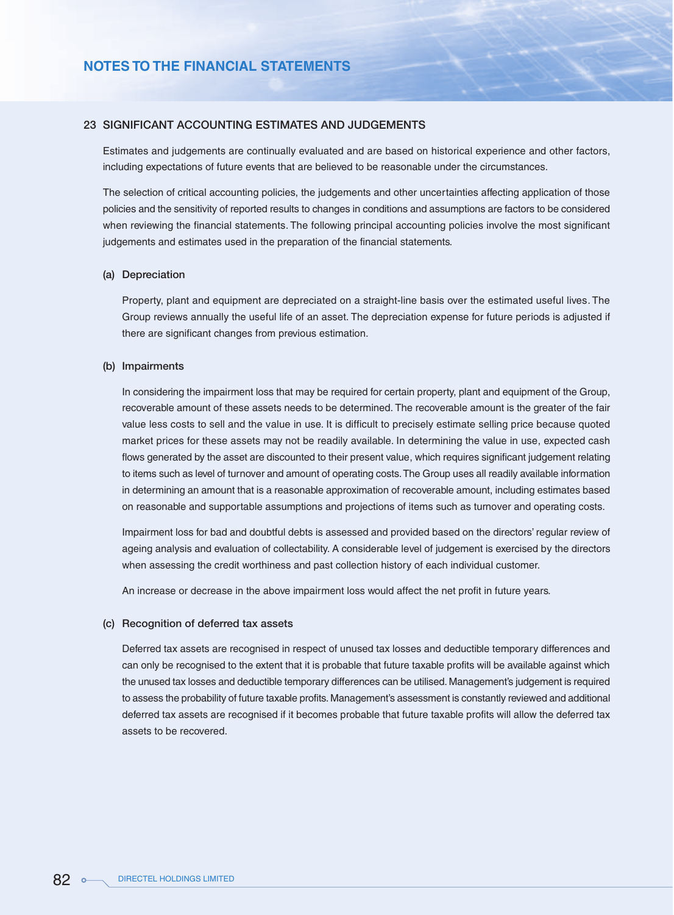## 23 SIGNIFICANT ACCOUNTING ESTIMATES AND JUDGEMENTS

Estimates and judgements are continually evaluated and are based on historical experience and other factors, including expectations of future events that are believed to be reasonable under the circumstances.

The selection of critical accounting policies, the judgements and other uncertainties affecting application of those policies and the sensitivity of reported results to changes in conditions and assumptions are factors to be considered when reviewing the financial statements. The following principal accounting policies involve the most significant judgements and estimates used in the preparation of the financial statements.

### (a) Depreciation

Property, plant and equipment are depreciated on a straight-line basis over the estimated useful lives. The Group reviews annually the useful life of an asset. The depreciation expense for future periods is adjusted if there are significant changes from previous estimation.

### (b) Impairments

In considering the impairment loss that may be required for certain property, plant and equipment of the Group, recoverable amount of these assets needs to be determined. The recoverable amount is the greater of the fair value less costs to sell and the value in use. It is difficult to precisely estimate selling price because quoted market prices for these assets may not be readily available. In determining the value in use, expected cash flows generated by the asset are discounted to their present value, which requires significant judgement relating to items such as level of turnover and amount of operating costs. The Group uses all readily available information in determining an amount that is a reasonable approximation of recoverable amount, including estimates based on reasonable and supportable assumptions and projections of items such as turnover and operating costs.

Impairment loss for bad and doubtful debts is assessed and provided based on the directors' regular review of ageing analysis and evaluation of collectability. A considerable level of judgement is exercised by the directors when assessing the credit worthiness and past collection history of each individual customer.

An increase or decrease in the above impairment loss would affect the net profit in future years.

### (c) Recognition of deferred tax assets

Deferred tax assets are recognised in respect of unused tax losses and deductible temporary differences and can only be recognised to the extent that it is probable that future taxable profits will be available against which the unused tax losses and deductible temporary differences can be utilised. Management's judgement is required to assess the probability of future taxable profits. Management's assessment is constantly reviewed and additional deferred tax assets are recognised if it becomes probable that future taxable profits will allow the deferred tax assets to be recovered.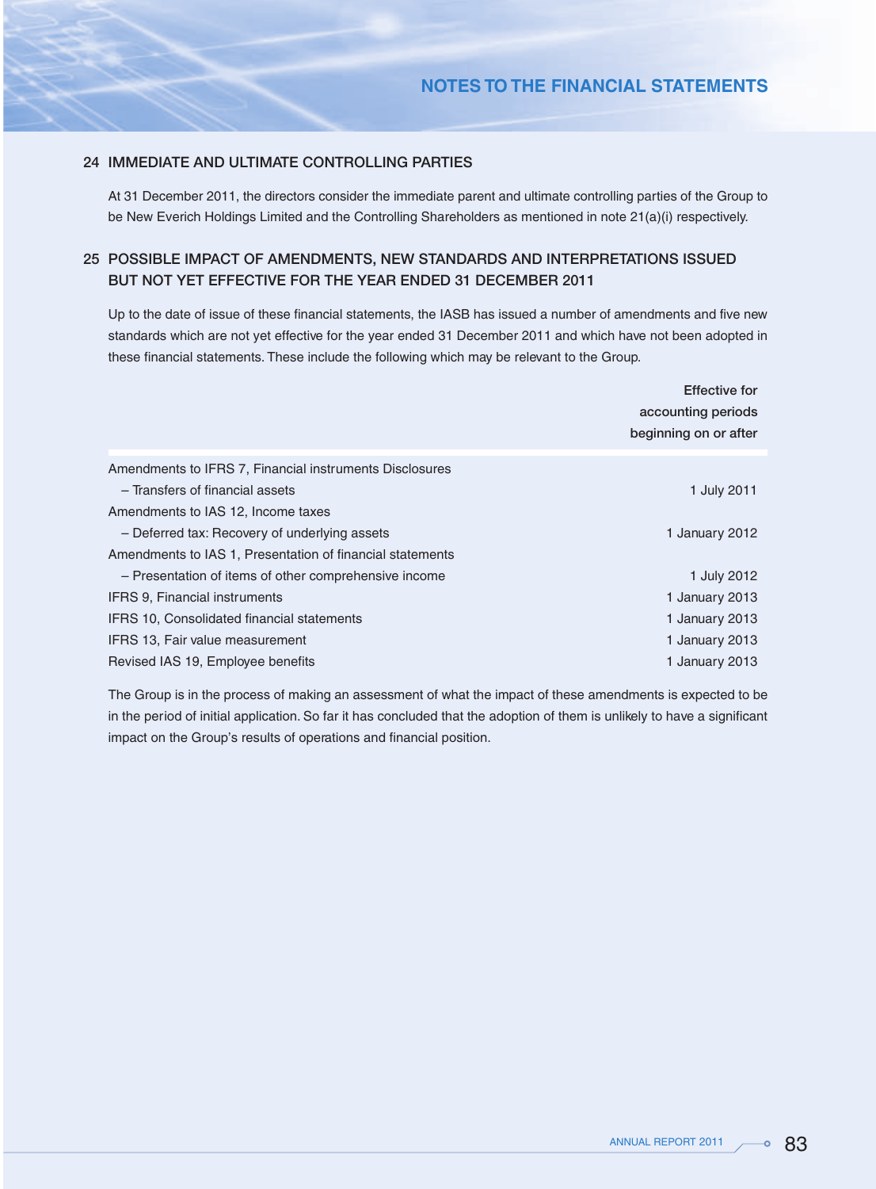## 24 IMMEDIATE AND ULTIMATE CONTROLLING PARTIES

At 31 December 2011, the directors consider the immediate parent and ultimate controlling parties of the Group to be New Everich Holdings Limited and the Controlling Shareholders as mentioned in note 21(a)(i) respectively.

## 25 POSSIBLE IMPACT OF AMENDMENTS, NEW STANDARDS AND INTERPRETATIONS ISSUED BUT NOT YET EFFECTIVE FOR THE YEAR ENDED 31 DECEMBER 2011

Up to the date of issue of these financial statements, the IASB has issued a number of amendments and five new standards which are not yet effective for the year ended 31 December 2011 and which have not been adopted in these financial statements. These include the following which may be relevant to the Group.

| | Effective for accounting periods beginning on or after |
|---|---|
| Amendments to IFRS 7, Financial instruments Disclosures | |
| – Transfers of financial assets | 1 July 2011 |
| Amendments to IAS 12, Income taxes | |
| – Deferred tax: Recovery of underlying assets | 1 January 2012 |
| Amendments to IAS 1, Presentation of financial statements | |
| – Presentation of items of other comprehensive income | 1 July 2012 |
| IFRS 9, Financial instruments | 1 January 2013 |
| IFRS 10, Consolidated financial statements | 1 January 2013 |
| IFRS 13, Fair value measurement | 1 January 2013 |
| Revised IAS 19, Employee benefits | 1 January 2013 |

The Group is in the process of making an assessment of what the impact of these amendments is expected to be in the period of initial application. So far it has concluded that the adoption of them is unlikely to have a significant impact on the Group's results of operations and financial position.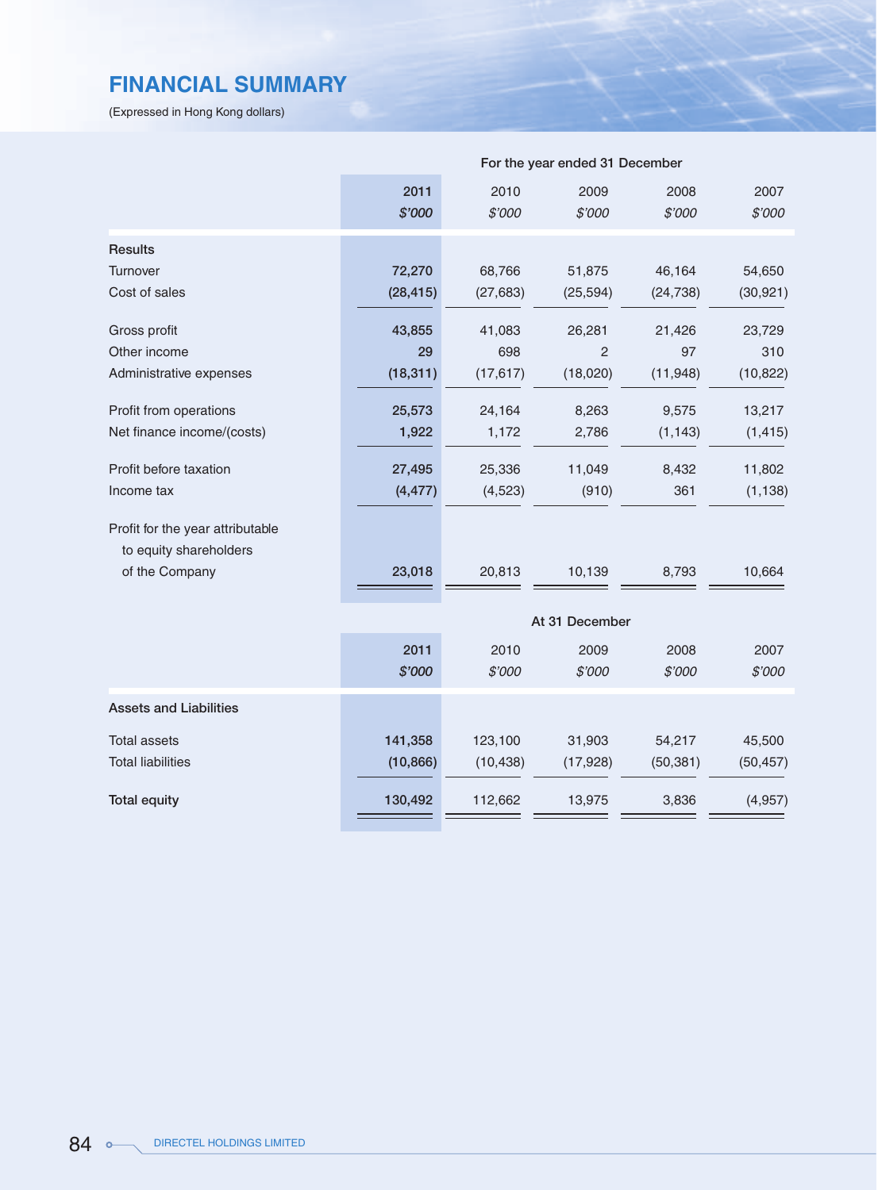# FINANCIAL SUMMARY

(Expressed in Hong Kong dollars)

| | For the year ended 31 December | | | | |
|---|---|---|---|---|---|
| | 2011 | 2010 | 2009 | 2008 | 2007 |
| | *$'000* | *$'000* | *$'000* | *$'000* | *$'000* |
| **Results** | | | | | |
| Turnover | **72,270** | 68,766 | 51,875 | 46,164 | 54,650 |
| Cost of sales | **(28,415)** | (27,683) | (25,594) | (24,738) | (30,921) |
| Gross profit | **43,855** | 41,083 | 26,281 | 21,426 | 23,729 |
| Other income | **29** | 698 | 2 | 97 | 310 |
| Administrative expenses | **(18,311)** | (17,617) | (18,020) | (11,948) | (10,822) |
| Profit from operations | **25,573** | 24,164 | 8,263 | 9,575 | 13,217 |
| Net finance income/(costs) | **1,922** | 1,172 | 2,786 | (1,143) | (1,415) |
| Profit before taxation | **27,495** | 25,336 | 11,049 | 8,432 | 11,802 |
| Income tax | **(4,477)** | (4,523) | (910) | 361 | (1,138) |
| Profit for the year attributable to equity shareholders of the Company | **23,018** | 20,813 | 10,139 | 8,793 | 10,664 |

| | At 31 December | | | | |
|---|---|---|---|---|---|
| | 2011 | 2010 | 2009 | 2008 | 2007 |
| | *$'000* | *$'000* | *$'000* | *$'000* | *$'000* |
| **Assets and Liabilities** | | | | | |
| Total assets | **141,358** | 123,100 | 31,903 | 54,217 | 45,500 |
| Total liabilities | **(10,866)** | (10,438) | (17,928) | (50,381) | (50,457) |
| **Total equity** | **130,492** | 112,662 | 13,975 | 3,836 | (4,957) |